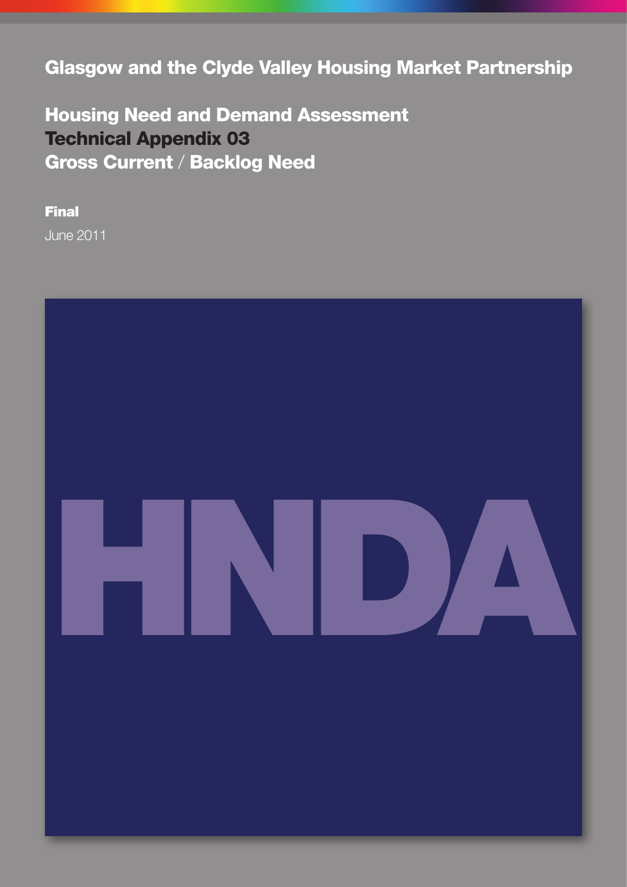# Glasgow and the Clyde Valley Housing Market Partnership

## Housing Need and Demand Assessment
## Technical Appendix 03
## Gross Current / Backlog Need

**Final**

June 2011

HNDA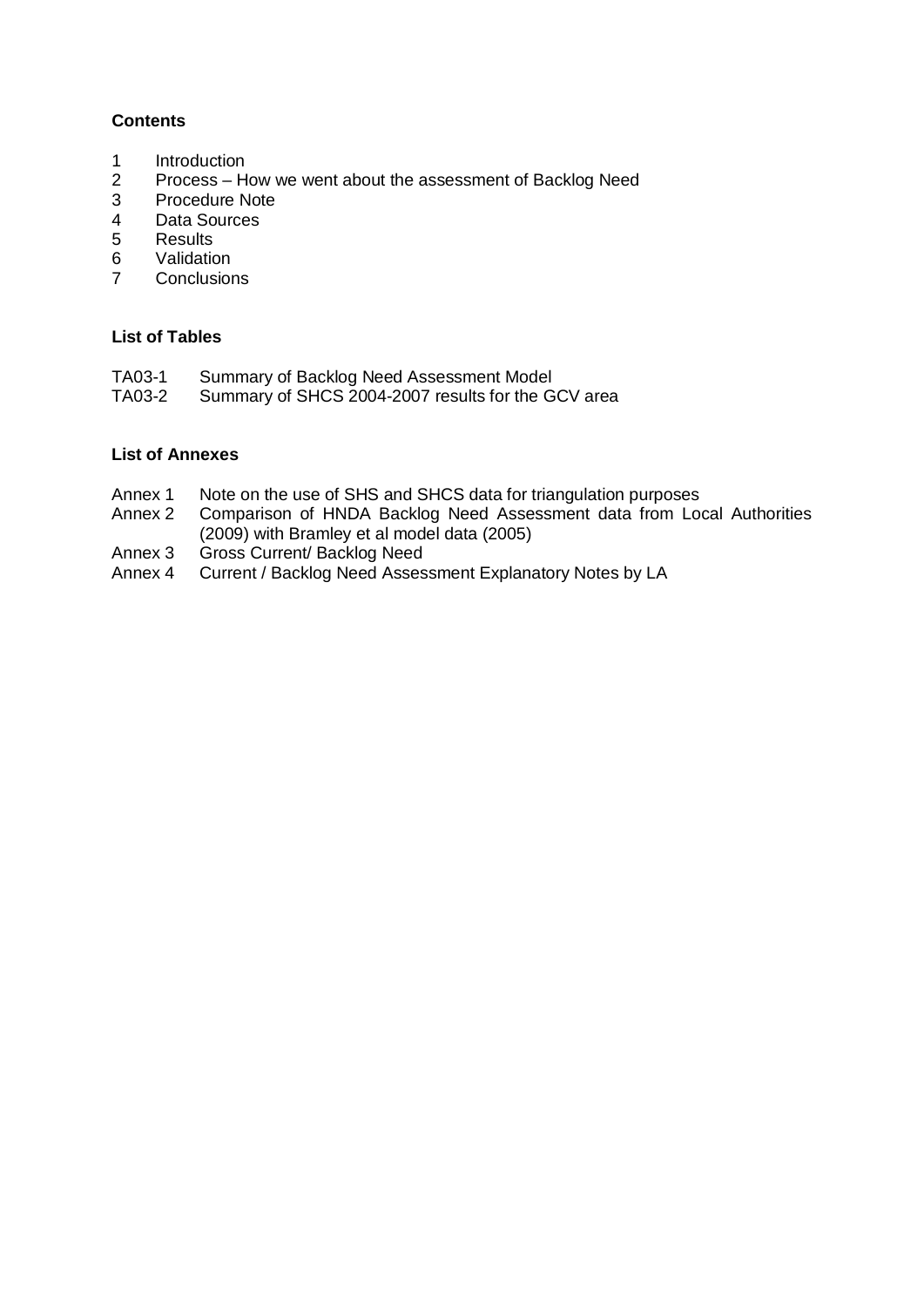**Contents**

1 Introduction
2 Process – How we went about the assessment of Backlog Need
3 Procedure Note
4 Data Sources
5 Results
6 Validation
7 Conclusions

**List of Tables**

TA03-1 Summary of Backlog Need Assessment Model
TA03-2 Summary of SHCS 2004-2007 results for the GCV area

**List of Annexes**

Annex 1 Note on the use of SHS and SHCS data for triangulation purposes
Annex 2 Comparison of HNDA Backlog Need Assessment data from Local Authorities (2009) with Bramley et al model data (2005)
Annex 3 Gross Current/ Backlog Need
Annex 4 Current / Backlog Need Assessment Explanatory Notes by LA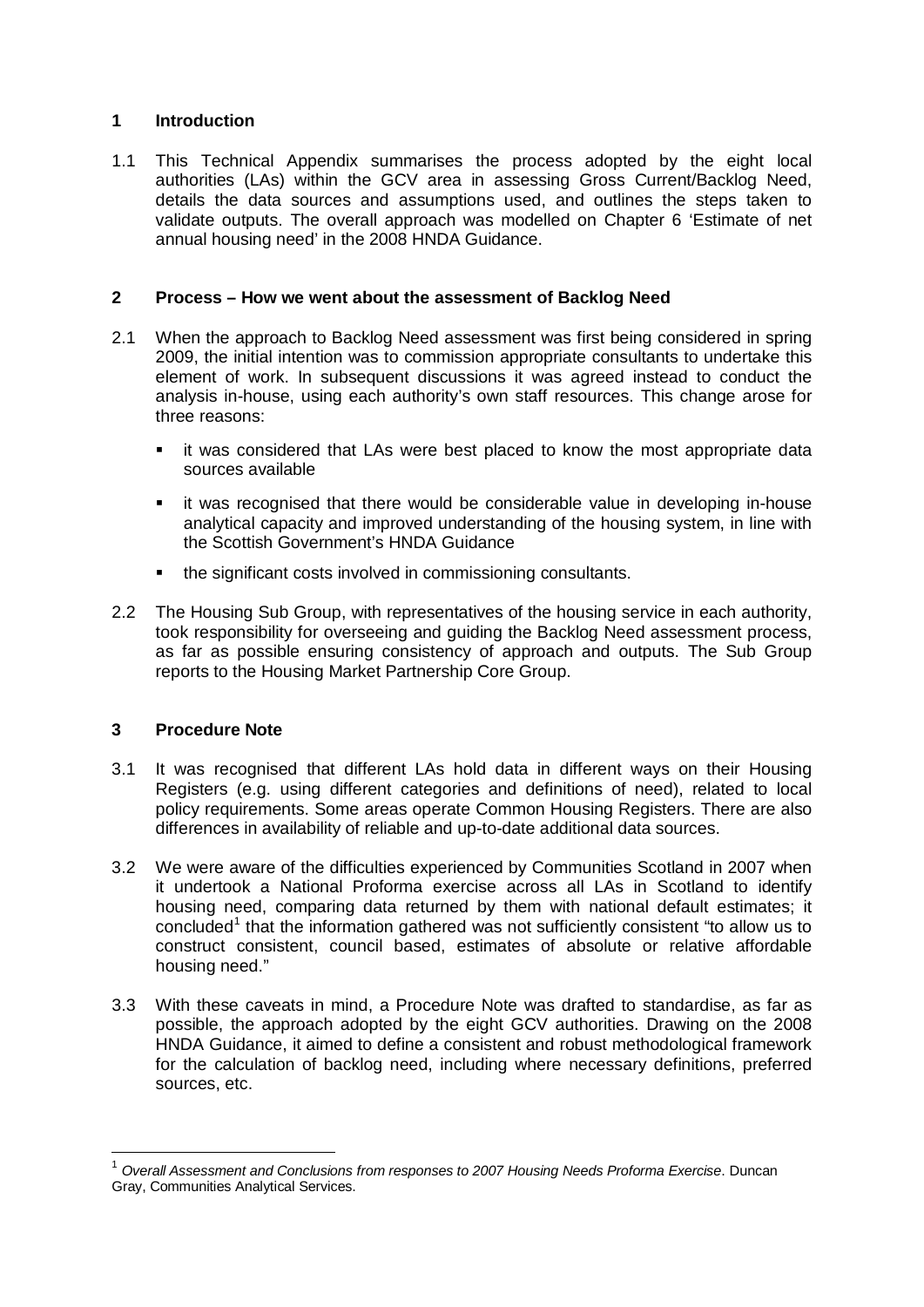## 1 Introduction

1.1 This Technical Appendix summarises the process adopted by the eight local authorities (LAs) within the GCV area in assessing Gross Current/Backlog Need, details the data sources and assumptions used, and outlines the steps taken to validate outputs. The overall approach was modelled on Chapter 6 'Estimate of net annual housing need' in the 2008 HNDA Guidance.

## 2 Process – How we went about the assessment of Backlog Need

2.1 When the approach to Backlog Need assessment was first being considered in spring 2009, the initial intention was to commission appropriate consultants to undertake this element of work. In subsequent discussions it was agreed instead to conduct the analysis in-house, using each authority's own staff resources. This change arose for three reasons:

- it was considered that LAs were best placed to know the most appropriate data sources available
- it was recognised that there would be considerable value in developing in-house analytical capacity and improved understanding of the housing system, in line with the Scottish Government's HNDA Guidance
- the significant costs involved in commissioning consultants.

2.2 The Housing Sub Group, with representatives of the housing service in each authority, took responsibility for overseeing and guiding the Backlog Need assessment process, as far as possible ensuring consistency of approach and outputs. The Sub Group reports to the Housing Market Partnership Core Group.

## 3 Procedure Note

3.1 It was recognised that different LAs hold data in different ways on their Housing Registers (e.g. using different categories and definitions of need), related to local policy requirements. Some areas operate Common Housing Registers. There are also differences in availability of reliable and up-to-date additional data sources.

3.2 We were aware of the difficulties experienced by Communities Scotland in 2007 when it undertook a National Proforma exercise across all LAs in Scotland to identify housing need, comparing data returned by them with national default estimates; it concluded[1] that the information gathered was not sufficiently consistent "to allow us to construct consistent, council based, estimates of absolute or relative affordable housing need."

3.3 With these caveats in mind, a Procedure Note was drafted to standardise, as far as possible, the approach adopted by the eight GCV authorities. Drawing on the 2008 HNDA Guidance, it aimed to define a consistent and robust methodological framework for the calculation of backlog need, including where necessary definitions, preferred sources, etc.

---

[1] *Overall Assessment and Conclusions from responses to 2007 Housing Needs Proforma Exercise*. Duncan Gray, Communities Analytical Services.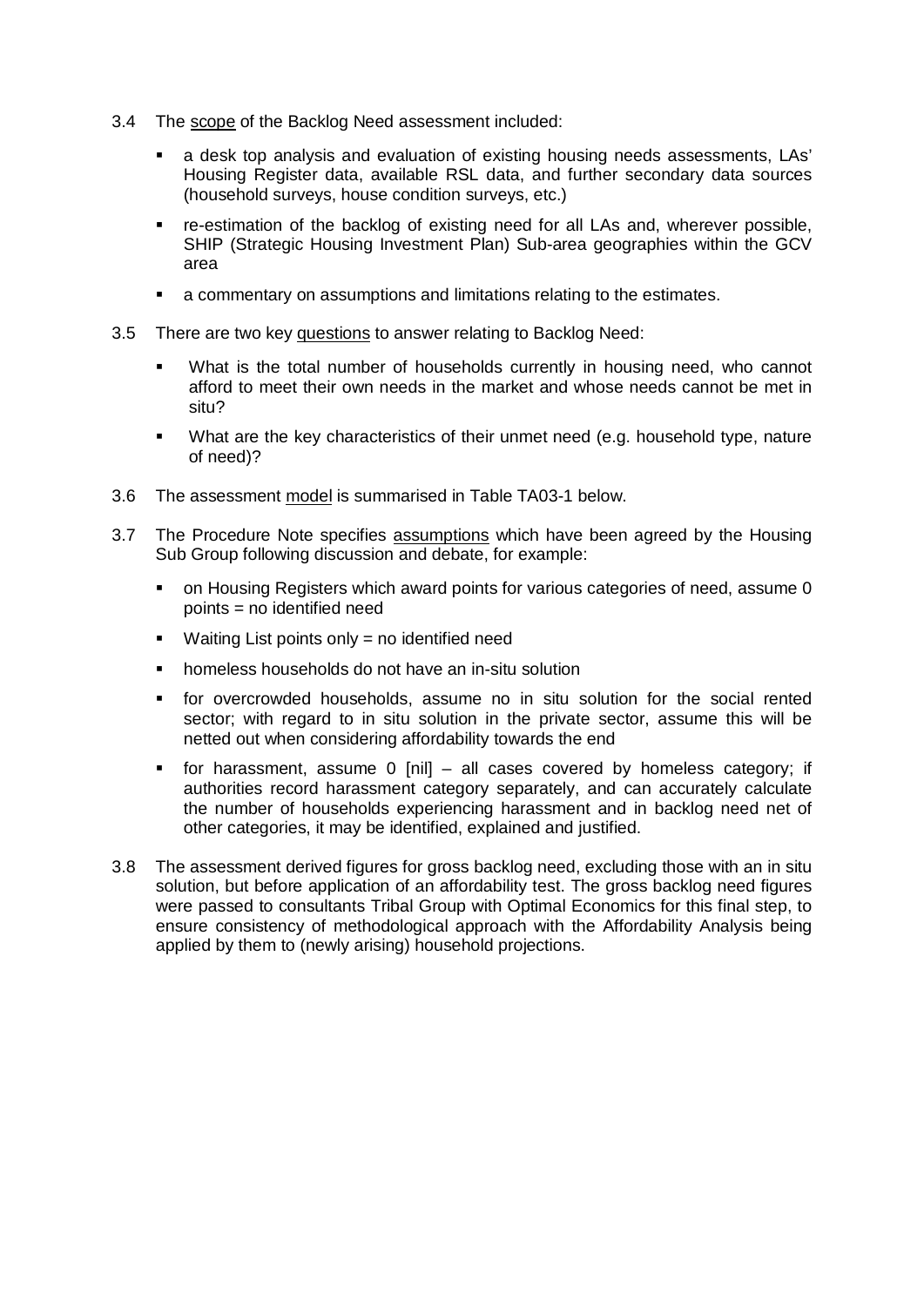3.4 The <u>scope</u> of the Backlog Need assessment included:

- a desk top analysis and evaluation of existing housing needs assessments, LAs' Housing Register data, available RSL data, and further secondary data sources (household surveys, house condition surveys, etc.)
- re-estimation of the backlog of existing need for all LAs and, wherever possible, SHIP (Strategic Housing Investment Plan) Sub-area geographies within the GCV area
- a commentary on assumptions and limitations relating to the estimates.

3.5 There are two key <u>questions</u> to answer relating to Backlog Need:

- What is the total number of households currently in housing need, who cannot afford to meet their own needs in the market and whose needs cannot be met in situ?
- What are the key characteristics of their unmet need (e.g. household type, nature of need)?

3.6 The assessment <u>model</u> is summarised in Table TA03-1 below.

3.7 The Procedure Note specifies <u>assumptions</u> which have been agreed by the Housing Sub Group following discussion and debate, for example:

- on Housing Registers which award points for various categories of need, assume 0 points = no identified need
- Waiting List points only = no identified need
- homeless households do not have an in-situ solution
- for overcrowded households, assume no in situ solution for the social rented sector; with regard to in situ solution in the private sector, assume this will be netted out when considering affordability towards the end
- for harassment, assume 0 [nil] – all cases covered by homeless category; if authorities record harassment category separately, and can accurately calculate the number of households experiencing harassment and in backlog need net of other categories, it may be identified, explained and justified.

3.8 The assessment derived figures for gross backlog need, excluding those with an in situ solution, but before application of an affordability test. The gross backlog need figures were passed to consultants Tribal Group with Optimal Economics for this final step, to ensure consistency of methodological approach with the Affordability Analysis being applied by them to (newly arising) household projections.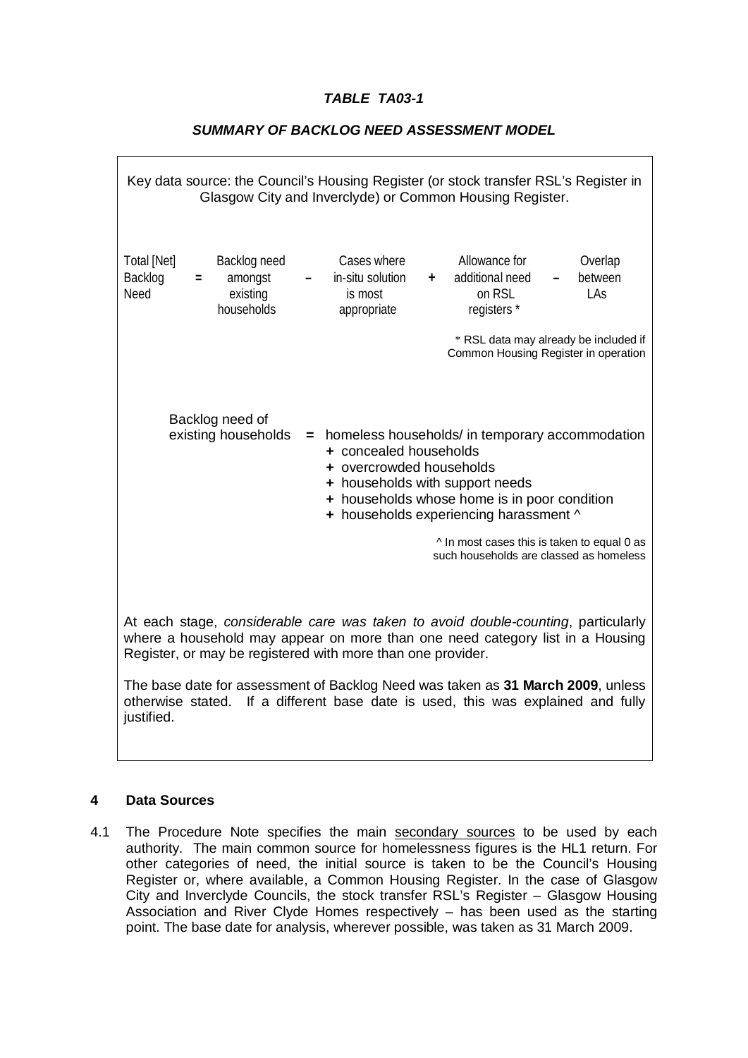**TABLE TA03-1**

**SUMMARY OF BACKLOG NEED ASSESSMENT MODEL**

Key data source: the Council's Housing Register (or stock transfer RSL's Register in Glasgow City and Inverclyde) or Common Housing Register.

| Total [Net] Backlog Need | = | Backlog need amongst existing households | – | Cases where in-situ solution is most appropriate | + | Allowance for additional need on RSL registers * | – | Overlap between LAs |
|---|---|---|---|---|---|---|---|---|

\* RSL data may already be included if Common Housing Register in operation

Backlog need of existing households = homeless households/ in temporary accommodation
+ concealed households
+ overcrowded households
+ households with support needs
+ households whose home is in poor condition
+ households experiencing harassment ^

^ In most cases this is taken to equal 0 as such households are classed as homeless

At each stage, *considerable care was taken to avoid double-counting*, particularly where a household may appear on more than one need category list in a Housing Register, or may be registered with more than one provider.

The base date for assessment of Backlog Need was taken as **31 March 2009**, unless otherwise stated. If a different base date is used, this was explained and fully justified.

## 4 Data Sources

4.1 The Procedure Note specifies the main secondary sources to be used by each authority. The main common source for homelessness figures is the HL1 return. For other categories of need, the initial source is taken to be the Council's Housing Register or, where available, a Common Housing Register. In the case of Glasgow City and Inverclyde Councils, the stock transfer RSL's Register – Glasgow Housing Association and River Clyde Homes respectively – has been used as the starting point. The base date for analysis, wherever possible, was taken as 31 March 2009.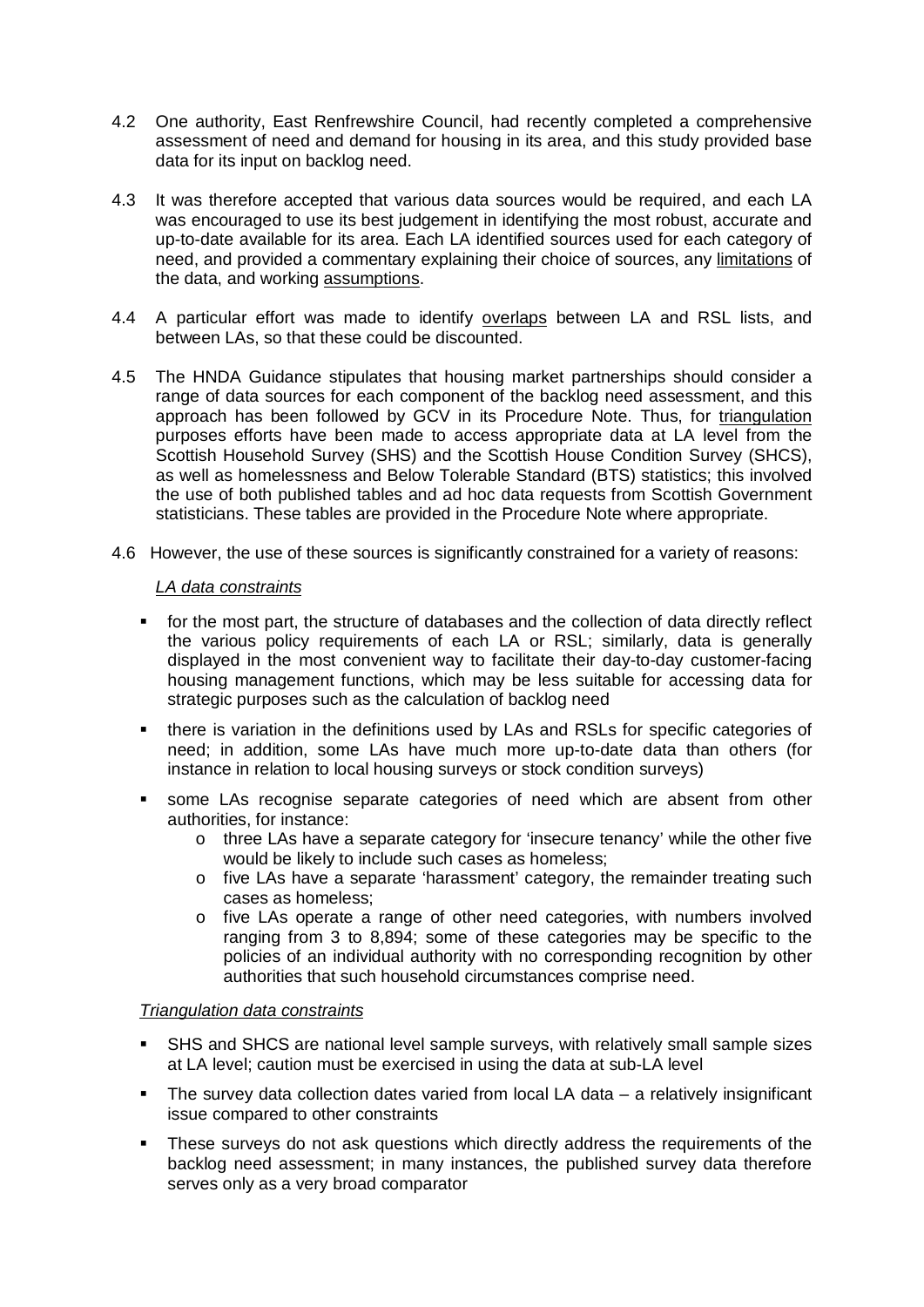4.2 One authority, East Renfrewshire Council, had recently completed a comprehensive assessment of need and demand for housing in its area, and this study provided base data for its input on backlog need.

4.3 It was therefore accepted that various data sources would be required, and each LA was encouraged to use its best judgement in identifying the most robust, accurate and up-to-date available for its area. Each LA identified sources used for each category of need, and provided a commentary explaining their choice of sources, any limitations of the data, and working assumptions.

4.4 A particular effort was made to identify overlaps between LA and RSL lists, and between LAs, so that these could be discounted.

4.5 The HNDA Guidance stipulates that housing market partnerships should consider a range of data sources for each component of the backlog need assessment, and this approach has been followed by GCV in its Procedure Note. Thus, for triangulation purposes efforts have been made to access appropriate data at LA level from the Scottish Household Survey (SHS) and the Scottish House Condition Survey (SHCS), as well as homelessness and Below Tolerable Standard (BTS) statistics; this involved the use of both published tables and ad hoc data requests from Scottish Government statisticians. These tables are provided in the Procedure Note where appropriate.

4.6 However, the use of these sources is significantly constrained for a variety of reasons:

*LA data constraints*

- for the most part, the structure of databases and the collection of data directly reflect the various policy requirements of each LA or RSL; similarly, data is generally displayed in the most convenient way to facilitate their day-to-day customer-facing housing management functions, which may be less suitable for accessing data for strategic purposes such as the calculation of backlog need
- there is variation in the definitions used by LAs and RSLs for specific categories of need; in addition, some LAs have much more up-to-date data than others (for instance in relation to local housing surveys or stock condition surveys)
- some LAs recognise separate categories of need which are absent from other authorities, for instance:
  - three LAs have a separate category for 'insecure tenancy' while the other five would be likely to include such cases as homeless;
  - five LAs have a separate 'harassment' category, the remainder treating such cases as homeless;
  - five LAs operate a range of other need categories, with numbers involved ranging from 3 to 8,894; some of these categories may be specific to the policies of an individual authority with no corresponding recognition by other authorities that such household circumstances comprise need.

*Triangulation data constraints*

- SHS and SHCS are national level sample surveys, with relatively small sample sizes at LA level; caution must be exercised in using the data at sub-LA level
- The survey data collection dates varied from local LA data – a relatively insignificant issue compared to other constraints
- These surveys do not ask questions which directly address the requirements of the backlog need assessment; in many instances, the published survey data therefore serves only as a very broad comparator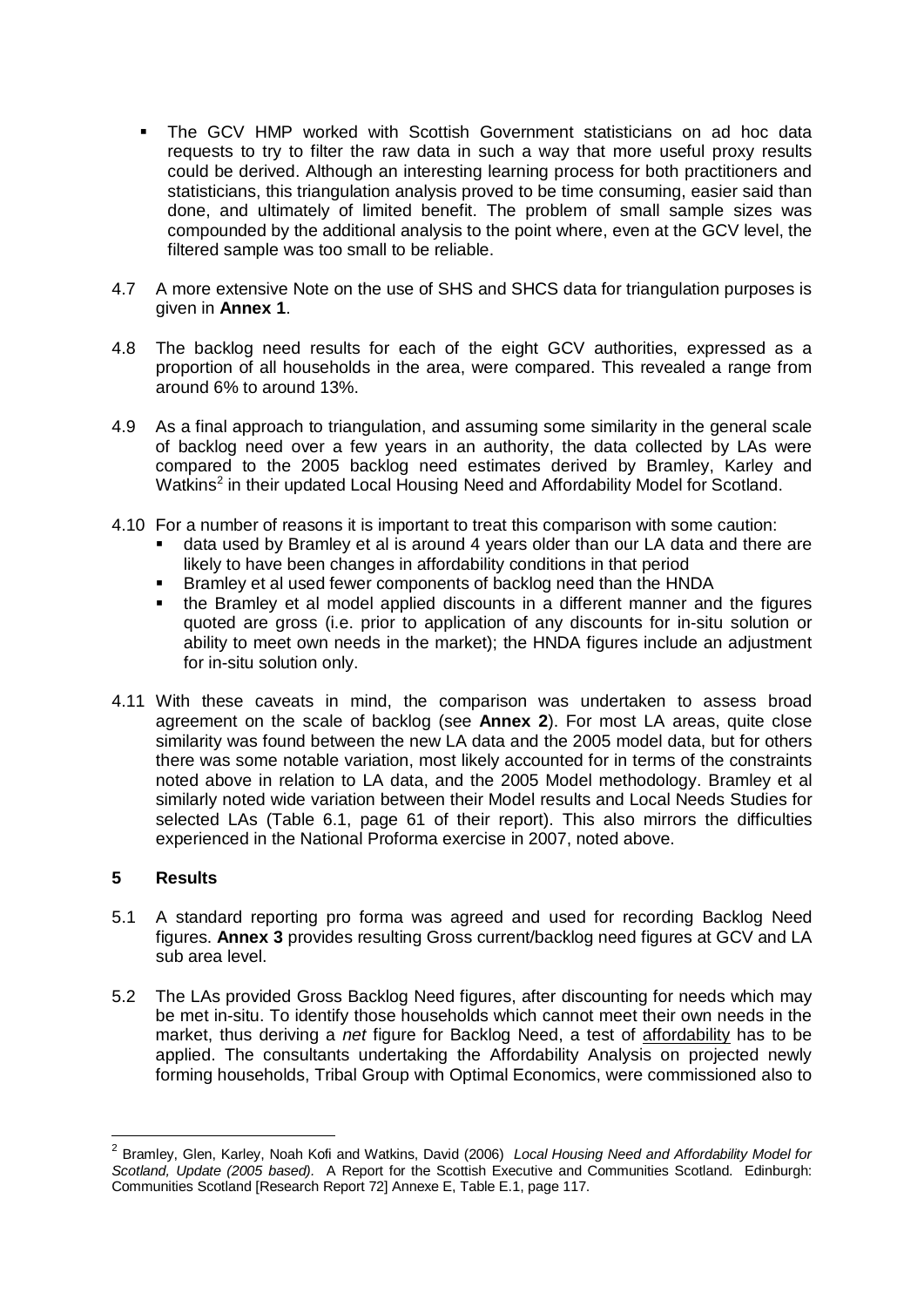- The GCV HMP worked with Scottish Government statisticians on ad hoc data requests to try to filter the raw data in such a way that more useful proxy results could be derived. Although an interesting learning process for both practitioners and statisticians, this triangulation analysis proved to be time consuming, easier said than done, and ultimately of limited benefit. The problem of small sample sizes was compounded by the additional analysis to the point where, even at the GCV level, the filtered sample was too small to be reliable.

4.7 A more extensive Note on the use of SHS and SHCS data for triangulation purposes is given in **Annex 1**.

4.8 The backlog need results for each of the eight GCV authorities, expressed as a proportion of all households in the area, were compared. This revealed a range from around 6% to around 13%.

4.9 As a final approach to triangulation, and assuming some similarity in the general scale of backlog need over a few years in an authority, the data collected by LAs were compared to the 2005 backlog need estimates derived by Bramley, Karley and Watkins[2] in their updated Local Housing Need and Affordability Model for Scotland.

4.10 For a number of reasons it is important to treat this comparison with some caution:

- data used by Bramley et al is around 4 years older than our LA data and there are likely to have been changes in affordability conditions in that period
- Bramley et al used fewer components of backlog need than the HNDA
- the Bramley et al model applied discounts in a different manner and the figures quoted are gross (i.e. prior to application of any discounts for in-situ solution or ability to meet own needs in the market); the HNDA figures include an adjustment for in-situ solution only.

4.11 With these caveats in mind, the comparison was undertaken to assess broad agreement on the scale of backlog (see **Annex 2**). For most LA areas, quite close similarity was found between the new LA data and the 2005 model data, but for others there was some notable variation, most likely accounted for in terms of the constraints noted above in relation to LA data, and the 2005 Model methodology. Bramley et al similarly noted wide variation between their Model results and Local Needs Studies for selected LAs (Table 6.1, page 61 of their report). This also mirrors the difficulties experienced in the National Proforma exercise in 2007, noted above.

## 5 Results

5.1 A standard reporting pro forma was agreed and used for recording Backlog Need figures. **Annex 3** provides resulting Gross current/backlog need figures at GCV and LA sub area level.

5.2 The LAs provided Gross Backlog Need figures, after discounting for needs which may be met in-situ. To identify those households which cannot meet their own needs in the market, thus deriving a *net* figure for Backlog Need, a test of affordability has to be applied. The consultants undertaking the Affordability Analysis on projected newly forming households, Tribal Group with Optimal Economics, were commissioned also to

---

[2] Bramley, Glen, Karley, Noah Kofi and Watkins, David (2006) *Local Housing Need and Affordability Model for Scotland, Update (2005 based).* A Report for the Scottish Executive and Communities Scotland. Edinburgh: Communities Scotland [Research Report 72] Annexe E, Table E.1, page 117.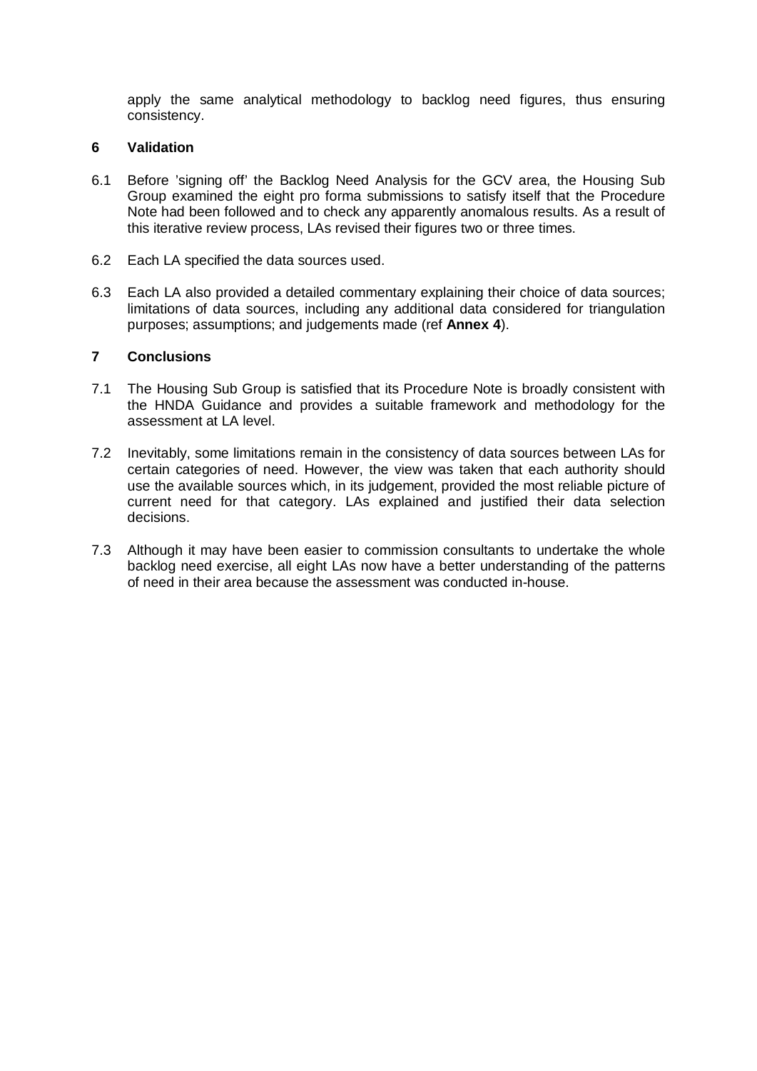apply the same analytical methodology to backlog need figures, thus ensuring consistency.

## 6 Validation

6.1 Before 'signing off' the Backlog Need Analysis for the GCV area, the Housing Sub Group examined the eight pro forma submissions to satisfy itself that the Procedure Note had been followed and to check any apparently anomalous results. As a result of this iterative review process, LAs revised their figures two or three times.

6.2 Each LA specified the data sources used.

6.3 Each LA also provided a detailed commentary explaining their choice of data sources; limitations of data sources, including any additional data considered for triangulation purposes; assumptions; and judgements made (ref **Annex 4**).

## 7 Conclusions

7.1 The Housing Sub Group is satisfied that its Procedure Note is broadly consistent with the HNDA Guidance and provides a suitable framework and methodology for the assessment at LA level.

7.2 Inevitably, some limitations remain in the consistency of data sources between LAs for certain categories of need. However, the view was taken that each authority should use the available sources which, in its judgement, provided the most reliable picture of current need for that category. LAs explained and justified their data selection decisions.

7.3 Although it may have been easier to commission consultants to undertake the whole backlog need exercise, all eight LAs now have a better understanding of the patterns of need in their area because the assessment was conducted in-house.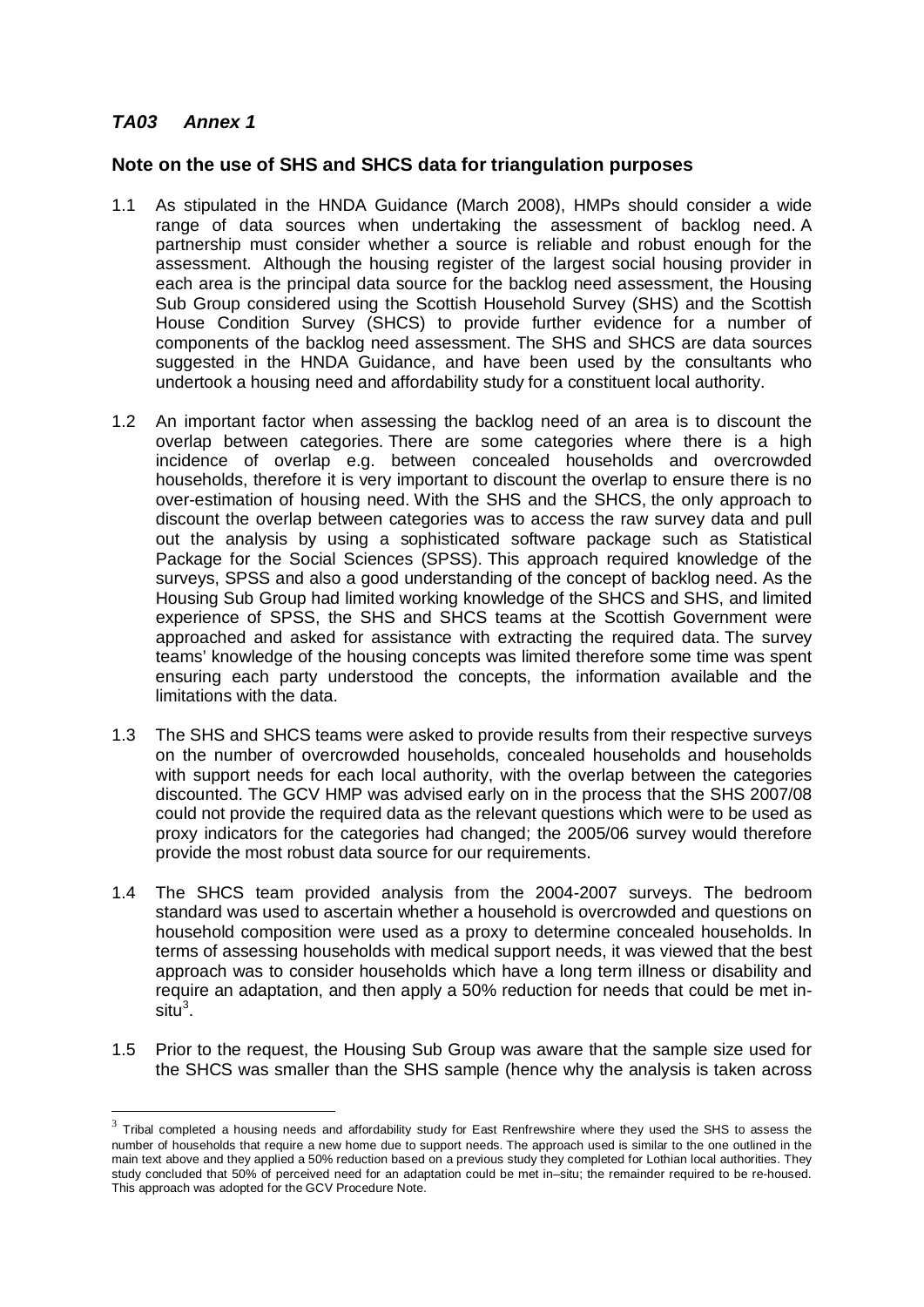## *TA03 Annex 1*

### Note on the use of SHS and SHCS data for triangulation purposes

1.1 As stipulated in the HNDA Guidance (March 2008), HMPs should consider a wide range of data sources when undertaking the assessment of backlog need. A partnership must consider whether a source is reliable and robust enough for the assessment. Although the housing register of the largest social housing provider in each area is the principal data source for the backlog need assessment, the Housing Sub Group considered using the Scottish Household Survey (SHS) and the Scottish House Condition Survey (SHCS) to provide further evidence for a number of components of the backlog need assessment. The SHS and SHCS are data sources suggested in the HNDA Guidance, and have been used by the consultants who undertook a housing need and affordability study for a constituent local authority.

1.2 An important factor when assessing the backlog need of an area is to discount the overlap between categories. There are some categories where there is a high incidence of overlap e.g. between concealed households and overcrowded households, therefore it is very important to discount the overlap to ensure there is no over-estimation of housing need. With the SHS and the SHCS, the only approach to discount the overlap between categories was to access the raw survey data and pull out the analysis by using a sophisticated software package such as Statistical Package for the Social Sciences (SPSS). This approach required knowledge of the surveys, SPSS and also a good understanding of the concept of backlog need. As the Housing Sub Group had limited working knowledge of the SHCS and SHS, and limited experience of SPSS, the SHS and SHCS teams at the Scottish Government were approached and asked for assistance with extracting the required data. The survey teams' knowledge of the housing concepts was limited therefore some time was spent ensuring each party understood the concepts, the information available and the limitations with the data.

1.3 The SHS and SHCS teams were asked to provide results from their respective surveys on the number of overcrowded households, concealed households and households with support needs for each local authority, with the overlap between the categories discounted. The GCV HMP was advised early on in the process that the SHS 2007/08 could not provide the required data as the relevant questions which were to be used as proxy indicators for the categories had changed; the 2005/06 survey would therefore provide the most robust data source for our requirements.

1.4 The SHCS team provided analysis from the 2004-2007 surveys. The bedroom standard was used to ascertain whether a household is overcrowded and questions on household composition were used as a proxy to determine concealed households. In terms of assessing households with medical support needs, it was viewed that the best approach was to consider households which have a long term illness or disability and require an adaptation, and then apply a 50% reduction for needs that could be met in-situ[3].

1.5 Prior to the request, the Housing Sub Group was aware that the sample size used for the SHCS was smaller than the SHS sample (hence why the analysis is taken across

---

[3] Tribal completed a housing needs and affordability study for East Renfrewshire where they used the SHS to assess the number of households that require a new home due to support needs. The approach used is similar to the one outlined in the main text above and they applied a 50% reduction based on a previous study they completed for Lothian local authorities. They study concluded that 50% of perceived need for an adaptation could be met in–situ; the remainder required to be re-housed. This approach was adopted for the GCV Procedure Note.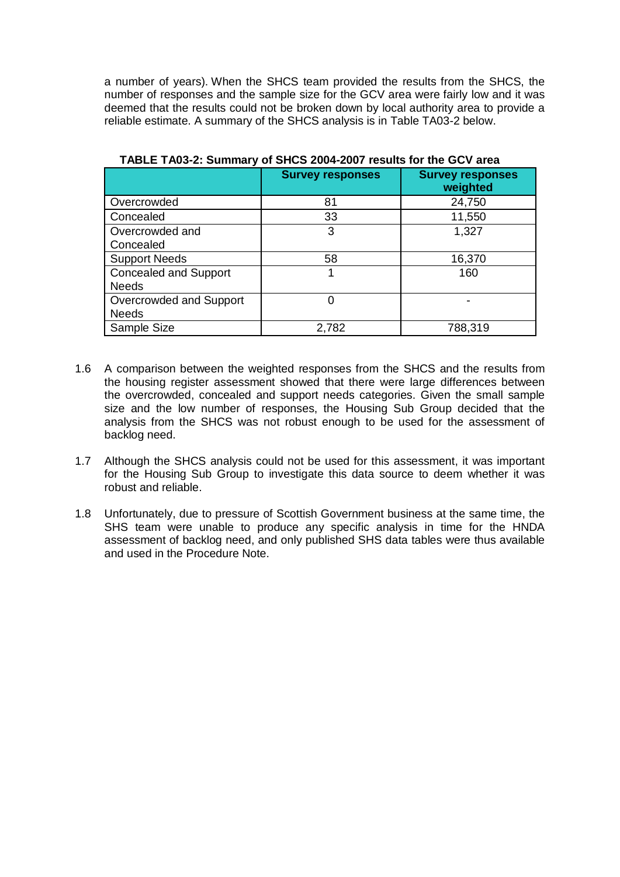a number of years). When the SHCS team provided the results from the SHCS, the number of responses and the sample size for the GCV area were fairly low and it was deemed that the results could not be broken down by local authority area to provide a reliable estimate. A summary of the SHCS analysis is in Table TA03-2 below.

**TABLE TA03-2: Summary of SHCS 2004-2007 results for the GCV area**

| | Survey responses | Survey responses weighted |
|---|---|---|
| Overcrowded | 81 | 24,750 |
| Concealed | 33 | 11,550 |
| Overcrowded and Concealed | 3 | 1,327 |
| Support Needs | 58 | 16,370 |
| Concealed and Support Needs | 1 | 160 |
| Overcrowded and Support Needs | 0 | - |
| Sample Size | 2,782 | 788,319 |

1.6 A comparison between the weighted responses from the SHCS and the results from the housing register assessment showed that there were large differences between the overcrowded, concealed and support needs categories. Given the small sample size and the low number of responses, the Housing Sub Group decided that the analysis from the SHCS was not robust enough to be used for the assessment of backlog need.

1.7 Although the SHCS analysis could not be used for this assessment, it was important for the Housing Sub Group to investigate this data source to deem whether it was robust and reliable.

1.8 Unfortunately, due to pressure of Scottish Government business at the same time, the SHS team were unable to produce any specific analysis in time for the HNDA assessment of backlog need, and only published SHS data tables were thus available and used in the Procedure Note.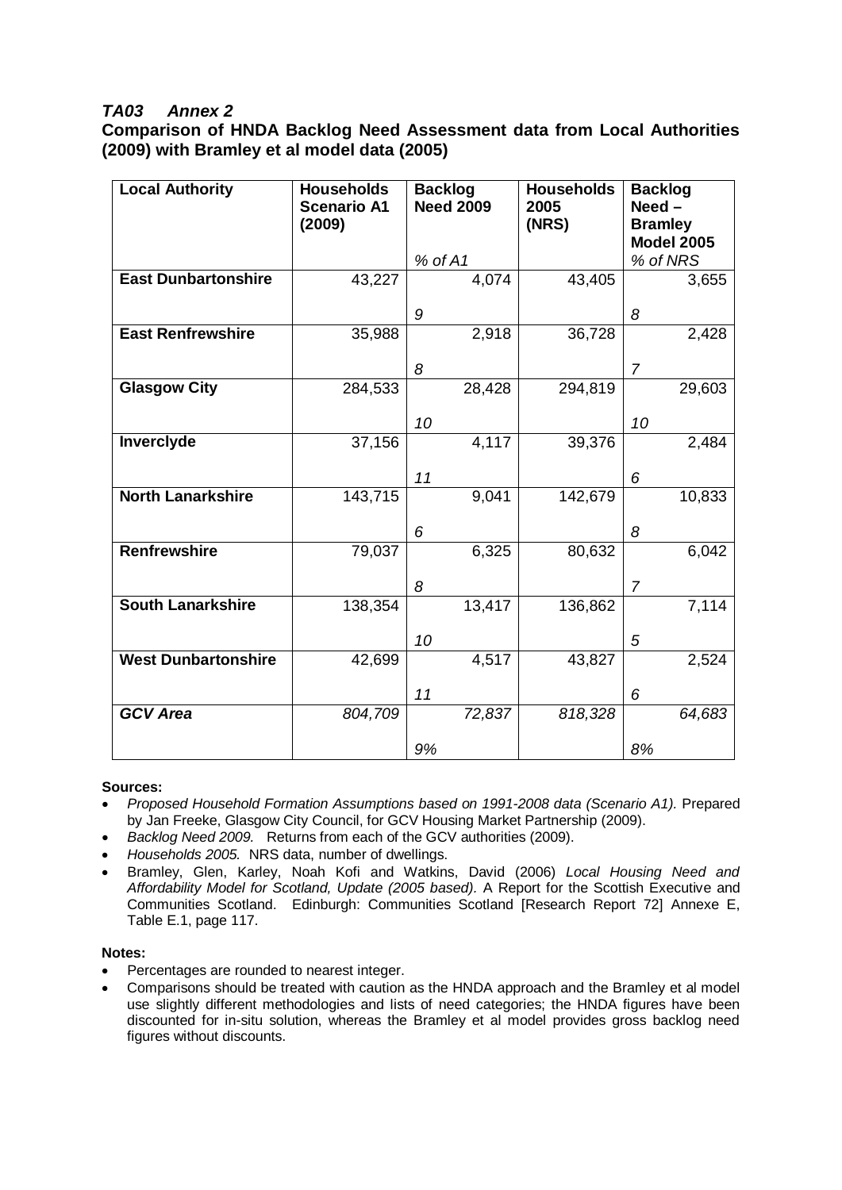***TA03 Annex 2***

**Comparison of HNDA Backlog Need Assessment data from Local Authorities (2009) with Bramley et al model data (2005)**

| Local Authority | Households Scenario A1 (2009) | Backlog Need 2009<br>*% of A1* | Households 2005 (NRS) | Backlog Need – Bramley Model 2005<br>*% of NRS* |
|---|---|---|---|---|
| **East Dunbartonshire** | 43,227 | 4,074<br>*9* | 43,405 | 3,655<br>*8* |
| **East Renfrewshire** | 35,988 | 2,918<br>*8* | 36,728 | 2,428<br>*7* |
| **Glasgow City** | 284,533 | 28,428<br>*10* | 294,819 | 29,603<br>*10* |
| **Inverclyde** | 37,156 | 4,117<br>*11* | 39,376 | 2,484<br>*6* |
| **North Lanarkshire** | 143,715 | 9,041<br>*6* | 142,679 | 10,833<br>*8* |
| **Renfrewshire** | 79,037 | 6,325<br>*8* | 80,632 | 6,042<br>*7* |
| **South Lanarkshire** | 138,354 | 13,417<br>*10* | 136,862 | 7,114<br>*5* |
| **West Dunbartonshire** | 42,699 | 4,517<br>*11* | 43,827 | 2,524<br>*6* |
| ***GCV Area*** | *804,709* | *72,837*<br>*9%* | *818,328* | *64,683*<br>*8%* |

**Sources:**

- *Proposed Household Formation Assumptions based on 1991-2008 data (Scenario A1).* Prepared by Jan Freeke, Glasgow City Council, for GCV Housing Market Partnership (2009).
- *Backlog Need 2009.* Returns from each of the GCV authorities (2009).
- *Households 2005.* NRS data, number of dwellings.
- Bramley, Glen, Karley, Noah Kofi and Watkins, David (2006) *Local Housing Need and Affordability Model for Scotland, Update (2005 based).* A Report for the Scottish Executive and Communities Scotland. Edinburgh: Communities Scotland [Research Report 72] Annexe E, Table E.1, page 117.

**Notes:**

- Percentages are rounded to nearest integer.
- Comparisons should be treated with caution as the HNDA approach and the Bramley et al model use slightly different methodologies and lists of need categories; the HNDA figures have been discounted for in-situ solution, whereas the Bramley et al model provides gross backlog need figures without discounts.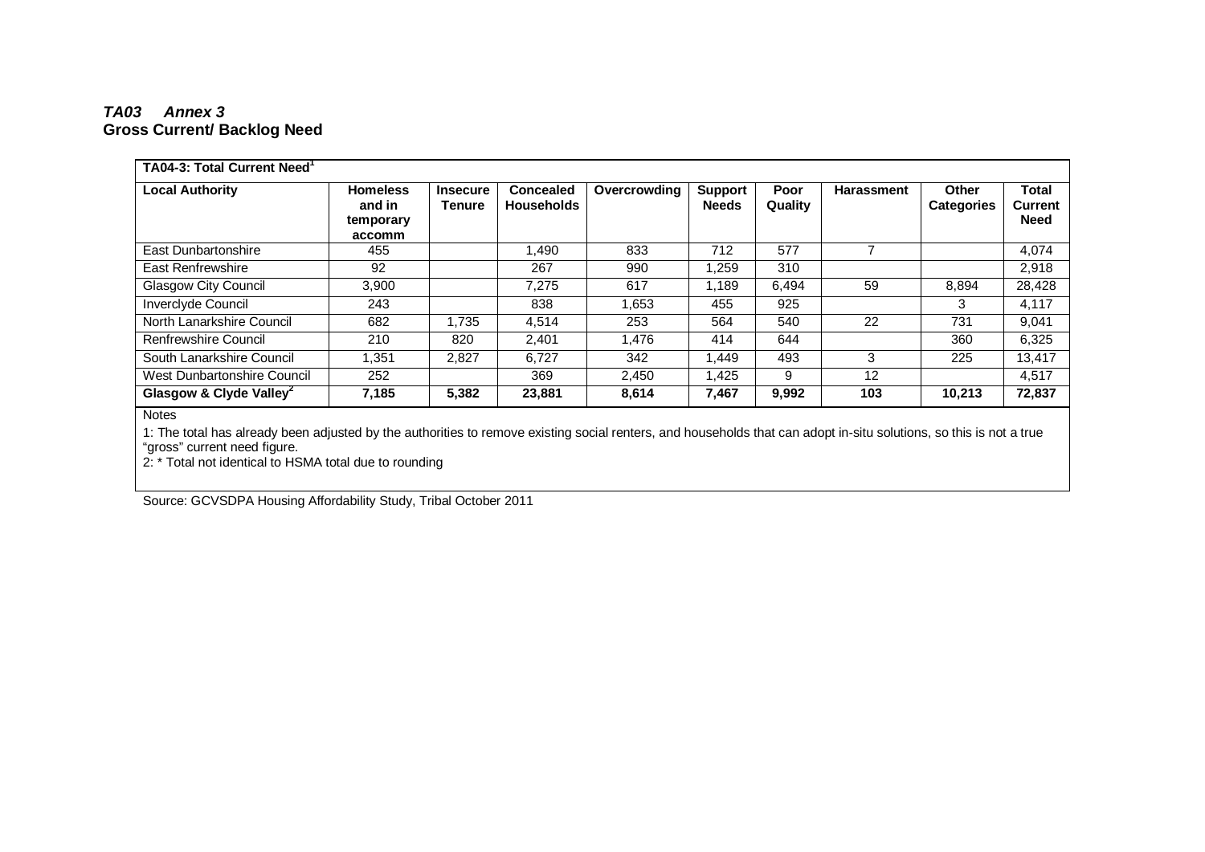***TA03 Annex 3***
**Gross Current/ Backlog Need**

| **TA04-3: Total Current Need[1]** | | | | | | | | | |
|---|---|---|---|---|---|---|---|---|---|
| **Local Authority** | **Homeless and in temporary accomm** | **Insecure Tenure** | **Concealed Households** | **Overcrowding** | **Support Needs** | **Poor Quality** | **Harassment** | **Other Categories** | **Total Current Need** |
| East Dunbartonshire | 455 | | 1,490 | 833 | 712 | 577 | 7 | | 4,074 |
| East Renfrewshire | 92 | | 267 | 990 | 1,259 | 310 | | | 2,918 |
| Glasgow City Council | 3,900 | | 7,275 | 617 | 1,189 | 6,494 | 59 | 8,894 | 28,428 |
| Inverclyde Council | 243 | | 838 | 1,653 | 455 | 925 | | 3 | 4,117 |
| North Lanarkshire Council | 682 | 1,735 | 4,514 | 253 | 564 | 540 | 22 | 731 | 9,041 |
| Renfrewshire Council | 210 | 820 | 2,401 | 1,476 | 414 | 644 | | 360 | 6,325 |
| South Lanarkshire Council | 1,351 | 2,827 | 6,727 | 342 | 1,449 | 493 | 3 | 225 | 13,417 |
| West Dunbartonshire Council | 252 | | 369 | 2,450 | 1,425 | 9 | 12 | | 4,517 |
| **Glasgow & Clyde Valley[2]** | **7,185** | **5,382** | **23,881** | **8,614** | **7,467** | **9,992** | **103** | **10,213** | **72,837** |

Notes

1: The total has already been adjusted by the authorities to remove existing social renters, and households that can adopt in-situ solutions, so this is not a true "gross" current need figure.
2: * Total not identical to HSMA total due to rounding

Source: GCVSDPA Housing Affordability Study, Tribal October 2011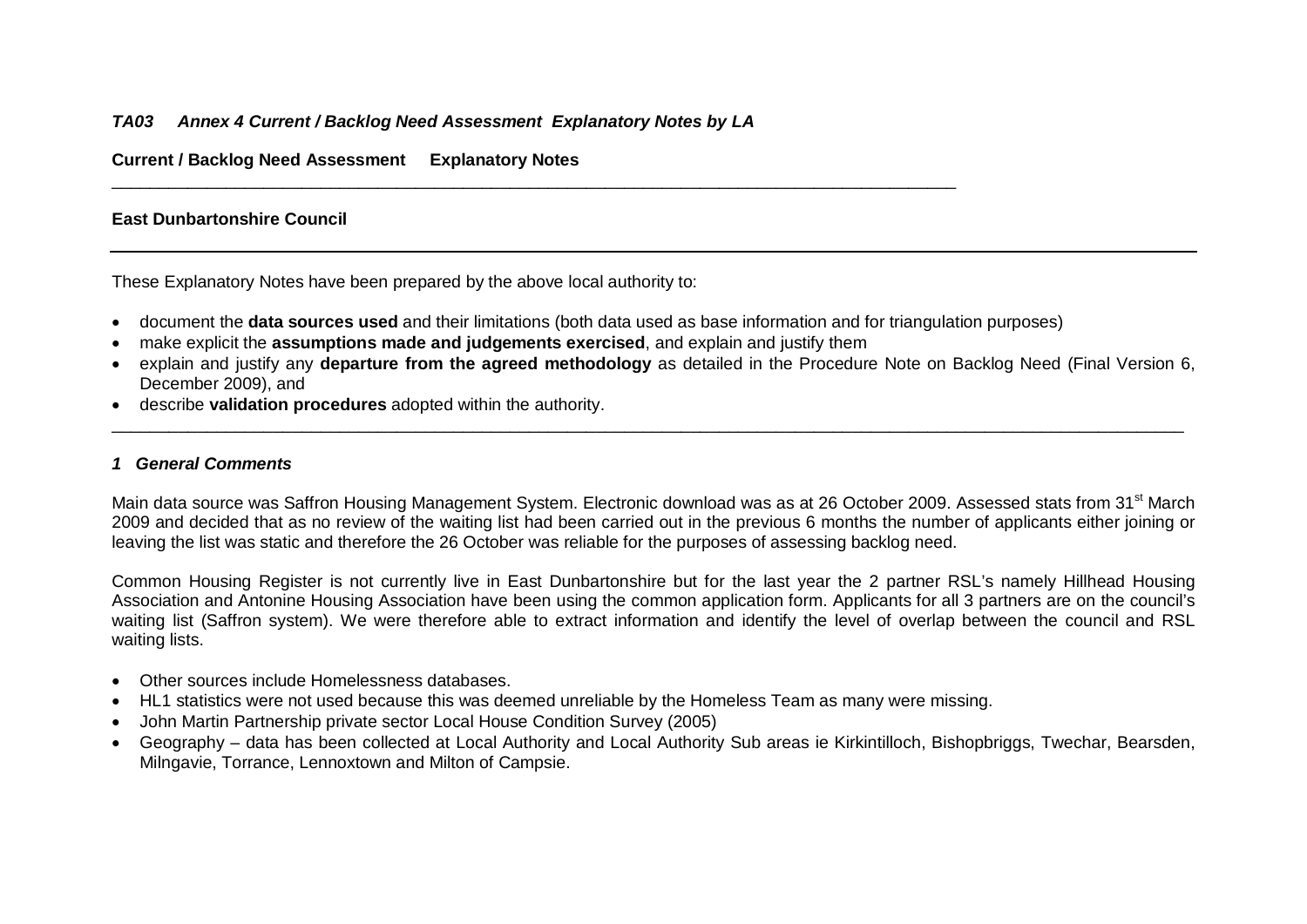***TA03 Annex 4 Current / Backlog Need Assessment Explanatory Notes by LA***

**Current / Backlog Need Assessment Explanatory Notes**

---

**East Dunbartonshire Council**

---

These Explanatory Notes have been prepared by the above local authority to:

- document the **data sources used** and their limitations (both data used as base information and for triangulation purposes)
- make explicit the **assumptions made and judgements exercised**, and explain and justify them
- explain and justify any **departure from the agreed methodology** as detailed in the Procedure Note on Backlog Need (Final Version 6, December 2009), and
- describe **validation procedures** adopted within the authority.

---

### *1 General Comments*

Main data source was Saffron Housing Management System. Electronic download was as at 26 October 2009. Assessed stats from 31st March 2009 and decided that as no review of the waiting list had been carried out in the previous 6 months the number of applicants either joining or leaving the list was static and therefore the 26 October was reliable for the purposes of assessing backlog need.

Common Housing Register is not currently live in East Dunbartonshire but for the last year the 2 partner RSL's namely Hillhead Housing Association and Antonine Housing Association have been using the common application form. Applicants for all 3 partners are on the council's waiting list (Saffron system). We were therefore able to extract information and identify the level of overlap between the council and RSL waiting lists.

- Other sources include Homelessness databases.
- HL1 statistics were not used because this was deemed unreliable by the Homeless Team as many were missing.
- John Martin Partnership private sector Local House Condition Survey (2005)
- Geography – data has been collected at Local Authority and Local Authority Sub areas ie Kirkintilloch, Bishopbriggs, Twechar, Bearsden, Milngavie, Torrance, Lennoxtown and Milton of Campsie.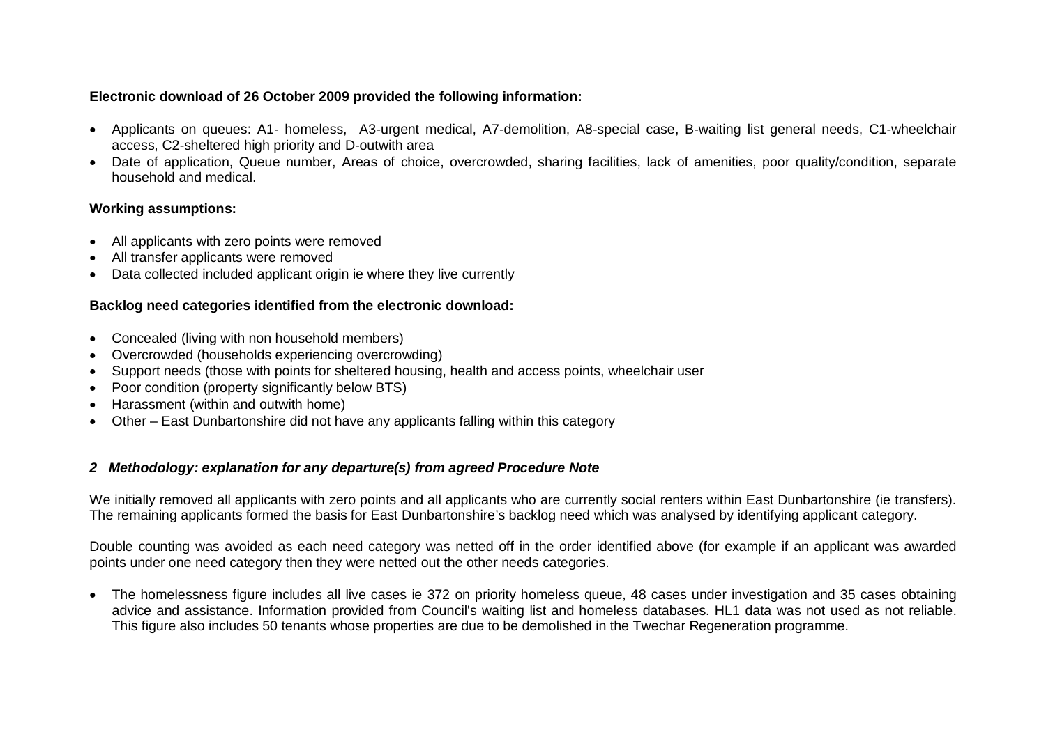**Electronic download of 26 October 2009 provided the following information:**

- Applicants on queues: A1- homeless, A3-urgent medical, A7-demolition, A8-special case, B-waiting list general needs, C1-wheelchair access, C2-sheltered high priority and D-outwith area
- Date of application, Queue number, Areas of choice, overcrowded, sharing facilities, lack of amenities, poor quality/condition, separate household and medical.

**Working assumptions:**

- All applicants with zero points were removed
- All transfer applicants were removed
- Data collected included applicant origin ie where they live currently

**Backlog need categories identified from the electronic download:**

- Concealed (living with non household members)
- Overcrowded (households experiencing overcrowding)
- Support needs (those with points for sheltered housing, health and access points, wheelchair user
- Poor condition (property significantly below BTS)
- Harassment (within and outwith home)
- Other – East Dunbartonshire did not have any applicants falling within this category

### *2 Methodology: explanation for any departure(s) from agreed Procedure Note*

We initially removed all applicants with zero points and all applicants who are currently social renters within East Dunbartonshire (ie transfers). The remaining applicants formed the basis for East Dunbartonshire's backlog need which was analysed by identifying applicant category.

Double counting was avoided as each need category was netted off in the order identified above (for example if an applicant was awarded points under one need category then they were netted out the other needs categories.

- The homelessness figure includes all live cases ie 372 on priority homeless queue, 48 cases under investigation and 35 cases obtaining advice and assistance. Information provided from Council's waiting list and homeless databases. HL1 data was not used as not reliable. This figure also includes 50 tenants whose properties are due to be demolished in the Twechar Regeneration programme.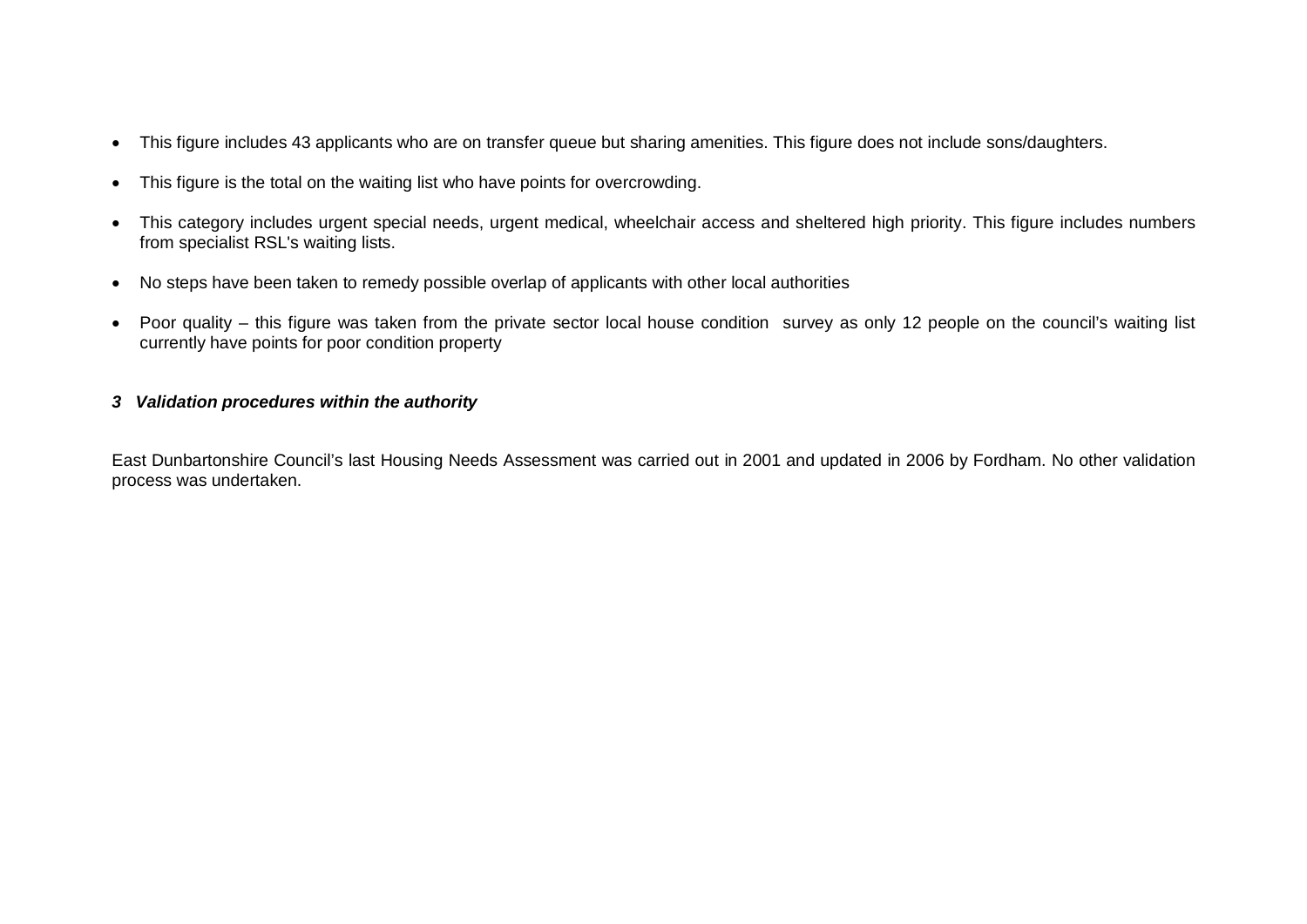- This figure includes 43 applicants who are on transfer queue but sharing amenities. This figure does not include sons/daughters.
- This figure is the total on the waiting list who have points for overcrowding.
- This category includes urgent special needs, urgent medical, wheelchair access and sheltered high priority. This figure includes numbers from specialist RSL's waiting lists.
- No steps have been taken to remedy possible overlap of applicants with other local authorities
- Poor quality – this figure was taken from the private sector local house condition survey as only 12 people on the council's waiting list currently have points for poor condition property

### ***3 Validation procedures within the authority***

East Dunbartonshire Council's last Housing Needs Assessment was carried out in 2001 and updated in 2006 by Fordham. No other validation process was undertaken.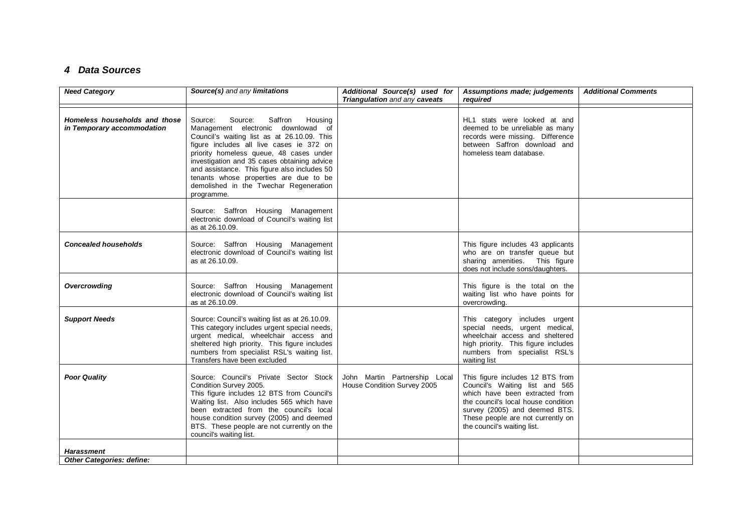## 4 Data Sources

| ***Need Category*** | ***Source(s)*** *and any* ***limitations*** | ***Additional Source(s) used for Triangulation*** *and any* ***caveats*** | ***Assumptions made; judgements required*** | ***Additional Comments*** |
|---|---|---|---|---|
| ***Homeless households and those in Temporary accommodation*** | Source: Source: Saffron Housing Management electronic downlowad of Council's waiting list as at 26.10.09. This figure includes all live cases ie 372 on priority homeless queue, 48 cases under investigation and 35 cases obtaining advice and assistance. This figure also includes 50 tenants whose properties are due to be demolished in the Twechar Regeneration programme. | | HL1 stats were looked at and deemed to be unreliable as many records were missing. Difference between Saffron download and homeless team database. | |
| | Source: Saffron Housing Management electronic download of Council's waiting list as at 26.10.09. | | | |
| ***Concealed households*** | Source: Saffron Housing Management electronic download of Council's waiting list as at 26.10.09. | | This figure includes 43 applicants who are on transfer queue but sharing amenities. This figure does not include sons/daughters. | |
| ***Overcrowding*** | Source: Saffron Housing Management electronic download of Council's waiting list as at 26.10.09. | | This figure is the total on the waiting list who have points for overcrowding. | |
| ***Support Needs*** | Source: Council's waiting list as at 26.10.09. This category includes urgent special needs, urgent medical, wheelchair access and sheltered high priority. This figure includes numbers from specialist RSL's waiting list. Transfers have been excluded | | This category includes urgent special needs, urgent medical, wheelchair access and sheltered high priority. This figure includes numbers from specialist RSL's waiting list | |
| ***Poor Quality*** | Source: Council's Private Sector Stock Condition Survey 2005. This figure includes 12 BTS from Council's Waiting list. Also includes 565 which have been extracted from the council's local house condition survey (2005) and deemed BTS. These people are not currently on the council's waiting list. | John Martin Partnership Local House Condition Survey 2005 | This figure includes 12 BTS from Council's Waiting list and 565 which have been extracted from the council's local house condition survey (2005) and deemed BTS. These people are not currently on the council's waiting list. | |
| ***Harassment*** | | | | |
| ***Other Categories: define:*** | | | | |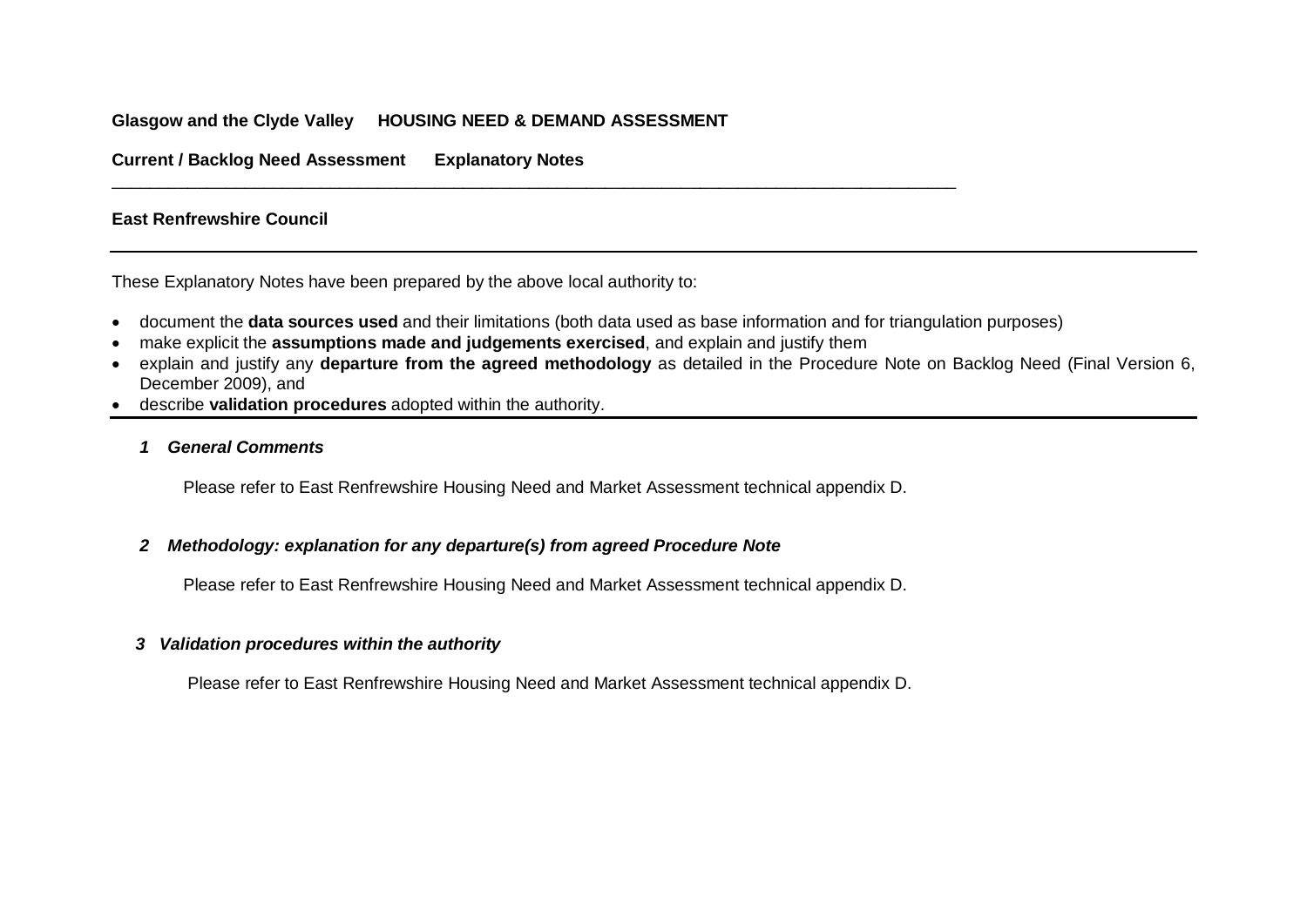**Glasgow and the Clyde Valley HOUSING NEED & DEMAND ASSESSMENT**

**Current / Backlog Need Assessment Explanatory Notes**

---

**East Renfrewshire Council**

---

These Explanatory Notes have been prepared by the above local authority to:

- document the **data sources used** and their limitations (both data used as base information and for triangulation purposes)
- make explicit the **assumptions made and judgements exercised**, and explain and justify them
- explain and justify any **departure from the agreed methodology** as detailed in the Procedure Note on Backlog Need (Final Version 6, December 2009), and
- describe **validation procedures** adopted within the authority.

---

***1 General Comments***

Please refer to East Renfrewshire Housing Need and Market Assessment technical appendix D.

***2 Methodology: explanation for any departure(s) from agreed Procedure Note***

Please refer to East Renfrewshire Housing Need and Market Assessment technical appendix D.

***3 Validation procedures within the authority***

Please refer to East Renfrewshire Housing Need and Market Assessment technical appendix D.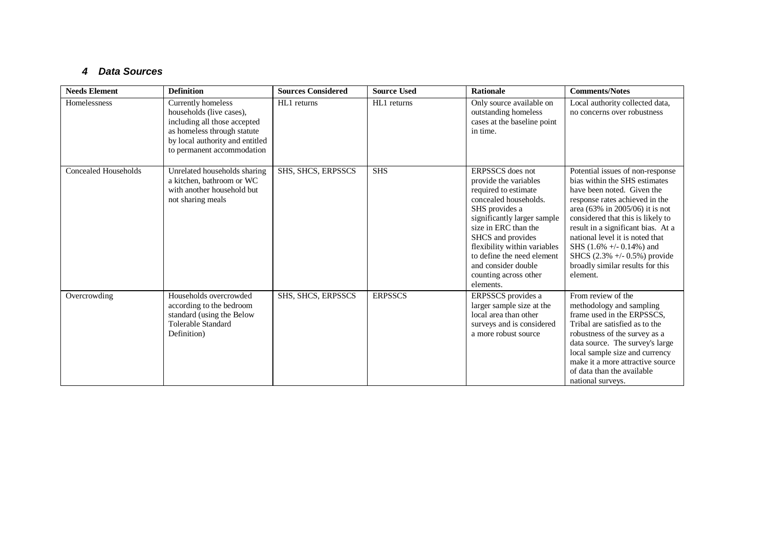## 4 Data Sources

| Needs Element | Definition | Sources Considered | Source Used | Rationale | Comments/Notes |
|---|---|---|---|---|---|
| Homelessness | Currently homeless households (live cases), including all those accepted as homeless through statute by local authority and entitled to permanent accommodation | HL1 returns | HL1 returns | Only source available on outstanding homeless cases at the baseline point in time. | Local authority collected data, no concerns over robustness |
| Concealed Households | Unrelated households sharing a kitchen, bathroom or WC with another household but not sharing meals | SHS, SHCS, ERPSSCS | SHS | ERPSSCS does not provide the variables required to estimate concealed households. SHS provides a significantly larger sample size in ERC than the SHCS and provides flexibility within variables to define the need element and consider double counting across other elements. | Potential issues of non-response bias within the SHS estimates have been noted. Given the response rates achieved in the area (63% in 2005/06) it is not considered that this is likely to result in a significant bias. At a national level it is noted that SHS (1.6% +/- 0.14%) and SHCS (2.3% +/- 0.5%) provide broadly similar results for this element. |
| Overcrowding | Households overcrowded according to the bedroom standard (using the Below Tolerable Standard Definition) | SHS, SHCS, ERPSSCS | ERPSSCS | ERPSSCS provides a larger sample size at the local area than other surveys and is considered a more robust source | From review of the methodology and sampling frame used in the ERPSSCS, Tribal are satisfied as to the robustness of the survey as a data source. The survey's large local sample size and currency make it a more attractive source of data than the available national surveys. |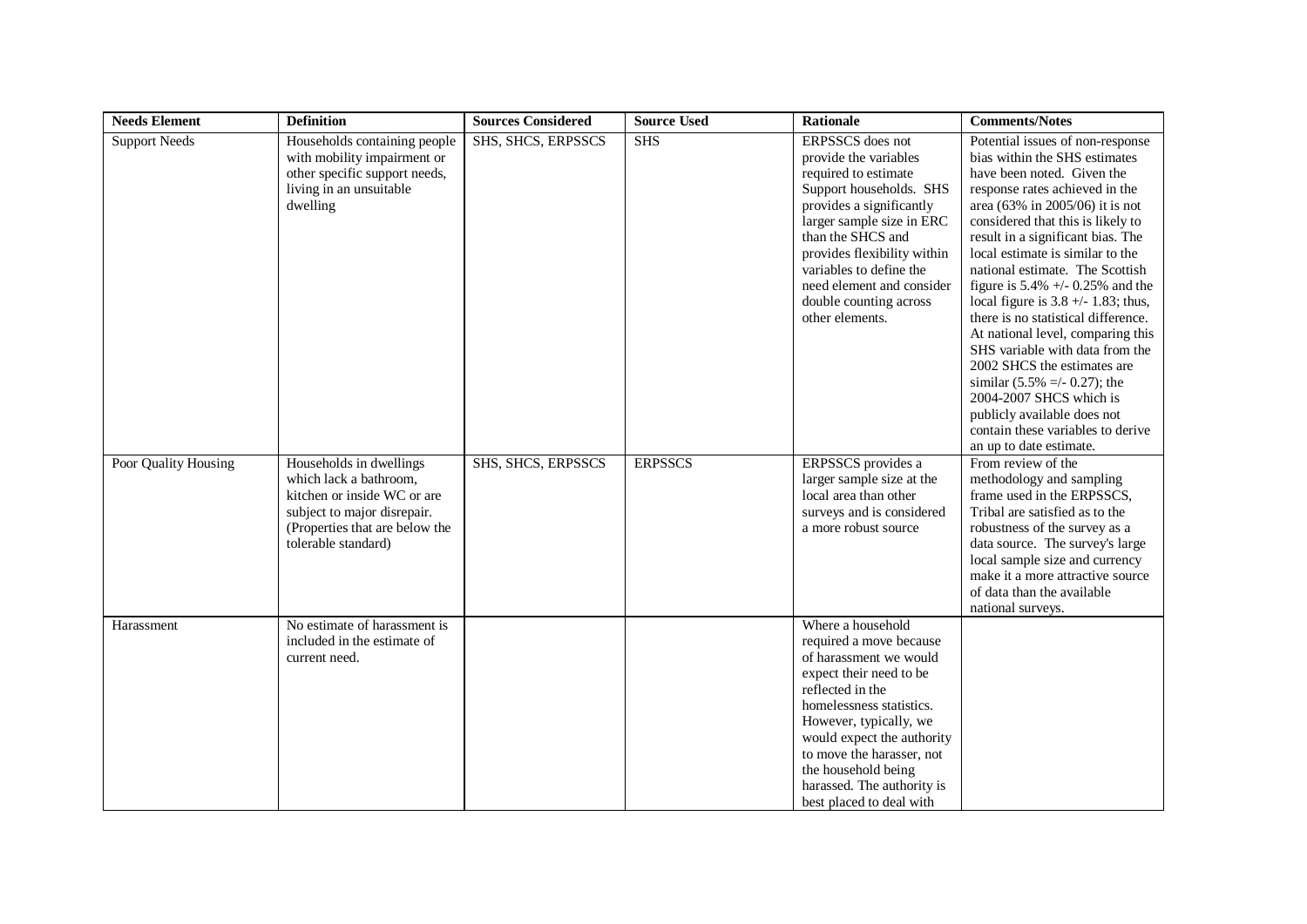| Needs Element | Definition | Sources Considered | Source Used | Rationale | Comments/Notes |
|---|---|---|---|---|---|
| Support Needs | Households containing people with mobility impairment or other specific support needs, living in an unsuitable dwelling | SHS, SHCS, ERPSSCS | SHS | ERPSSCS does not provide the variables required to estimate Support households. SHS provides a significantly larger sample size in ERC than the SHCS and provides flexibility within variables to define the need element and consider double counting across other elements. | Potential issues of non-response bias within the SHS estimates have been noted. Given the response rates achieved in the area (63% in 2005/06) it is not considered that this is likely to result in a significant bias. The local estimate is similar to the national estimate. The Scottish figure is 5.4% +/- 0.25% and the local figure is 3.8 +/- 1.83; thus, there is no statistical difference. At national level, comparing this SHS variable with data from the 2002 SHCS the estimates are similar (5.5% =/- 0.27); the 2004-2007 SHCS which is publicly available does not contain these variables to derive an up to date estimate. |
| Poor Quality Housing | Households in dwellings which lack a bathroom, kitchen or inside WC or are subject to major disrepair. (Properties that are below the tolerable standard) | SHS, SHCS, ERPSSCS | ERPSSCS | ERPSSCS provides a larger sample size at the local area than other surveys and is considered a more robust source | From review of the methodology and sampling frame used in the ERPSSCS, Tribal are satisfied as to the robustness of the survey as a data source. The survey's large local sample size and currency make it a more attractive source of data than the available national surveys. |
| Harassment | No estimate of harassment is included in the estimate of current need. | | | Where a household required a move because of harassment we would expect their need to be reflected in the homelessness statistics. However, typically, we would expect the authority to move the harasser, not the household being harassed. The authority is best placed to deal with | |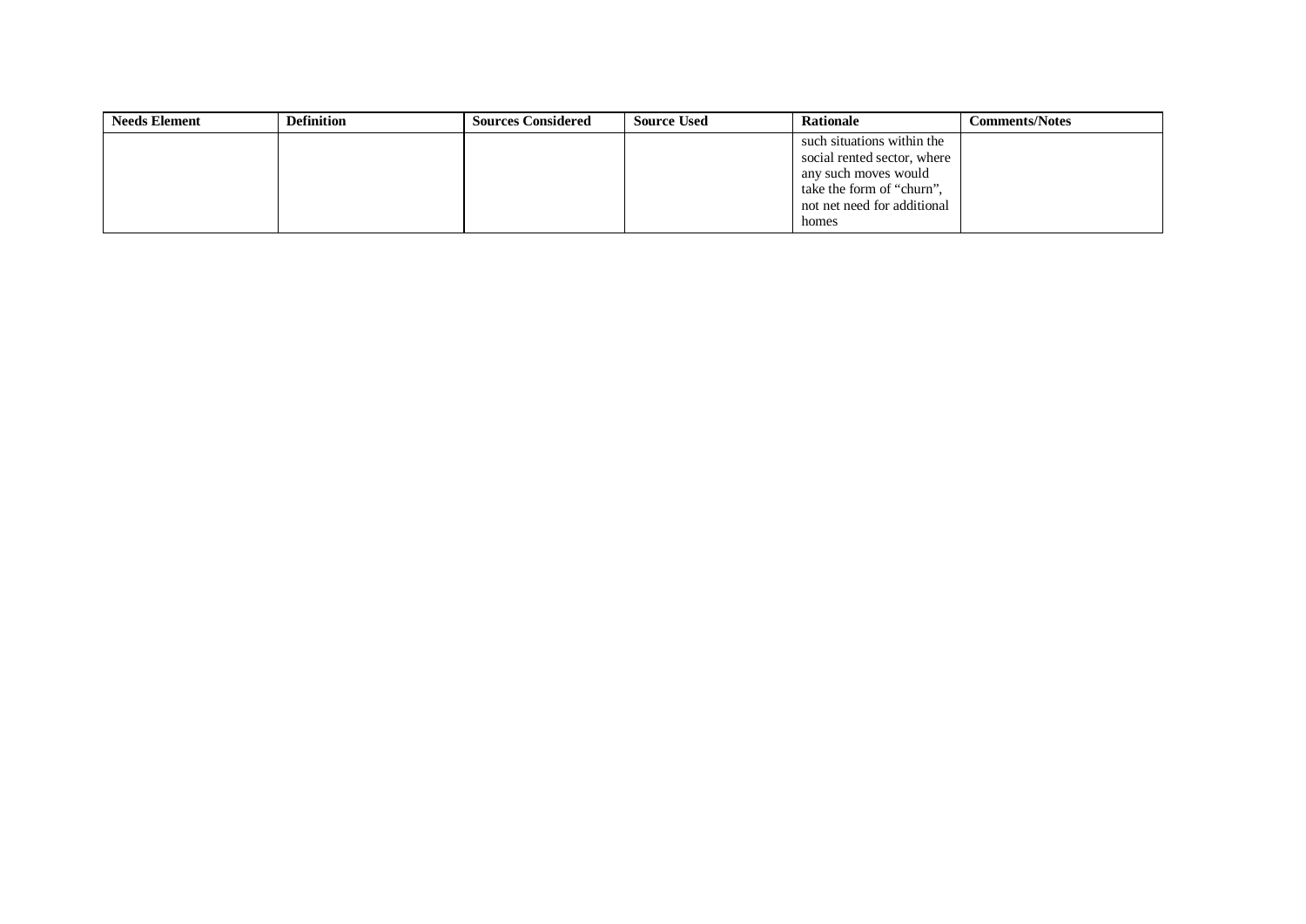| Needs Element | Definition | Sources Considered | Source Used | Rationale | Comments/Notes |
| --- | --- | --- | --- | --- | --- |
| | | | | such situations within the social rented sector, where any such moves would take the form of "churn", not net need for additional homes | |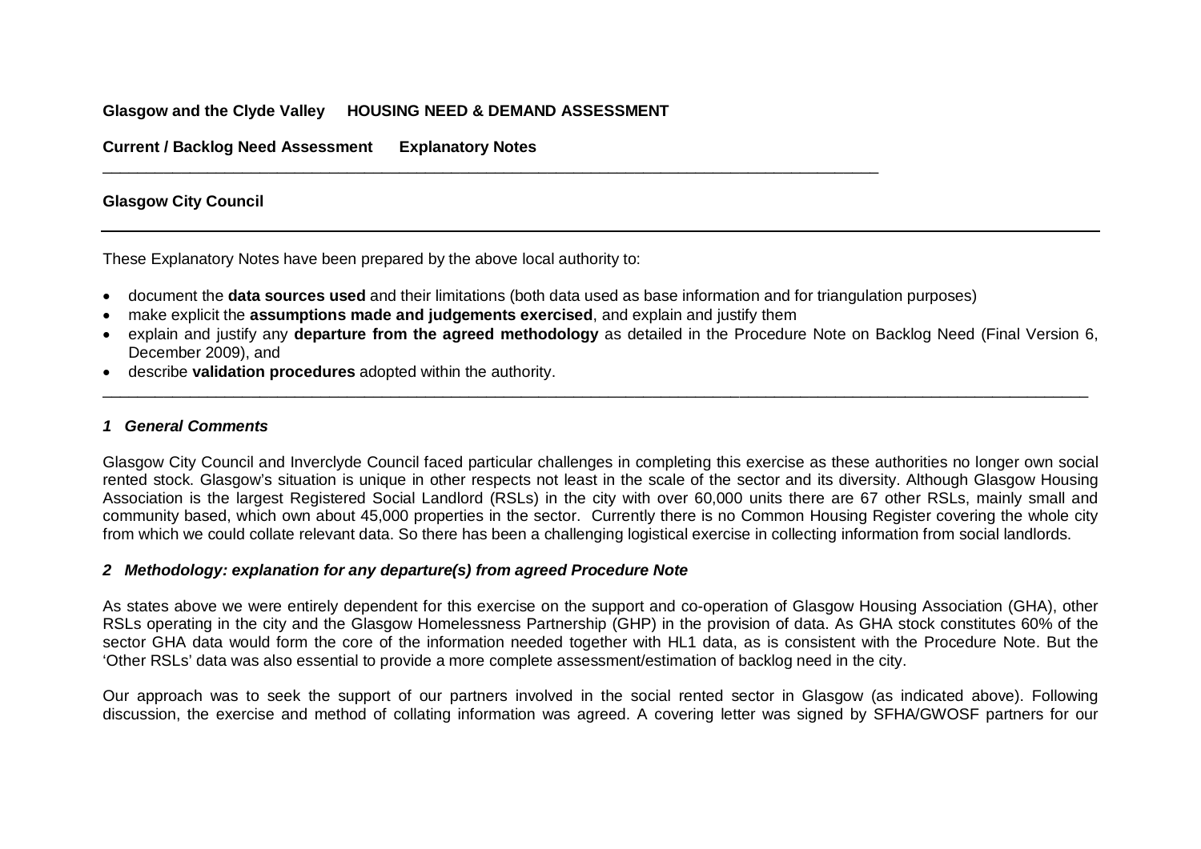**Glasgow and the Clyde Valley HOUSING NEED & DEMAND ASSESSMENT**

**Current / Backlog Need Assessment Explanatory Notes**

---

**Glasgow City Council**

---

These Explanatory Notes have been prepared by the above local authority to:

- document the **data sources used** and their limitations (both data used as base information and for triangulation purposes)
- make explicit the **assumptions made and judgements exercised**, and explain and justify them
- explain and justify any **departure from the agreed methodology** as detailed in the Procedure Note on Backlog Need (Final Version 6, December 2009), and
- describe **validation procedures** adopted within the authority.

---

### *1 General Comments*

Glasgow City Council and Inverclyde Council faced particular challenges in completing this exercise as these authorities no longer own social rented stock. Glasgow's situation is unique in other respects not least in the scale of the sector and its diversity. Although Glasgow Housing Association is the largest Registered Social Landlord (RSLs) in the city with over 60,000 units there are 67 other RSLs, mainly small and community based, which own about 45,000 properties in the sector. Currently there is no Common Housing Register covering the whole city from which we could collate relevant data. So there has been a challenging logistical exercise in collecting information from social landlords.

### *2 Methodology: explanation for any departure(s) from agreed Procedure Note*

As states above we were entirely dependent for this exercise on the support and co-operation of Glasgow Housing Association (GHA), other RSLs operating in the city and the Glasgow Homelessness Partnership (GHP) in the provision of data. As GHA stock constitutes 60% of the sector GHA data would form the core of the information needed together with HL1 data, as is consistent with the Procedure Note. But the 'Other RSLs' data was also essential to provide a more complete assessment/estimation of backlog need in the city.

Our approach was to seek the support of our partners involved in the social rented sector in Glasgow (as indicated above). Following discussion, the exercise and method of collating information was agreed. A covering letter was signed by SFHA/GWOSF partners for our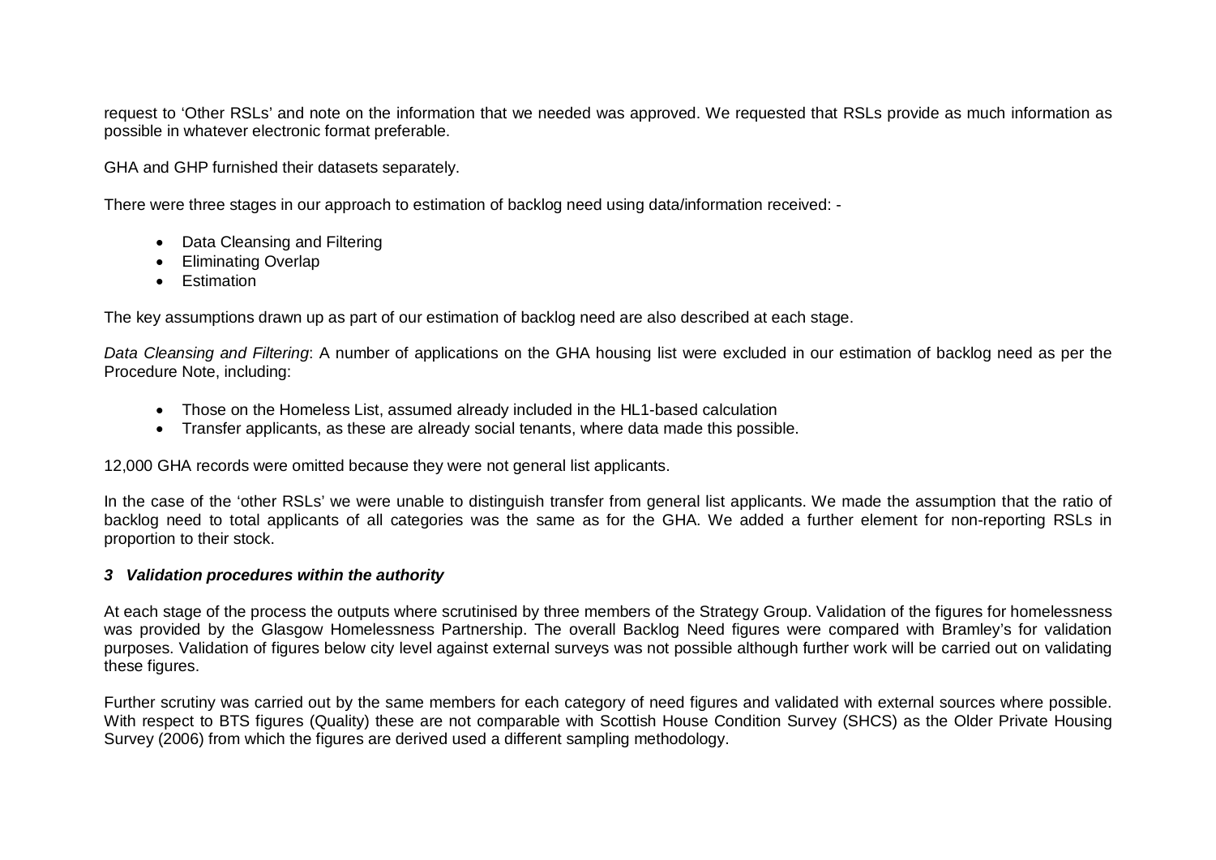request to 'Other RSLs' and note on the information that we needed was approved. We requested that RSLs provide as much information as possible in whatever electronic format preferable.

GHA and GHP furnished their datasets separately.

There were three stages in our approach to estimation of backlog need using data/information received: -

- Data Cleansing and Filtering
- Eliminating Overlap
- Estimation

The key assumptions drawn up as part of our estimation of backlog need are also described at each stage.

*Data Cleansing and Filtering*: A number of applications on the GHA housing list were excluded in our estimation of backlog need as per the Procedure Note, including:

- Those on the Homeless List, assumed already included in the HL1-based calculation
- Transfer applicants, as these are already social tenants, where data made this possible.

12,000 GHA records were omitted because they were not general list applicants.

In the case of the 'other RSLs' we were unable to distinguish transfer from general list applicants. We made the assumption that the ratio of backlog need to total applicants of all categories was the same as for the GHA. We added a further element for non-reporting RSLs in proportion to their stock.

### *3 Validation procedures within the authority*

At each stage of the process the outputs where scrutinised by three members of the Strategy Group. Validation of the figures for homelessness was provided by the Glasgow Homelessness Partnership. The overall Backlog Need figures were compared with Bramley's for validation purposes. Validation of figures below city level against external surveys was not possible although further work will be carried out on validating these figures.

Further scrutiny was carried out by the same members for each category of need figures and validated with external sources where possible. With respect to BTS figures (Quality) these are not comparable with Scottish House Condition Survey (SHCS) as the Older Private Housing Survey (2006) from which the figures are derived used a different sampling methodology.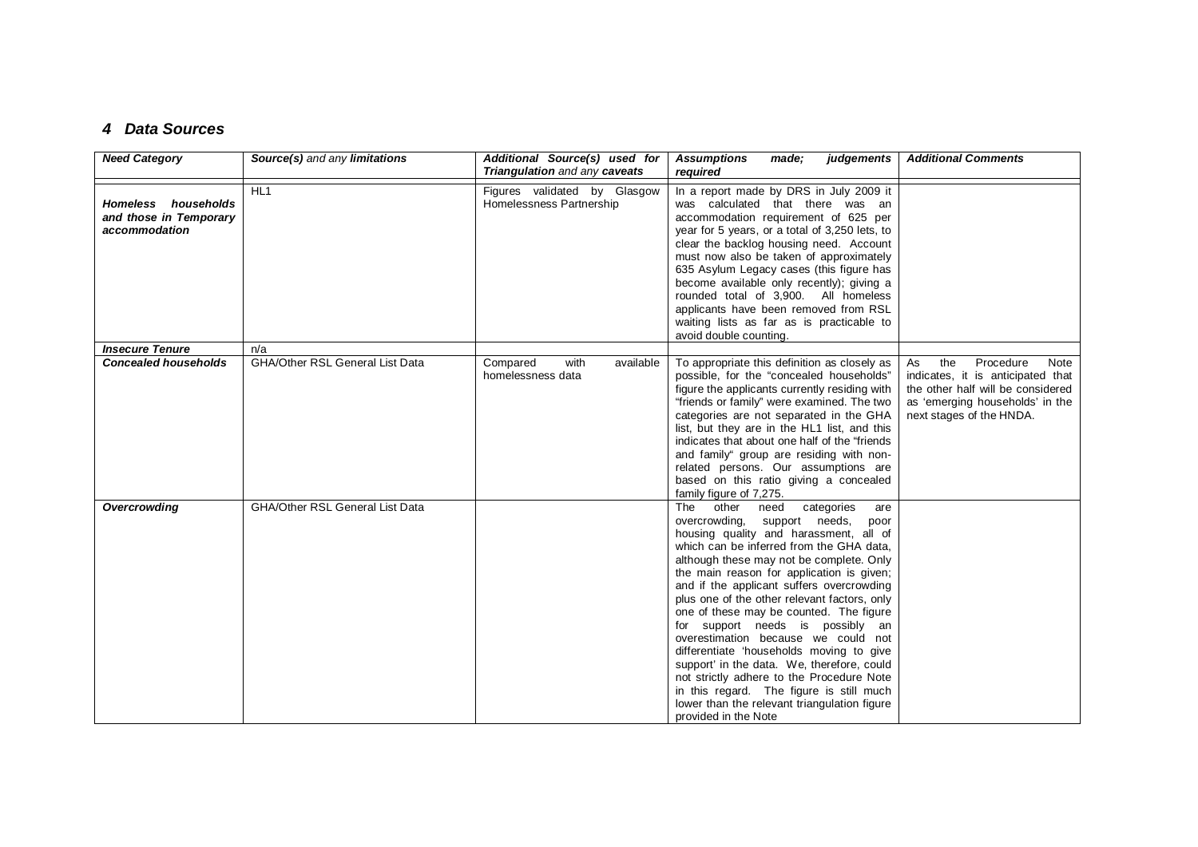## 4 Data Sources

| ***Need Category*** | ***Source(s)*** *and any* ***limitations*** | ***Additional Source(s) used for Triangulation*** *and any* ***caveats*** | ***Assumptions made; judgements required*** | ***Additional Comments*** |
|---|---|---|---|---|
| ***Homeless households and those in Temporary accommodation*** | HL1 | Figures validated by Glasgow Homelessness Partnership | In a report made by DRS in July 2009 it was calculated that there was an accommodation requirement of 625 per year for 5 years, or a total of 3,250 lets, to clear the backlog housing need. Account must now also be taken of approximately 635 Asylum Legacy cases (this figure has become available only recently); giving a rounded total of 3,900. All homeless applicants have been removed from RSL waiting lists as far as is practicable to avoid double counting. | |
| ***Insecure Tenure*** | n/a | | | |
| ***Concealed households*** | GHA/Other RSL General List Data | Compared with available homelessness data | To appropriate this definition as closely as possible, for the "concealed households" figure the applicants currently residing with "friends or family" were examined. The two categories are not separated in the GHA list, but they are in the HL1 list, and this indicates that about one half of the "friends and family" group are residing with non-related persons. Our assumptions are based on this ratio giving a concealed family figure of 7,275. | As the Procedure Note indicates, it is anticipated that the other half will be considered as 'emerging households' in the next stages of the HNDA. |
| ***Overcrowding*** | GHA/Other RSL General List Data | | The other need categories are overcrowding, support needs, poor housing quality and harassment, all of which can be inferred from the GHA data, although these may not be complete. Only the main reason for application is given; and if the applicant suffers overcrowding plus one of the other relevant factors, only one of these may be counted. The figure for support needs is possibly an overestimation because we could not differentiate 'households moving to give support' in the data. We, therefore, could not strictly adhere to the Procedure Note in this regard. The figure is still much lower than the relevant triangulation figure provided in the Note | |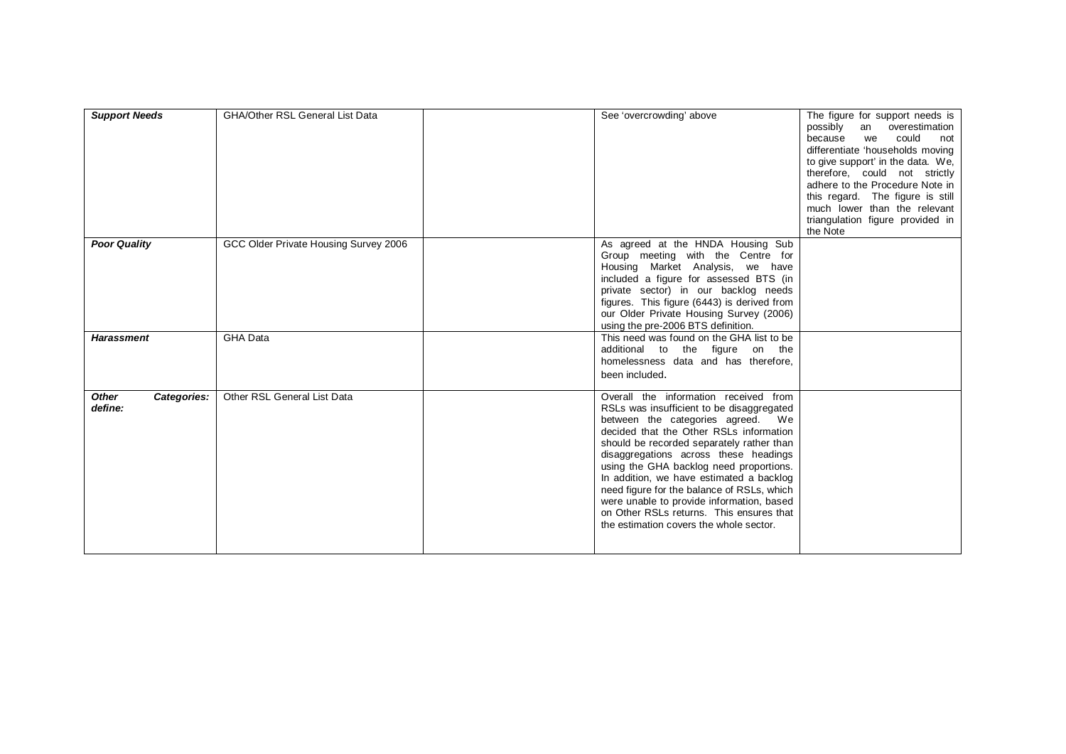| | | | | |
|---|---|---|---|---|
| ***Support Needs*** | GHA/Other RSL General List Data | | See 'overcrowding' above | The figure for support needs is possibly an overestimation because we could not differentiate 'households moving to give support' in the data. We, therefore, could not strictly adhere to the Procedure Note in this regard. The figure is still much lower than the relevant triangulation figure provided in the Note |
| ***Poor Quality*** | GCC Older Private Housing Survey 2006 | | As agreed at the HNDA Housing Sub Group meeting with the Centre for Housing Market Analysis, we have included a figure for assessed BTS (in private sector) in our backlog needs figures. This figure (6443) is derived from our Older Private Housing Survey (2006) using the pre-2006 BTS definition. | |
| ***Harassment*** | GHA Data | | This need was found on the GHA list to be additional to the figure on the homelessness data and has therefore, been included. | |
| ***Other Categories: define:*** | Other RSL General List Data | | Overall the information received from RSLs was insufficient to be disaggregated between the categories agreed. We decided that the Other RSLs information should be recorded separately rather than disaggregations across these headings using the GHA backlog need proportions. In addition, we have estimated a backlog need figure for the balance of RSLs, which were unable to provide information, based on Other RSLs returns. This ensures that the estimation covers the whole sector. | |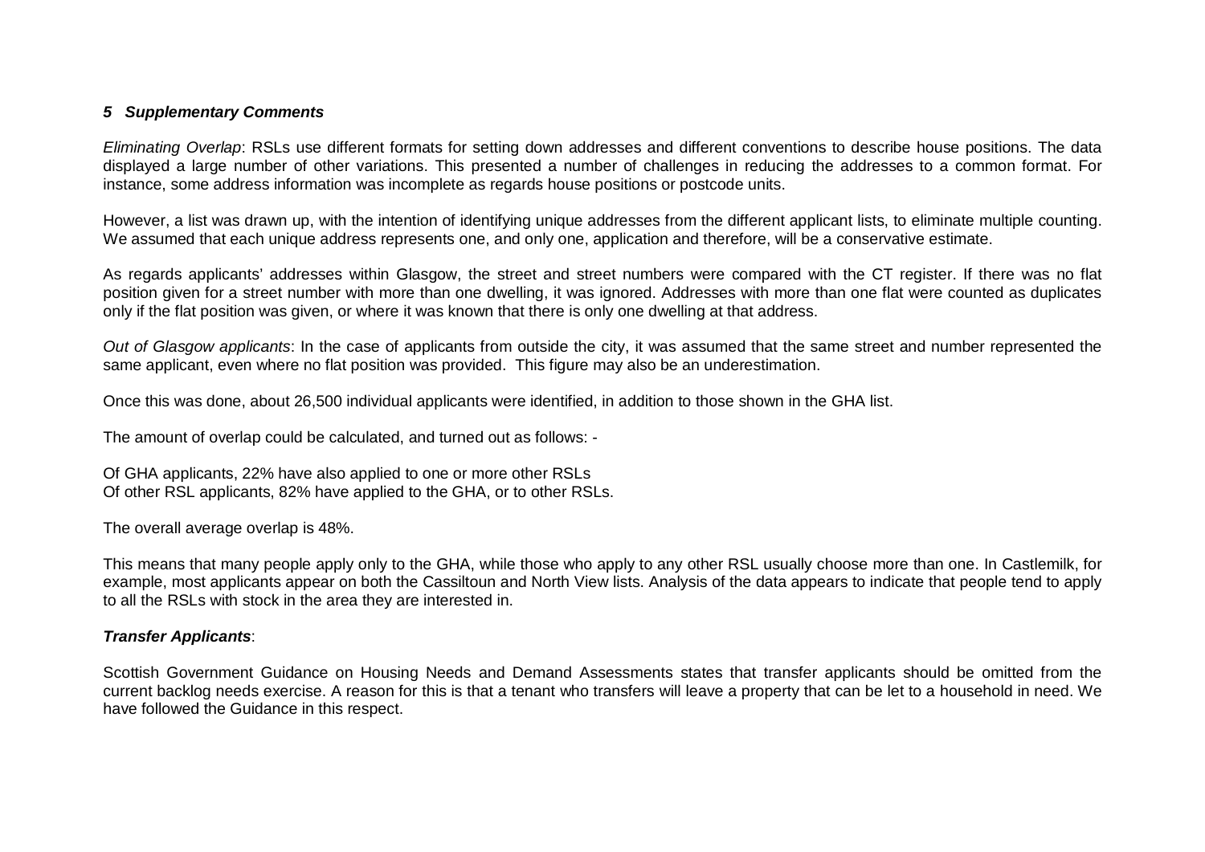## *5 Supplementary Comments*

*Eliminating Overlap*: RSLs use different formats for setting down addresses and different conventions to describe house positions. The data displayed a large number of other variations. This presented a number of challenges in reducing the addresses to a common format. For instance, some address information was incomplete as regards house positions or postcode units.

However, a list was drawn up, with the intention of identifying unique addresses from the different applicant lists, to eliminate multiple counting. We assumed that each unique address represents one, and only one, application and therefore, will be a conservative estimate.

As regards applicants' addresses within Glasgow, the street and street numbers were compared with the CT register. If there was no flat position given for a street number with more than one dwelling, it was ignored. Addresses with more than one flat were counted as duplicates only if the flat position was given, or where it was known that there is only one dwelling at that address.

*Out of Glasgow applicants*: In the case of applicants from outside the city, it was assumed that the same street and number represented the same applicant, even where no flat position was provided. This figure may also be an underestimation.

Once this was done, about 26,500 individual applicants were identified, in addition to those shown in the GHA list.

The amount of overlap could be calculated, and turned out as follows: -

Of GHA applicants, 22% have also applied to one or more other RSLs
Of other RSL applicants, 82% have applied to the GHA, or to other RSLs.

The overall average overlap is 48%.

This means that many people apply only to the GHA, while those who apply to any other RSL usually choose more than one. In Castlemilk, for example, most applicants appear on both the Cassiltoun and North View lists. Analysis of the data appears to indicate that people tend to apply to all the RSLs with stock in the area they are interested in.

***Transfer Applicants***:

Scottish Government Guidance on Housing Needs and Demand Assessments states that transfer applicants should be omitted from the current backlog needs exercise. A reason for this is that a tenant who transfers will leave a property that can be let to a household in need. We have followed the Guidance in this respect.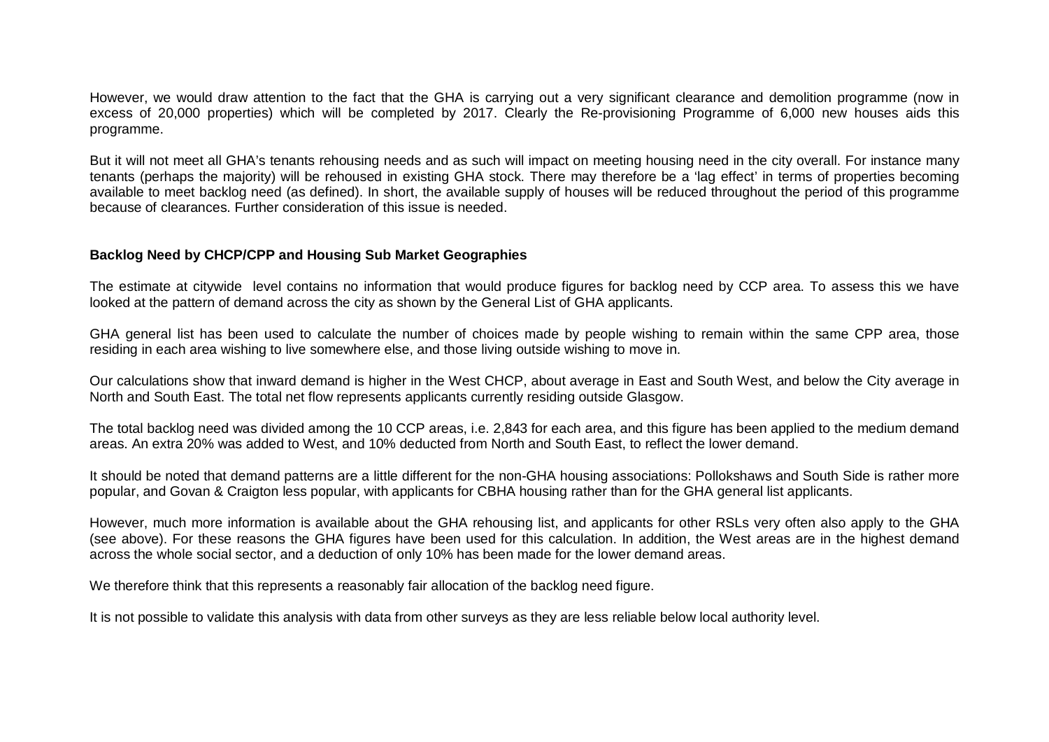However, we would draw attention to the fact that the GHA is carrying out a very significant clearance and demolition programme (now in excess of 20,000 properties) which will be completed by 2017. Clearly the Re-provisioning Programme of 6,000 new houses aids this programme.

But it will not meet all GHA's tenants rehousing needs and as such will impact on meeting housing need in the city overall. For instance many tenants (perhaps the majority) will be rehoused in existing GHA stock. There may therefore be a 'lag effect' in terms of properties becoming available to meet backlog need (as defined). In short, the available supply of houses will be reduced throughout the period of this programme because of clearances. Further consideration of this issue is needed.

**Backlog Need by CHCP/CPP and Housing Sub Market Geographies**

The estimate at citywide level contains no information that would produce figures for backlog need by CCP area. To assess this we have looked at the pattern of demand across the city as shown by the General List of GHA applicants.

GHA general list has been used to calculate the number of choices made by people wishing to remain within the same CPP area, those residing in each area wishing to live somewhere else, and those living outside wishing to move in.

Our calculations show that inward demand is higher in the West CHCP, about average in East and South West, and below the City average in North and South East. The total net flow represents applicants currently residing outside Glasgow.

The total backlog need was divided among the 10 CCP areas, i.e. 2,843 for each area, and this figure has been applied to the medium demand areas. An extra 20% was added to West, and 10% deducted from North and South East, to reflect the lower demand.

It should be noted that demand patterns are a little different for the non-GHA housing associations: Pollokshaws and South Side is rather more popular, and Govan & Craigton less popular, with applicants for CBHA housing rather than for the GHA general list applicants.

However, much more information is available about the GHA rehousing list, and applicants for other RSLs very often also apply to the GHA (see above). For these reasons the GHA figures have been used for this calculation. In addition, the West areas are in the highest demand across the whole social sector, and a deduction of only 10% has been made for the lower demand areas.

We therefore think that this represents a reasonably fair allocation of the backlog need figure.

It is not possible to validate this analysis with data from other surveys as they are less reliable below local authority level.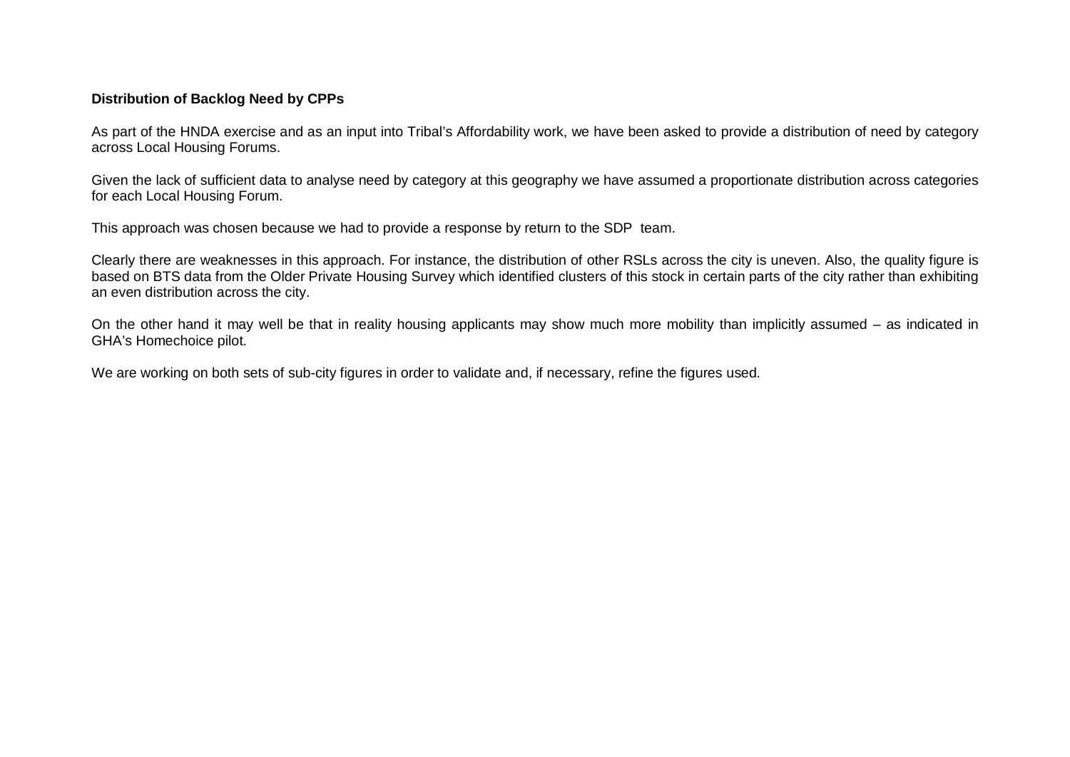**Distribution of Backlog Need by CPPs**

As part of the HNDA exercise and as an input into Tribal's Affordability work, we have been asked to provide a distribution of need by category across Local Housing Forums.

Given the lack of sufficient data to analyse need by category at this geography we have assumed a proportionate distribution across categories for each Local Housing Forum.

This approach was chosen because we had to provide a response by return to the SDP team.

Clearly there are weaknesses in this approach. For instance, the distribution of other RSLs across the city is uneven. Also, the quality figure is based on BTS data from the Older Private Housing Survey which identified clusters of this stock in certain parts of the city rather than exhibiting an even distribution across the city.

On the other hand it may well be that in reality housing applicants may show much more mobility than implicitly assumed – as indicated in GHA's Homechoice pilot.

We are working on both sets of sub-city figures in order to validate and, if necessary, refine the figures used.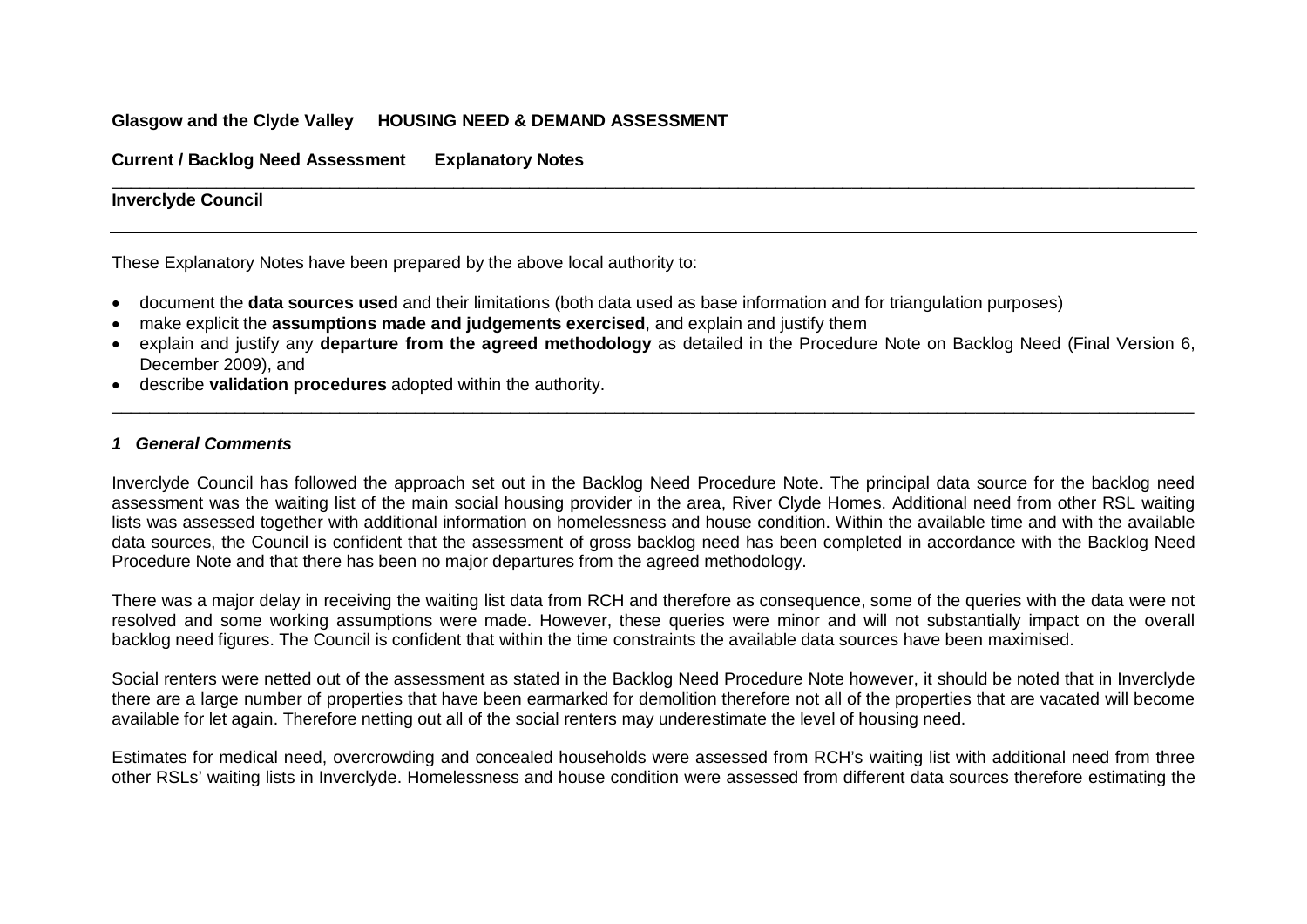**Glasgow and the Clyde Valley HOUSING NEED & DEMAND ASSESSMENT**

**Current / Backlog Need Assessment Explanatory Notes**

**Inverclyde Council**

---

These Explanatory Notes have been prepared by the above local authority to:

- document the **data sources used** and their limitations (both data used as base information and for triangulation purposes)
- make explicit the **assumptions made and judgements exercised**, and explain and justify them
- explain and justify any **departure from the agreed methodology** as detailed in the Procedure Note on Backlog Need (Final Version 6, December 2009), and
- describe **validation procedures** adopted within the authority.

---

### *1 General Comments*

Inverclyde Council has followed the approach set out in the Backlog Need Procedure Note. The principal data source for the backlog need assessment was the waiting list of the main social housing provider in the area, River Clyde Homes. Additional need from other RSL waiting lists was assessed together with additional information on homelessness and house condition. Within the available time and with the available data sources, the Council is confident that the assessment of gross backlog need has been completed in accordance with the Backlog Need Procedure Note and that there has been no major departures from the agreed methodology.

There was a major delay in receiving the waiting list data from RCH and therefore as consequence, some of the queries with the data were not resolved and some working assumptions were made. However, these queries were minor and will not substantially impact on the overall backlog need figures. The Council is confident that within the time constraints the available data sources have been maximised.

Social renters were netted out of the assessment as stated in the Backlog Need Procedure Note however, it should be noted that in Inverclyde there are a large number of properties that have been earmarked for demolition therefore not all of the properties that are vacated will become available for let again. Therefore netting out all of the social renters may underestimate the level of housing need.

Estimates for medical need, overcrowding and concealed households were assessed from RCH's waiting list with additional need from three other RSLs' waiting lists in Inverclyde. Homelessness and house condition were assessed from different data sources therefore estimating the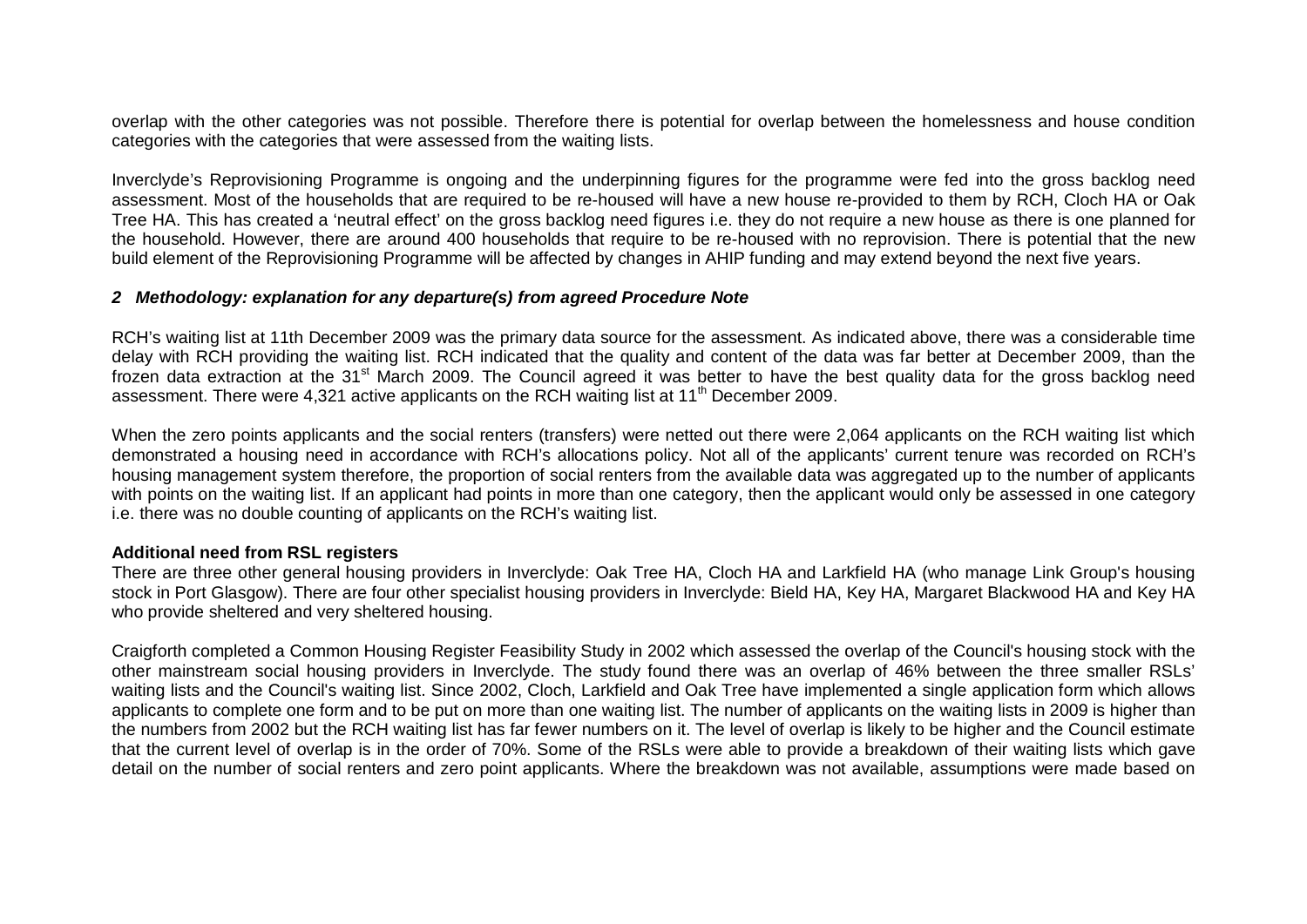overlap with the other categories was not possible. Therefore there is potential for overlap between the homelessness and house condition categories with the categories that were assessed from the waiting lists.

Inverclyde's Reprovisioning Programme is ongoing and the underpinning figures for the programme were fed into the gross backlog need assessment. Most of the households that are required to be re-housed will have a new house re-provided to them by RCH, Cloch HA or Oak Tree HA. This has created a 'neutral effect' on the gross backlog need figures i.e. they do not require a new house as there is one planned for the household. However, there are around 400 households that require to be re-housed with no reprovision. There is potential that the new build element of the Reprovisioning Programme will be affected by changes in AHIP funding and may extend beyond the next five years.

### *2 Methodology: explanation for any departure(s) from agreed Procedure Note*

RCH's waiting list at 11th December 2009 was the primary data source for the assessment. As indicated above, there was a considerable time delay with RCH providing the waiting list. RCH indicated that the quality and content of the data was far better at December 2009, than the frozen data extraction at the 31st March 2009. The Council agreed it was better to have the best quality data for the gross backlog need assessment. There were 4,321 active applicants on the RCH waiting list at 11th December 2009.

When the zero points applicants and the social renters (transfers) were netted out there were 2,064 applicants on the RCH waiting list which demonstrated a housing need in accordance with RCH's allocations policy. Not all of the applicants' current tenure was recorded on RCH's housing management system therefore, the proportion of social renters from the available data was aggregated up to the number of applicants with points on the waiting list. If an applicant had points in more than one category, then the applicant would only be assessed in one category i.e. there was no double counting of applicants on the RCH's waiting list.

**Additional need from RSL registers**

There are three other general housing providers in Inverclyde: Oak Tree HA, Cloch HA and Larkfield HA (who manage Link Group's housing stock in Port Glasgow). There are four other specialist housing providers in Inverclyde: Bield HA, Key HA, Margaret Blackwood HA and Key HA who provide sheltered and very sheltered housing.

Craigforth completed a Common Housing Register Feasibility Study in 2002 which assessed the overlap of the Council's housing stock with the other mainstream social housing providers in Inverclyde. The study found there was an overlap of 46% between the three smaller RSLs' waiting lists and the Council's waiting list. Since 2002, Cloch, Larkfield and Oak Tree have implemented a single application form which allows applicants to complete one form and to be put on more than one waiting list. The number of applicants on the waiting lists in 2009 is higher than the numbers from 2002 but the RCH waiting list has far fewer numbers on it. The level of overlap is likely to be higher and the Council estimate that the current level of overlap is in the order of 70%. Some of the RSLs were able to provide a breakdown of their waiting lists which gave detail on the number of social renters and zero point applicants. Where the breakdown was not available, assumptions were made based on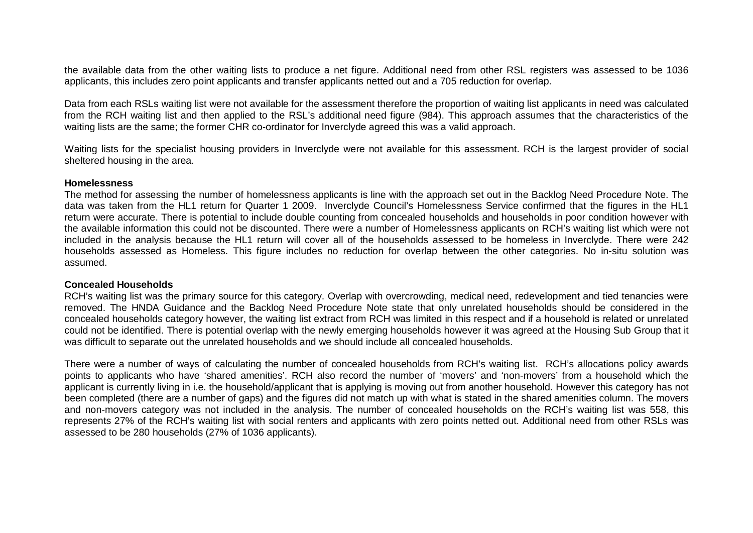the available data from the other waiting lists to produce a net figure. Additional need from other RSL registers was assessed to be 1036 applicants, this includes zero point applicants and transfer applicants netted out and a 705 reduction for overlap.

Data from each RSLs waiting list were not available for the assessment therefore the proportion of waiting list applicants in need was calculated from the RCH waiting list and then applied to the RSL's additional need figure (984). This approach assumes that the characteristics of the waiting lists are the same; the former CHR co-ordinator for Inverclyde agreed this was a valid approach.

Waiting lists for the specialist housing providers in Inverclyde were not available for this assessment. RCH is the largest provider of social sheltered housing in the area.

**Homelessness**

The method for assessing the number of homelessness applicants is line with the approach set out in the Backlog Need Procedure Note. The data was taken from the HL1 return for Quarter 1 2009. Inverclyde Council's Homelessness Service confirmed that the figures in the HL1 return were accurate. There is potential to include double counting from concealed households and households in poor condition however with the available information this could not be discounted. There were a number of Homelessness applicants on RCH's waiting list which were not included in the analysis because the HL1 return will cover all of the households assessed to be homeless in Inverclyde. There were 242 households assessed as Homeless. This figure includes no reduction for overlap between the other categories. No in-situ solution was assumed.

**Concealed Households**

RCH's waiting list was the primary source for this category. Overlap with overcrowding, medical need, redevelopment and tied tenancies were removed. The HNDA Guidance and the Backlog Need Procedure Note state that only unrelated households should be considered in the concealed households category however, the waiting list extract from RCH was limited in this respect and if a household is related or unrelated could not be identified. There is potential overlap with the newly emerging households however it was agreed at the Housing Sub Group that it was difficult to separate out the unrelated households and we should include all concealed households.

There were a number of ways of calculating the number of concealed households from RCH's waiting list. RCH's allocations policy awards points to applicants who have 'shared amenities'. RCH also record the number of 'movers' and 'non-movers' from a household which the applicant is currently living in i.e. the household/applicant that is applying is moving out from another household. However this category has not been completed (there are a number of gaps) and the figures did not match up with what is stated in the shared amenities column. The movers and non-movers category was not included in the analysis. The number of concealed households on the RCH's waiting list was 558, this represents 27% of the RCH's waiting list with social renters and applicants with zero points netted out. Additional need from other RSLs was assessed to be 280 households (27% of 1036 applicants).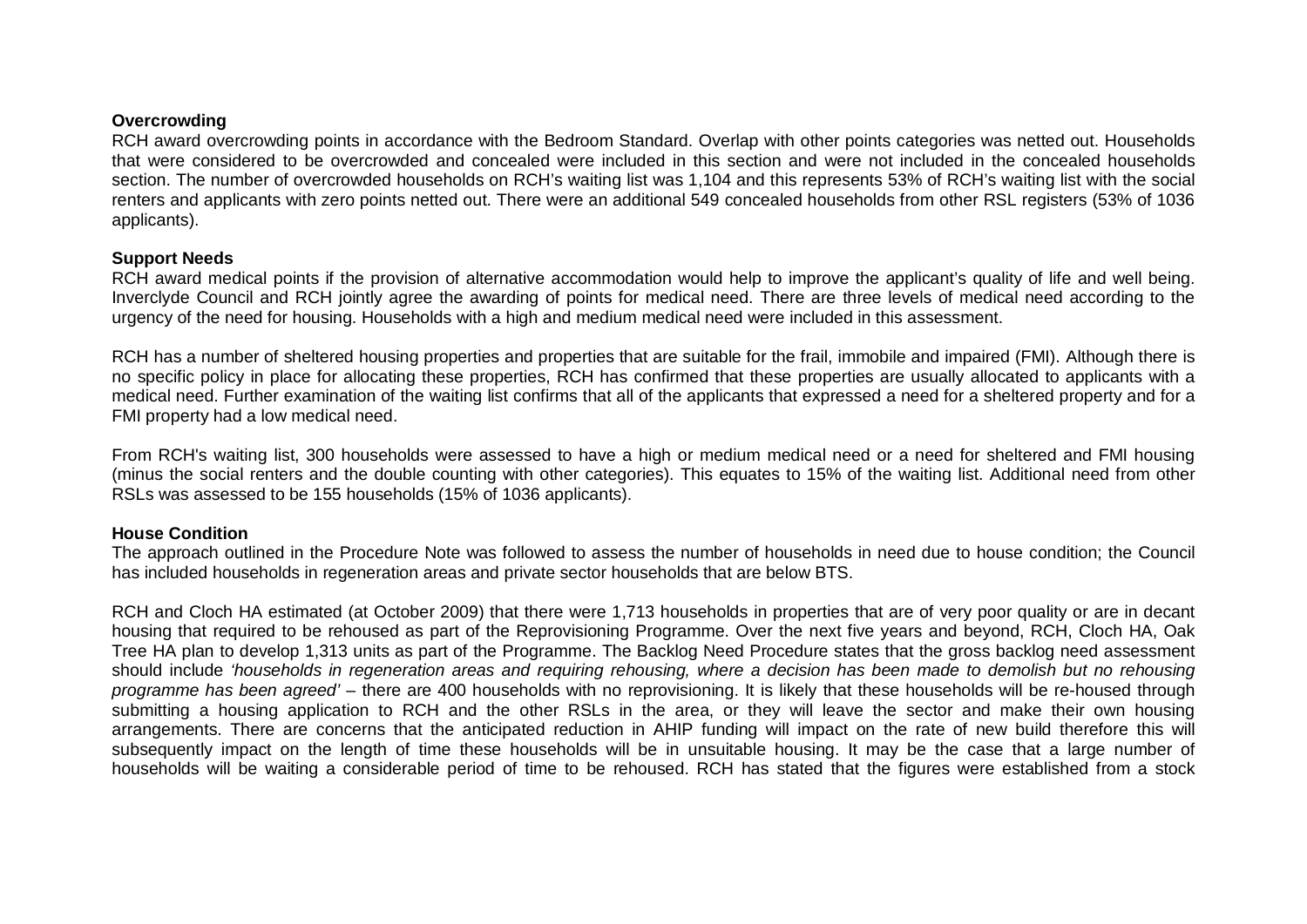**Overcrowding**

RCH award overcrowding points in accordance with the Bedroom Standard. Overlap with other points categories was netted out. Households that were considered to be overcrowded and concealed were included in this section and were not included in the concealed households section. The number of overcrowded households on RCH's waiting list was 1,104 and this represents 53% of RCH's waiting list with the social renters and applicants with zero points netted out. There were an additional 549 concealed households from other RSL registers (53% of 1036 applicants).

**Support Needs**

RCH award medical points if the provision of alternative accommodation would help to improve the applicant's quality of life and well being. Inverclyde Council and RCH jointly agree the awarding of points for medical need. There are three levels of medical need according to the urgency of the need for housing. Households with a high and medium medical need were included in this assessment.

RCH has a number of sheltered housing properties and properties that are suitable for the frail, immobile and impaired (FMI). Although there is no specific policy in place for allocating these properties, RCH has confirmed that these properties are usually allocated to applicants with a medical need. Further examination of the waiting list confirms that all of the applicants that expressed a need for a sheltered property and for a FMI property had a low medical need.

From RCH's waiting list, 300 households were assessed to have a high or medium medical need or a need for sheltered and FMI housing (minus the social renters and the double counting with other categories). This equates to 15% of the waiting list. Additional need from other RSLs was assessed to be 155 households (15% of 1036 applicants).

**House Condition**

The approach outlined in the Procedure Note was followed to assess the number of households in need due to house condition; the Council has included households in regeneration areas and private sector households that are below BTS.

RCH and Cloch HA estimated (at October 2009) that there were 1,713 households in properties that are of very poor quality or are in decant housing that required to be rehoused as part of the Reprovisioning Programme. Over the next five years and beyond, RCH, Cloch HA, Oak Tree HA plan to develop 1,313 units as part of the Programme. The Backlog Need Procedure states that the gross backlog need assessment should include *'households in regeneration areas and requiring rehousing, where a decision has been made to demolish but no rehousing programme has been agreed'* – there are 400 households with no reprovisioning. It is likely that these households will be re-housed through submitting a housing application to RCH and the other RSLs in the area, or they will leave the sector and make their own housing arrangements. There are concerns that the anticipated reduction in AHIP funding will impact on the rate of new build therefore this will subsequently impact on the length of time these households will be in unsuitable housing. It may be the case that a large number of households will be waiting a considerable period of time to be rehoused. RCH has stated that the figures were established from a stock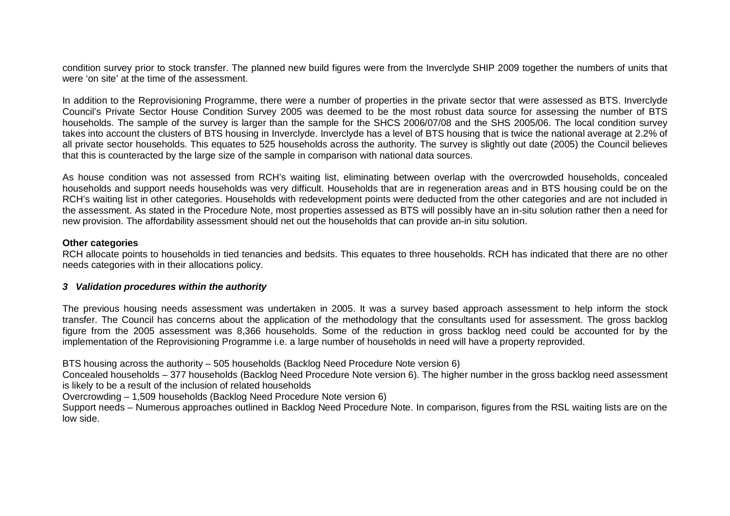condition survey prior to stock transfer. The planned new build figures were from the Inverclyde SHIP 2009 together the numbers of units that were 'on site' at the time of the assessment.

In addition to the Reprovisioning Programme, there were a number of properties in the private sector that were assessed as BTS. Inverclyde Council's Private Sector House Condition Survey 2005 was deemed to be the most robust data source for assessing the number of BTS households. The sample of the survey is larger than the sample for the SHCS 2006/07/08 and the SHS 2005/06. The local condition survey takes into account the clusters of BTS housing in Inverclyde. Inverclyde has a level of BTS housing that is twice the national average at 2.2% of all private sector households. This equates to 525 households across the authority. The survey is slightly out date (2005) the Council believes that this is counteracted by the large size of the sample in comparison with national data sources.

As house condition was not assessed from RCH's waiting list, eliminating between overlap with the overcrowded households, concealed households and support needs households was very difficult. Households that are in regeneration areas and in BTS housing could be on the RCH's waiting list in other categories. Households with redevelopment points were deducted from the other categories and are not included in the assessment. As stated in the Procedure Note, most properties assessed as BTS will possibly have an in-situ solution rather then a need for new provision. The affordability assessment should net out the households that can provide an-in situ solution.

**Other categories**

RCH allocate points to households in tied tenancies and bedsits. This equates to three households. RCH has indicated that there are no other needs categories with in their allocations policy.

### *3 Validation procedures within the authority*

The previous housing needs assessment was undertaken in 2005. It was a survey based approach assessment to help inform the stock transfer. The Council has concerns about the application of the methodology that the consultants used for assessment. The gross backlog figure from the 2005 assessment was 8,366 households. Some of the reduction in gross backlog need could be accounted for by the implementation of the Reprovisioning Programme i.e. a large number of households in need will have a property reprovided.

BTS housing across the authority – 505 households (Backlog Need Procedure Note version 6)

Concealed households – 377 households (Backlog Need Procedure Note version 6). The higher number in the gross backlog need assessment is likely to be a result of the inclusion of related households

Overcrowding – 1,509 households (Backlog Need Procedure Note version 6)

Support needs – Numerous approaches outlined in Backlog Need Procedure Note. In comparison, figures from the RSL waiting lists are on the low side.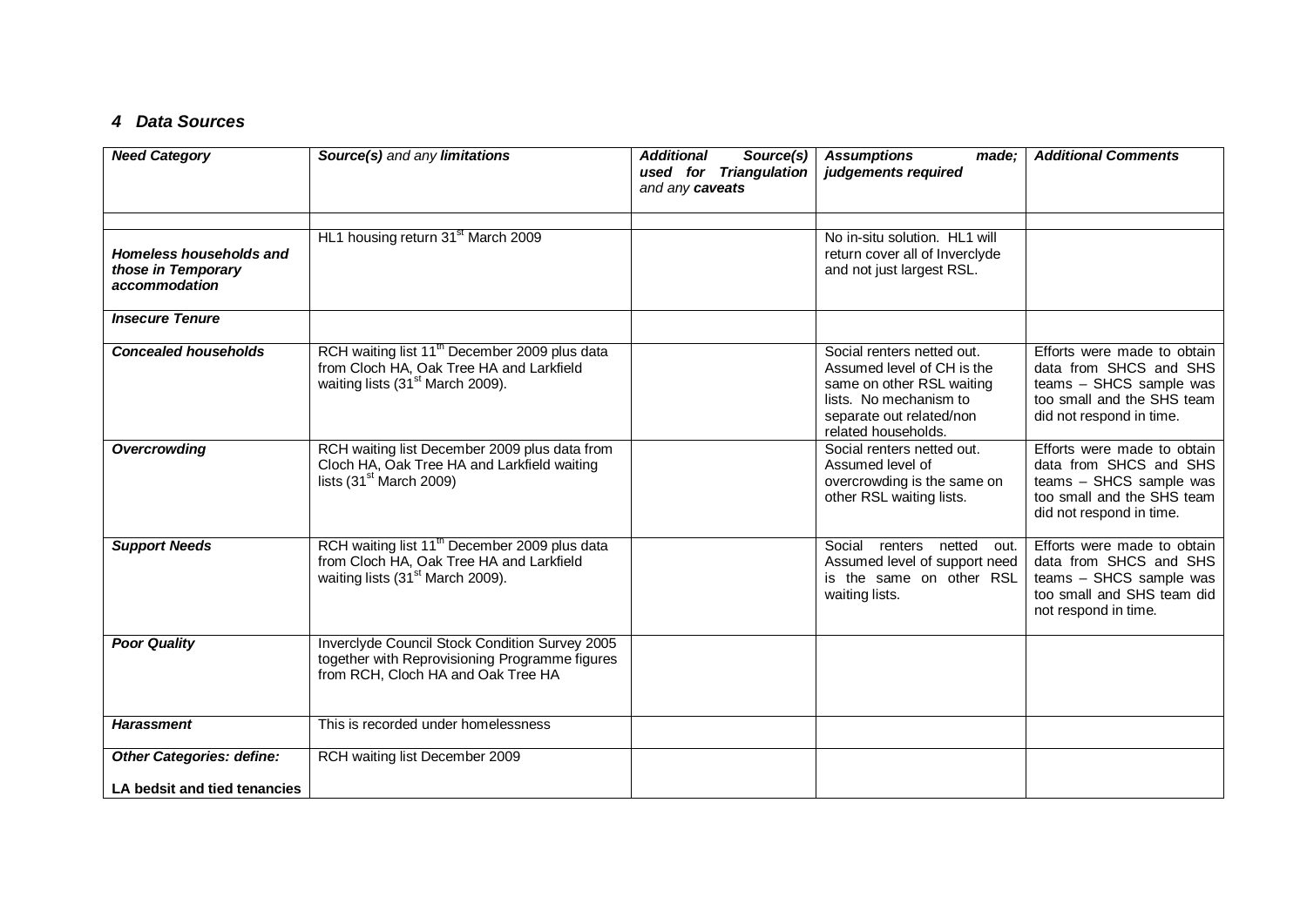### *4 Data Sources*

| ***Need Category*** | ***Source(s)** and any **limitations*** | ***Additional Source(s) used for Triangulation** and any **caveats*** | ***Assumptions made; judgements required*** | ***Additional Comments*** |
|---|---|---|---|---|
| | | | | |
| ***Homeless households and those in Temporary accommodation*** | HL1 housing return 31st March 2009 | | No in-situ solution. HL1 will return cover all of Inverclyde and not just largest RSL. | |
| ***Insecure Tenure*** | | | | |
| ***Concealed households*** | RCH waiting list 11th December 2009 plus data from Cloch HA, Oak Tree HA and Larkfield waiting lists (31st March 2009). | | Social renters netted out. Assumed level of CH is the same on other RSL waiting lists. No mechanism to separate out related/non related households. | Efforts were made to obtain data from SHCS and SHS teams – SHCS sample was too small and the SHS team did not respond in time. |
| ***Overcrowding*** | RCH waiting list December 2009 plus data from Cloch HA, Oak Tree HA and Larkfield waiting lists (31st March 2009) | | Social renters netted out. Assumed level of overcrowding is the same on other RSL waiting lists. | Efforts were made to obtain data from SHCS and SHS teams – SHCS sample was too small and the SHS team did not respond in time. |
| ***Support Needs*** | RCH waiting list 11th December 2009 plus data from Cloch HA, Oak Tree HA and Larkfield waiting lists (31st March 2009). | | Social renters netted out. Assumed level of support need is the same on other RSL waiting lists. | Efforts were made to obtain data from SHCS and SHS teams – SHCS sample was too small and SHS team did not respond in time. |
| ***Poor Quality*** | Inverclyde Council Stock Condition Survey 2005 together with Reprovisioning Programme figures from RCH, Cloch HA and Oak Tree HA | | | |
| ***Harassment*** | This is recorded under homelessness | | | |
| ***Other Categories: define:*** **LA bedsit and tied tenancies** | RCH waiting list December 2009 | | | |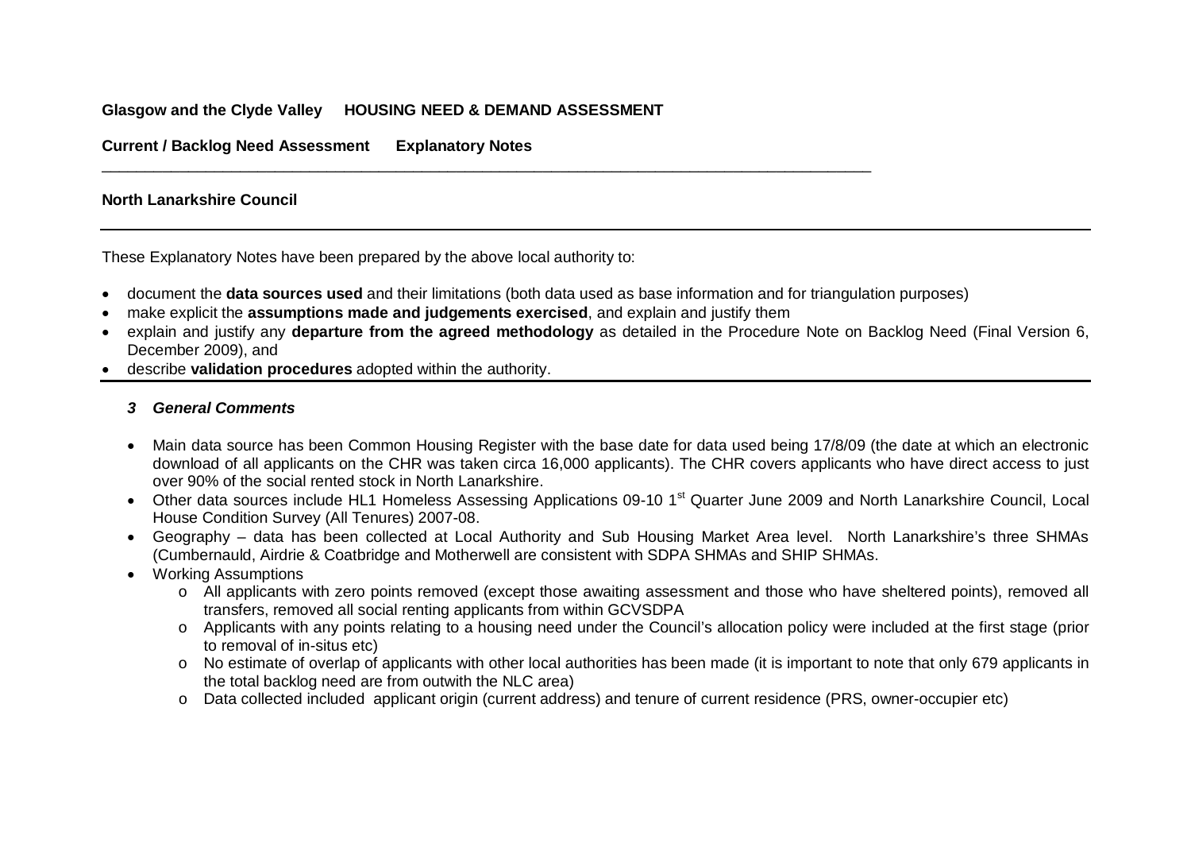**Glasgow and the Clyde Valley HOUSING NEED & DEMAND ASSESSMENT**

**Current / Backlog Need Assessment Explanatory Notes**

---

**North Lanarkshire Council**

---

These Explanatory Notes have been prepared by the above local authority to:

- document the **data sources used** and their limitations (both data used as base information and for triangulation purposes)
- make explicit the **assumptions made and judgements exercised**, and explain and justify them
- explain and justify any **departure from the agreed methodology** as detailed in the Procedure Note on Backlog Need (Final Version 6, December 2009), and
- describe **validation procedures** adopted within the authority.

---

### *3 General Comments*

- Main data source has been Common Housing Register with the base date for data used being 17/8/09 (the date at which an electronic download of all applicants on the CHR was taken circa 16,000 applicants). The CHR covers applicants who have direct access to just over 90% of the social rented stock in North Lanarkshire.
- Other data sources include HL1 Homeless Assessing Applications 09-10 1st Quarter June 2009 and North Lanarkshire Council, Local House Condition Survey (All Tenures) 2007-08.
- Geography – data has been collected at Local Authority and Sub Housing Market Area level. North Lanarkshire's three SHMAs (Cumbernauld, Airdrie & Coatbridge and Motherwell are consistent with SDPA SHMAs and SHIP SHMAs.
- Working Assumptions
  - All applicants with zero points removed (except those awaiting assessment and those who have sheltered points), removed all transfers, removed all social renting applicants from within GCVSDPA
  - Applicants with any points relating to a housing need under the Council's allocation policy were included at the first stage (prior to removal of in-situs etc)
  - No estimate of overlap of applicants with other local authorities has been made (it is important to note that only 679 applicants in the total backlog need are from outwith the NLC area)
  - Data collected included applicant origin (current address) and tenure of current residence (PRS, owner-occupier etc)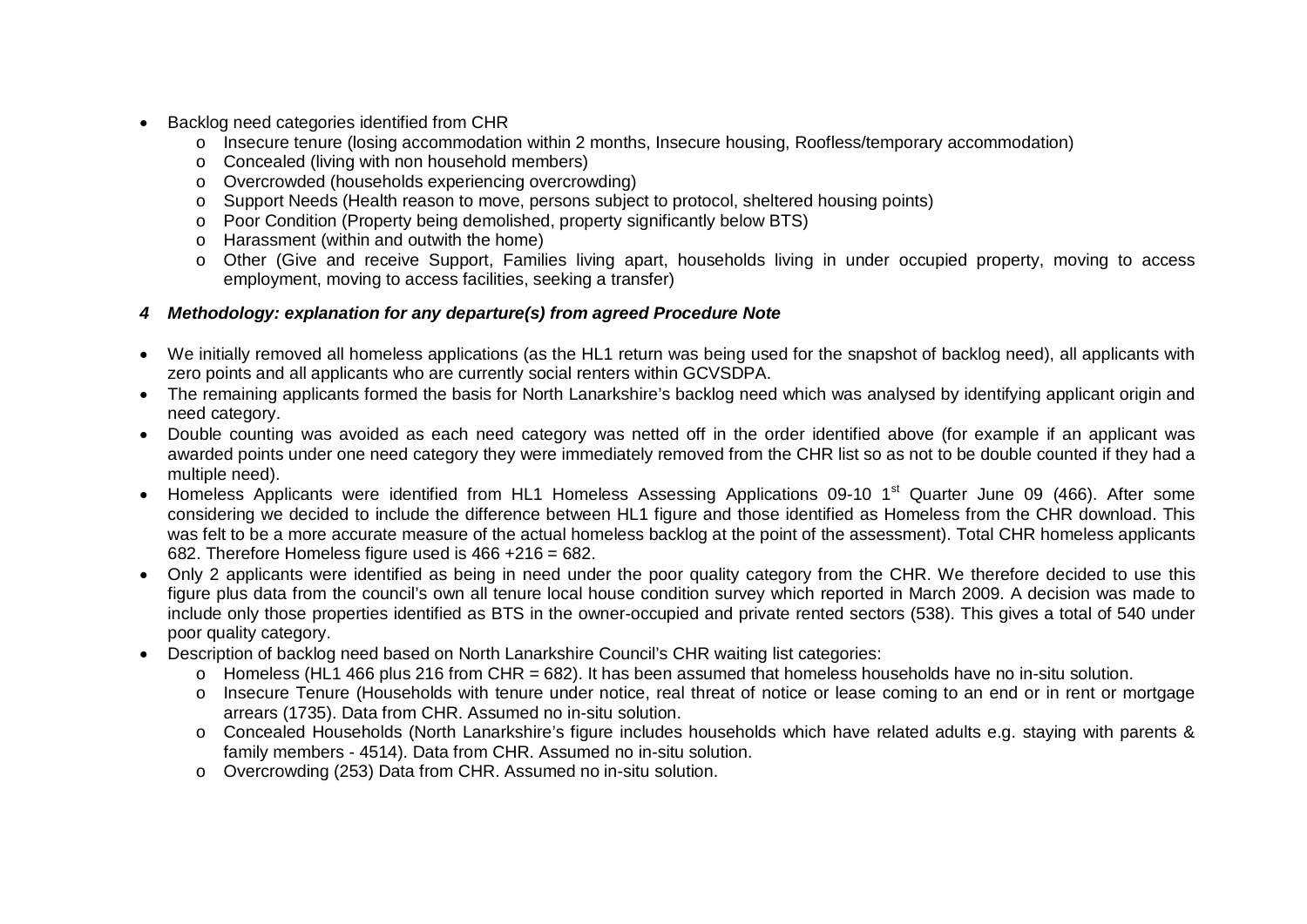- Backlog need categories identified from CHR
  - Insecure tenure (losing accommodation within 2 months, Insecure housing, Roofless/temporary accommodation)
  - Concealed (living with non household members)
  - Overcrowded (households experiencing overcrowding)
  - Support Needs (Health reason to move, persons subject to protocol, sheltered housing points)
  - Poor Condition (Property being demolished, property significantly below BTS)
  - Harassment (within and outwith the home)
  - Other (Give and receive Support, Families living apart, households living in under occupied property, moving to access employment, moving to access facilities, seeking a transfer)

### *4 Methodology: explanation for any departure(s) from agreed Procedure Note*

- We initially removed all homeless applications (as the HL1 return was being used for the snapshot of backlog need), all applicants with zero points and all applicants who are currently social renters within GCVSDPA.
- The remaining applicants formed the basis for North Lanarkshire's backlog need which was analysed by identifying applicant origin and need category.
- Double counting was avoided as each need category was netted off in the order identified above (for example if an applicant was awarded points under one need category they were immediately removed from the CHR list so as not to be double counted if they had a multiple need).
- Homeless Applicants were identified from HL1 Homeless Assessing Applications 09-10 1st Quarter June 09 (466). After some considering we decided to include the difference between HL1 figure and those identified as Homeless from the CHR download. This was felt to be a more accurate measure of the actual homeless backlog at the point of the assessment). Total CHR homeless applicants 682. Therefore Homeless figure used is 466 +216 = 682.
- Only 2 applicants were identified as being in need under the poor quality category from the CHR. We therefore decided to use this figure plus data from the council's own all tenure local house condition survey which reported in March 2009. A decision was made to include only those properties identified as BTS in the owner-occupied and private rented sectors (538). This gives a total of 540 under poor quality category.
- Description of backlog need based on North Lanarkshire Council's CHR waiting list categories:
  - Homeless (HL1 466 plus 216 from CHR = 682). It has been assumed that homeless households have no in-situ solution.
  - Insecure Tenure (Households with tenure under notice, real threat of notice or lease coming to an end or in rent or mortgage arrears (1735). Data from CHR. Assumed no in-situ solution.
  - Concealed Households (North Lanarkshire's figure includes households which have related adults e.g. staying with parents & family members - 4514). Data from CHR. Assumed no in-situ solution.
  - Overcrowding (253) Data from CHR. Assumed no in-situ solution.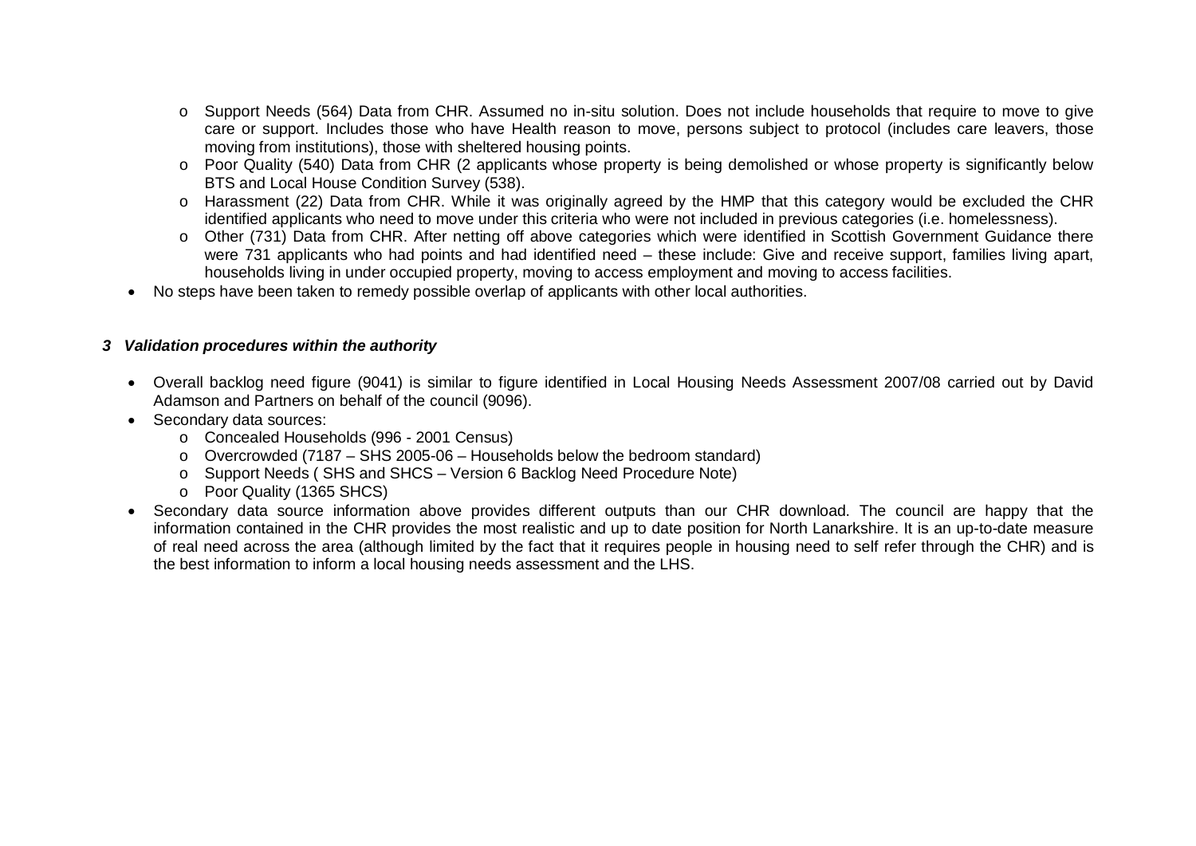- Support Needs (564) Data from CHR. Assumed no in-situ solution. Does not include households that require to move to give care or support. Includes those who have Health reason to move, persons subject to protocol (includes care leavers, those moving from institutions), those with sheltered housing points.
  - Poor Quality (540) Data from CHR (2 applicants whose property is being demolished or whose property is significantly below BTS and Local House Condition Survey (538).
  - Harassment (22) Data from CHR. While it was originally agreed by the HMP that this category would be excluded the CHR identified applicants who need to move under this criteria who were not included in previous categories (i.e. homelessness).
  - Other (731) Data from CHR. After netting off above categories which were identified in Scottish Government Guidance there were 731 applicants who had points and had identified need – these include: Give and receive support, families living apart, households living in under occupied property, moving to access employment and moving to access facilities.
- No steps have been taken to remedy possible overlap of applicants with other local authorities.

### *3 Validation procedures within the authority*

- Overall backlog need figure (9041) is similar to figure identified in Local Housing Needs Assessment 2007/08 carried out by David Adamson and Partners on behalf of the council (9096).
- Secondary data sources:
  - Concealed Households (996 - 2001 Census)
  - Overcrowded (7187 – SHS 2005-06 – Households below the bedroom standard)
  - Support Needs ( SHS and SHCS – Version 6 Backlog Need Procedure Note)
  - Poor Quality (1365 SHCS)
- Secondary data source information above provides different outputs than our CHR download. The council are happy that the information contained in the CHR provides the most realistic and up to date position for North Lanarkshire. It is an up-to-date measure of real need across the area (although limited by the fact that it requires people in housing need to self refer through the CHR) and is the best information to inform a local housing needs assessment and the LHS.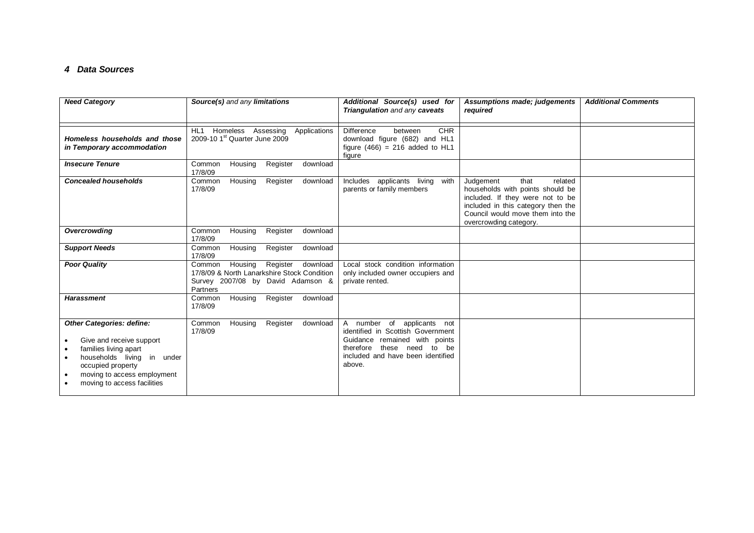## 4 Data Sources

| *Need Category* | *Source(s) and any limitations* | *Additional Source(s) used for Triangulation and any caveats* | *Assumptions made; judgements required* | *Additional Comments* |
|---|---|---|---|---|
| ***Homeless households and those in Temporary accommodation*** | HL1 Homeless Assessing Applications 2009-10 1st Quarter June 2009 | Difference between CHR download figure (682) and HL1 figure (466) = 216 added to HL1 figure | | |
| ***Insecure Tenure*** | Common Housing Register download 17/8/09 | | | |
| ***Concealed households*** | Common Housing Register download 17/8/09 | Includes applicants living with parents or family members | Judgement that related households with points should be included. If they were not to be included in this category then the Council would move them into the overcrowding category. | |
| ***Overcrowding*** | Common Housing Register download 17/8/09 | | | |
| ***Support Needs*** | Common Housing Register download 17/8/09 | | | |
| ***Poor Quality*** | Common Housing Register download 17/8/09 & North Lanarkshire Stock Condition Survey 2007/08 by David Adamson & Partners | Local stock condition information only included owner occupiers and private rented. | | |
| ***Harassment*** | Common Housing Register download 17/8/09 | | | |
| ***Other Categories: define:*** <br>• Give and receive support <br>• families living apart <br>• households living in under occupied property <br>• moving to access employment <br>• moving to access facilities | Common Housing Register download 17/8/09 | A number of applicants not identified in Scottish Government Guidance remained with points therefore these need to be included and have been identified above. | | |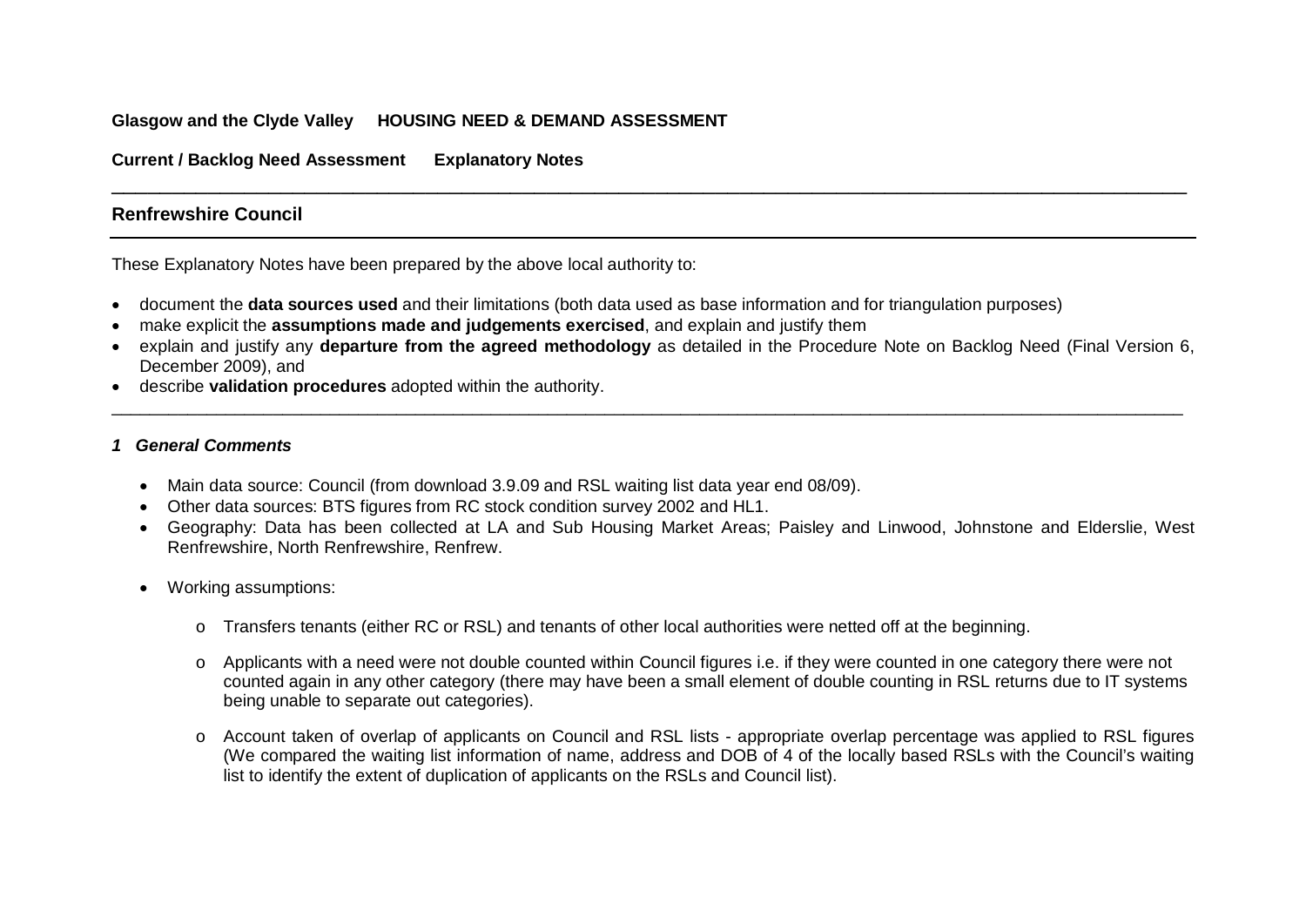**Glasgow and the Clyde Valley HOUSING NEED & DEMAND ASSESSMENT**

**Current / Backlog Need Assessment Explanatory Notes**

---

## Renfrewshire Council

---

These Explanatory Notes have been prepared by the above local authority to:

- document the **data sources used** and their limitations (both data used as base information and for triangulation purposes)
- make explicit the **assumptions made and judgements exercised**, and explain and justify them
- explain and justify any **departure from the agreed methodology** as detailed in the Procedure Note on Backlog Need (Final Version 6, December 2009), and
- describe **validation procedures** adopted within the authority.

---

### *1 General Comments*

- Main data source: Council (from download 3.9.09 and RSL waiting list data year end 08/09).
- Other data sources: BTS figures from RC stock condition survey 2002 and HL1.
- Geography: Data has been collected at LA and Sub Housing Market Areas; Paisley and Linwood, Johnstone and Elderslie, West Renfrewshire, North Renfrewshire, Renfrew.
- Working assumptions:
  - Transfers tenants (either RC or RSL) and tenants of other local authorities were netted off at the beginning.
  - Applicants with a need were not double counted within Council figures i.e. if they were counted in one category there were not counted again in any other category (there may have been a small element of double counting in RSL returns due to IT systems being unable to separate out categories).
  - Account taken of overlap of applicants on Council and RSL lists - appropriate overlap percentage was applied to RSL figures (We compared the waiting list information of name, address and DOB of 4 of the locally based RSLs with the Council's waiting list to identify the extent of duplication of applicants on the RSLs and Council list).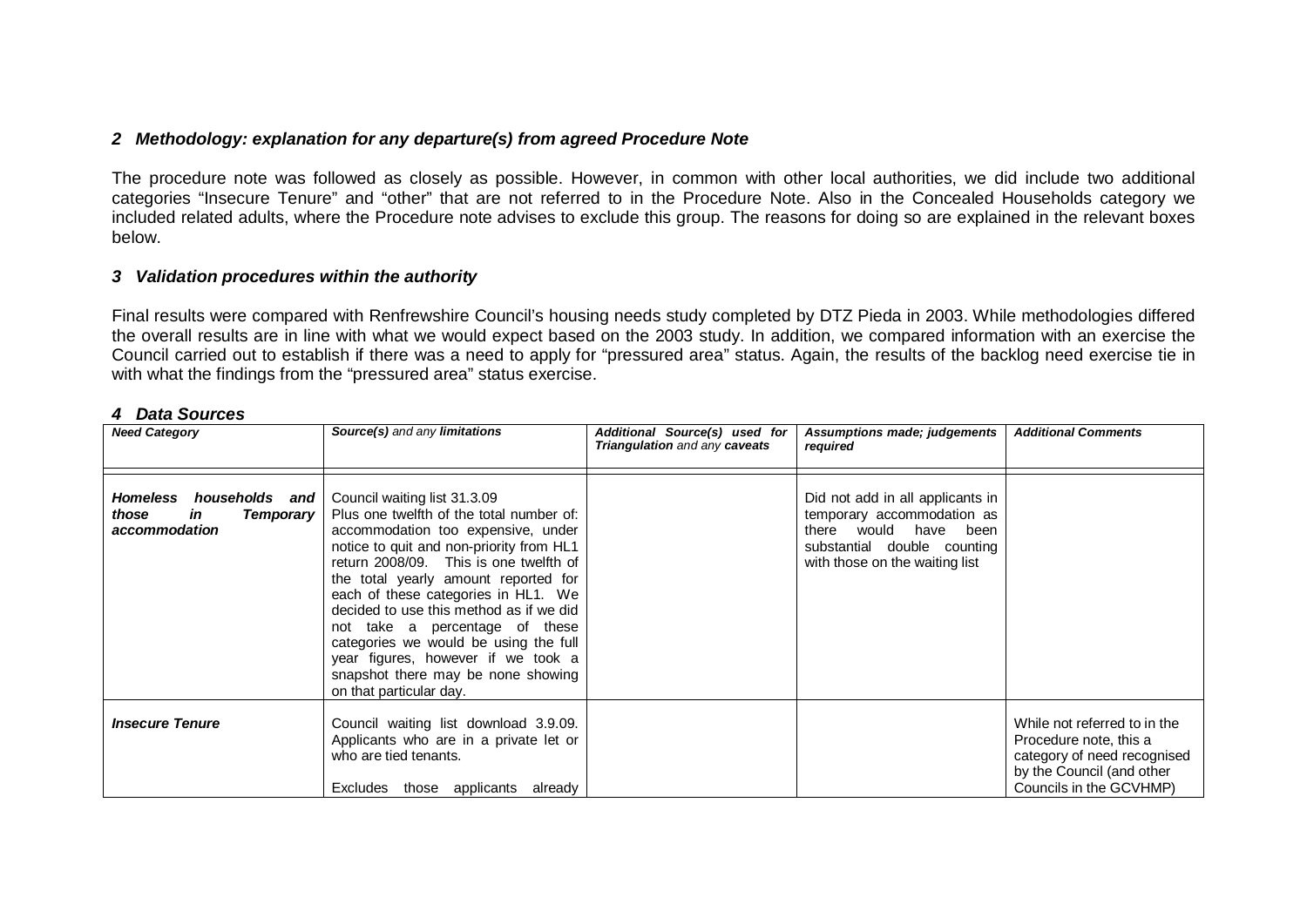### *2 Methodology: explanation for any departure(s) from agreed Procedure Note*

The procedure note was followed as closely as possible. However, in common with other local authorities, we did include two additional categories "Insecure Tenure" and "other" that are not referred to in the Procedure Note. Also in the Concealed Households category we included related adults, where the Procedure note advises to exclude this group. The reasons for doing so are explained in the relevant boxes below.

### *3 Validation procedures within the authority*

Final results were compared with Renfrewshire Council's housing needs study completed by DTZ Pieda in 2003. While methodologies differed the overall results are in line with what we would expect based on the 2003 study. In addition, we compared information with an exercise the Council carried out to establish if there was a need to apply for "pressured area" status. Again, the results of the backlog need exercise tie in with what the findings from the "pressured area" status exercise.

### *4 Data Sources*

| *Need Category* | *Source(s) and any limitations* | *Additional Source(s) used for Triangulation and any caveats* | *Assumptions made; judgements required* | *Additional Comments* |
|---|---|---|---|---|
| ***Homeless households and those in Temporary accommodation*** | Council waiting list 31.3.09<br>Plus one twelfth of the total number of: accommodation too expensive, under notice to quit and non-priority from HL1 return 2008/09. This is one twelfth of the total yearly amount reported for each of these categories in HL1. We decided to use this method as if we did not take a percentage of these categories we would be using the full year figures, however if we took a snapshot there may be none showing on that particular day. | | Did not add in all applicants in temporary accommodation as there would have been substantial double counting with those on the waiting list | |
| ***Insecure Tenure*** | Council waiting list download 3.9.09. Applicants who are in a private let or who are tied tenants.<br><br>Excludes those applicants already | | | While not referred to in the Procedure note, this a category of need recognised by the Council (and other Councils in the GCVHMP) |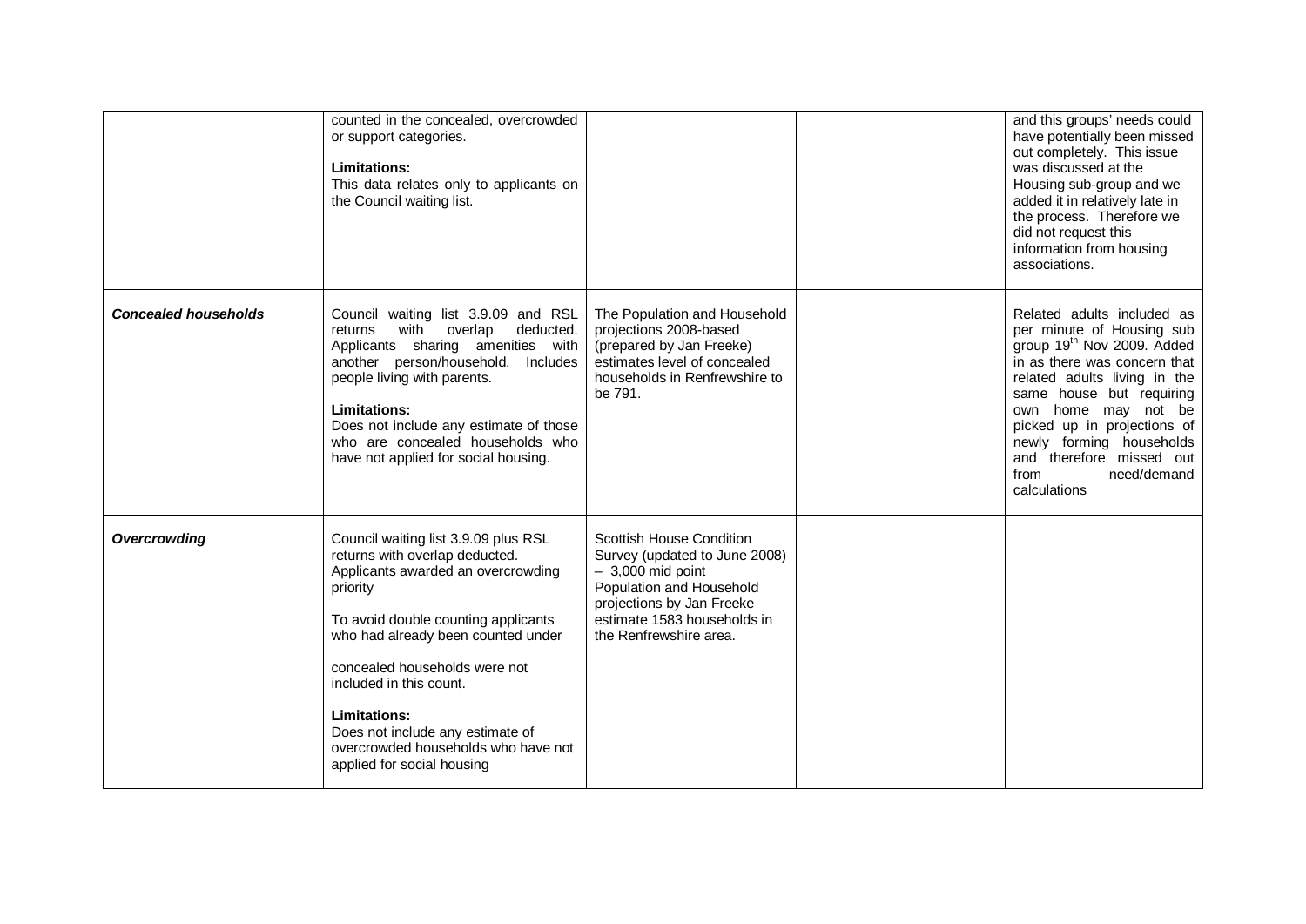| | | | | |
|---|---|---|---|---|
| | counted in the concealed, overcrowded or support categories.<br><br>**Limitations:**<br>This data relates only to applicants on the Council waiting list. | | | and this groups' needs could have potentially been missed out completely. This issue was discussed at the Housing sub-group and we added it in relatively late in the process. Therefore we did not request this information from housing associations. |
| ***Concealed households*** | Council waiting list 3.9.09 and RSL returns with overlap deducted. Applicants sharing amenities with another person/household. Includes people living with parents.<br><br>**Limitations:**<br>Does not include any estimate of those who are concealed households who have not applied for social housing. | The Population and Household projections 2008-based (prepared by Jan Freeke) estimates level of concealed households in Renfrewshire to be 791. | | Related adults included as per minute of Housing sub group 19th Nov 2009. Added in as there was concern that related adults living in the same house but requiring own home may not be picked up in projections of newly forming households and therefore missed out from need/demand calculations |
| ***Overcrowding*** | Council waiting list 3.9.09 plus RSL returns with overlap deducted. Applicants awarded an overcrowding priority<br><br>To avoid double counting applicants who had already been counted under<br><br>concealed households were not included in this count.<br><br>**Limitations:**<br>Does not include any estimate of overcrowded households who have not applied for social housing | Scottish House Condition Survey (updated to June 2008) – 3,000 mid point<br>Population and Household projections by Jan Freeke estimate 1583 households in the Renfrewshire area. | | |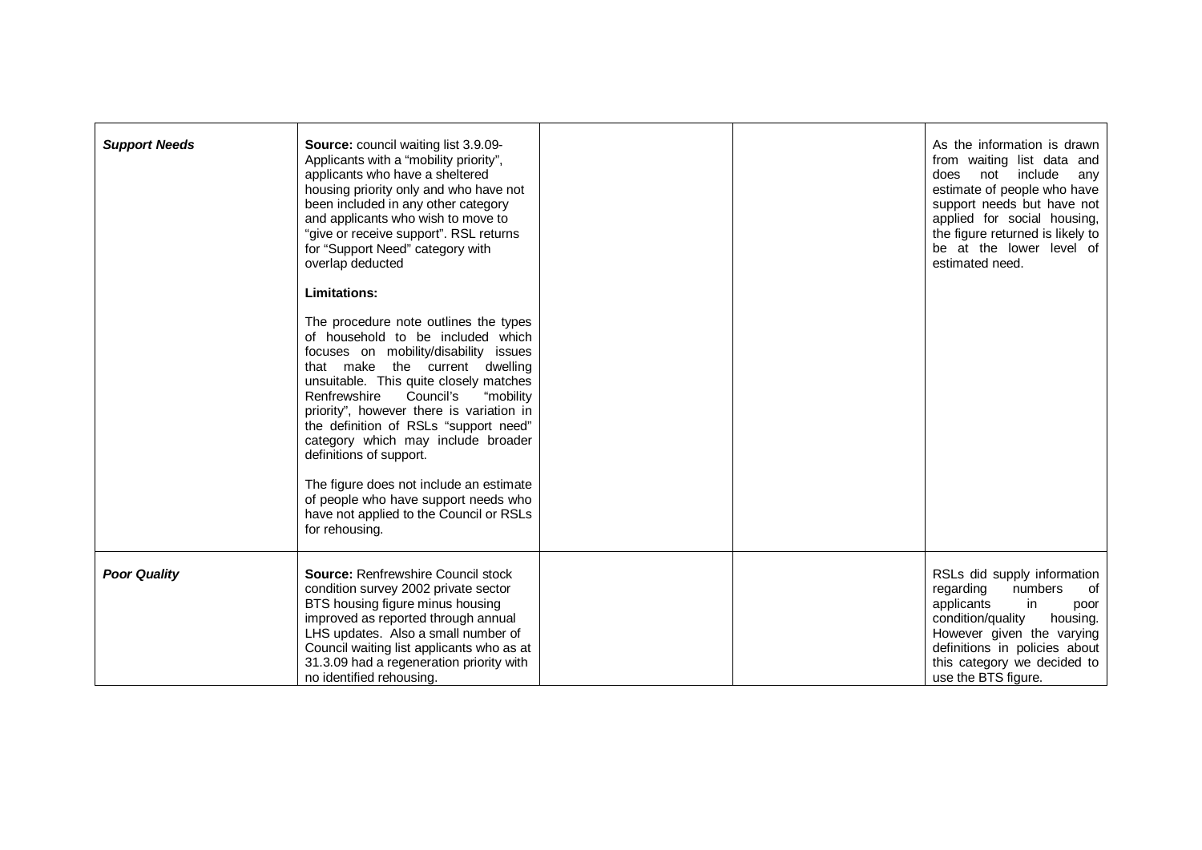| | | | | |
|---|---|---|---|---|
| ***Support Needs*** | **Source:** council waiting list 3.9.09- Applicants with a "mobility priority", applicants who have a sheltered housing priority only and who have not been included in any other category and applicants who wish to move to "give or receive support". RSL returns for "Support Need" category with overlap deducted<br><br>**Limitations:**<br><br>The procedure note outlines the types of household to be included which focuses on mobility/disability issues that make the current dwelling unsuitable. This quite closely matches Renfrewshire Council's "mobility priority", however there is variation in the definition of RSLs "support need" category which may include broader definitions of support.<br><br>The figure does not include an estimate of people who have support needs who have not applied to the Council or RSLs for rehousing. | | | As the information is drawn from waiting list data and does not include any estimate of people who have support needs but have not applied for social housing, the figure returned is likely to be at the lower level of estimated need. |
| ***Poor Quality*** | **Source:** Renfrewshire Council stock condition survey 2002 private sector BTS housing figure minus housing improved as reported through annual LHS updates. Also a small number of Council waiting list applicants who as at 31.3.09 had a regeneration priority with no identified rehousing. | | | RSLs did supply information regarding numbers of applicants in poor condition/quality housing. However given the varying definitions in policies about this category we decided to use the BTS figure. |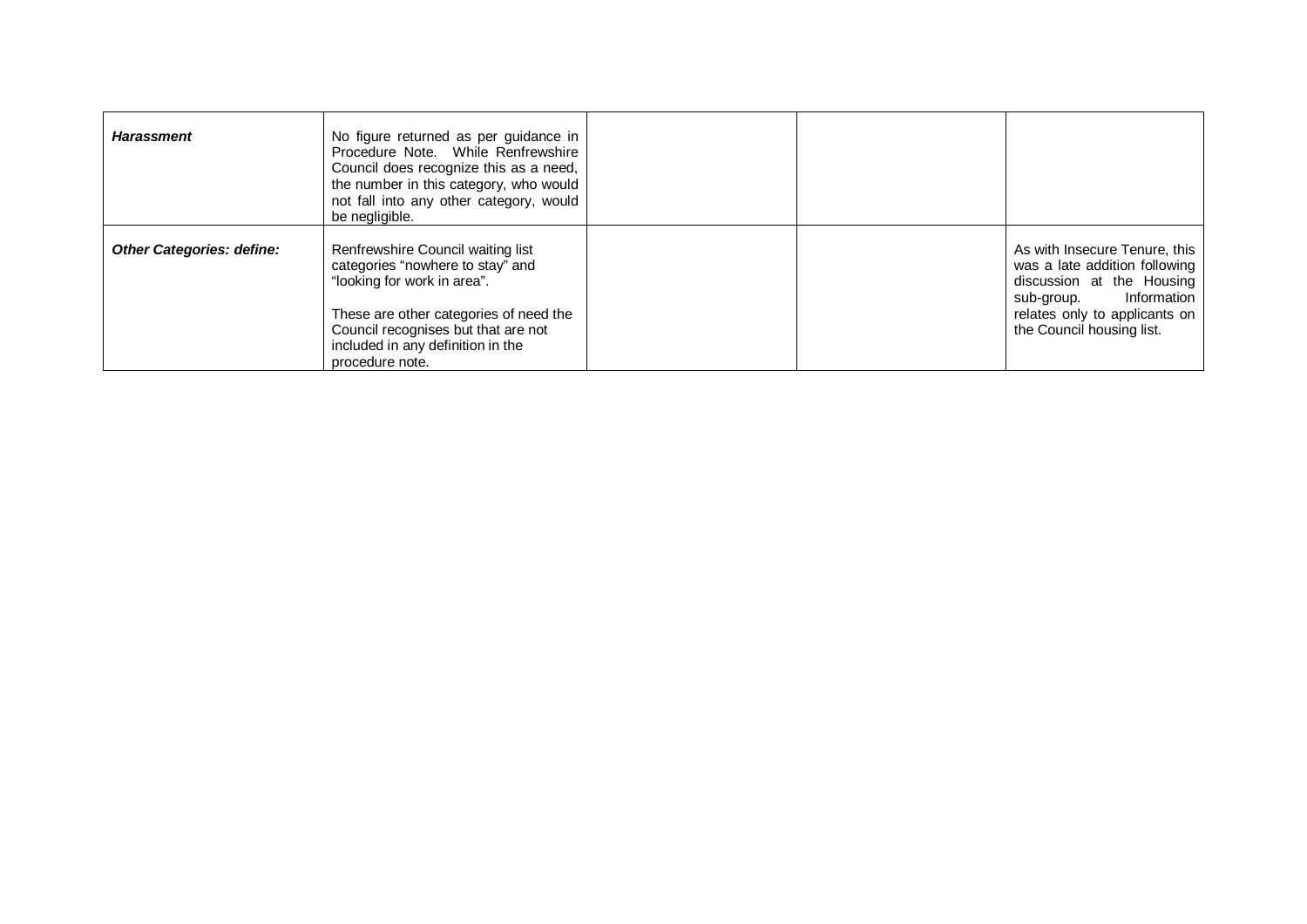| | | | | |
|---|---|---|---|---|
| ***Harassment*** | No figure returned as per guidance in Procedure Note. While Renfrewshire Council does recognize this as a need, the number in this category, who would not fall into any other category, would be negligible. | | | |
| ***Other Categories: define:*** | Renfrewshire Council waiting list categories "nowhere to stay" and "looking for work in area".<br><br>These are other categories of need the Council recognises but that are not included in any definition in the procedure note. | | | As with Insecure Tenure, this was a late addition following discussion at the Housing sub-group. Information relates only to applicants on the Council housing list. |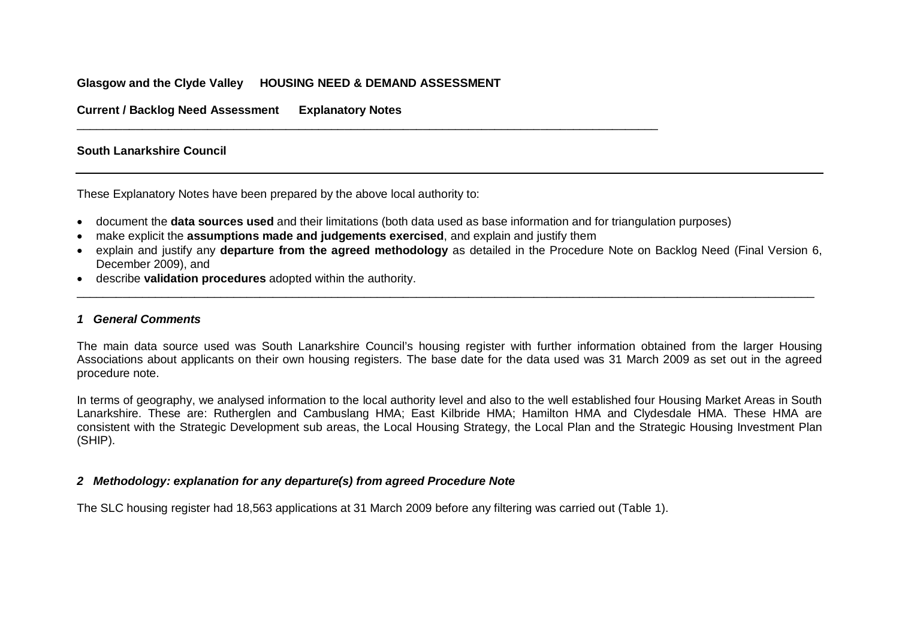**Glasgow and the Clyde Valley HOUSING NEED & DEMAND ASSESSMENT**

**Current / Backlog Need Assessment Explanatory Notes**

---

**South Lanarkshire Council**

---

These Explanatory Notes have been prepared by the above local authority to:

- document the **data sources used** and their limitations (both data used as base information and for triangulation purposes)
- make explicit the **assumptions made and judgements exercised**, and explain and justify them
- explain and justify any **departure from the agreed methodology** as detailed in the Procedure Note on Backlog Need (Final Version 6, December 2009), and
- describe **validation procedures** adopted within the authority.

---

### *1 General Comments*

The main data source used was South Lanarkshire Council's housing register with further information obtained from the larger Housing Associations about applicants on their own housing registers. The base date for the data used was 31 March 2009 as set out in the agreed procedure note.

In terms of geography, we analysed information to the local authority level and also to the well established four Housing Market Areas in South Lanarkshire. These are: Rutherglen and Cambuslang HMA; East Kilbride HMA; Hamilton HMA and Clydesdale HMA. These HMA are consistent with the Strategic Development sub areas, the Local Housing Strategy, the Local Plan and the Strategic Housing Investment Plan (SHIP).

### *2 Methodology: explanation for any departure(s) from agreed Procedure Note*

The SLC housing register had 18,563 applications at 31 March 2009 before any filtering was carried out (Table 1).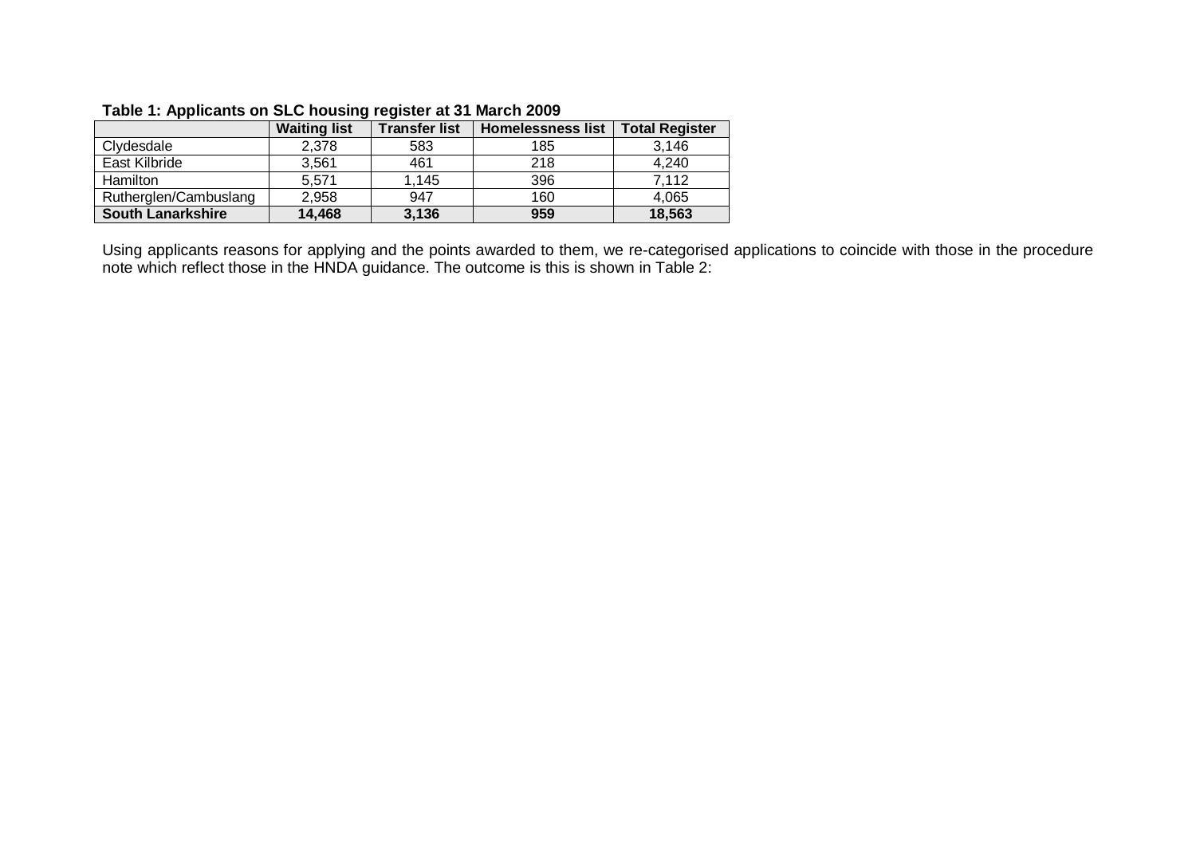**Table 1: Applicants on SLC housing register at 31 March 2009**

| | Waiting list | Transfer list | Homelessness list | Total Register |
|---|---|---|---|---|
| Clydesdale | 2,378 | 583 | 185 | 3,146 |
| East Kilbride | 3,561 | 461 | 218 | 4,240 |
| Hamilton | 5,571 | 1,145 | 396 | 7,112 |
| Rutherglen/Cambuslang | 2,958 | 947 | 160 | 4,065 |
| **South Lanarkshire** | **14,468** | **3,136** | **959** | **18,563** |

Using applicants reasons for applying and the points awarded to them, we re-categorised applications to coincide with those in the procedure note which reflect those in the HNDA guidance. The outcome is this is shown in Table 2: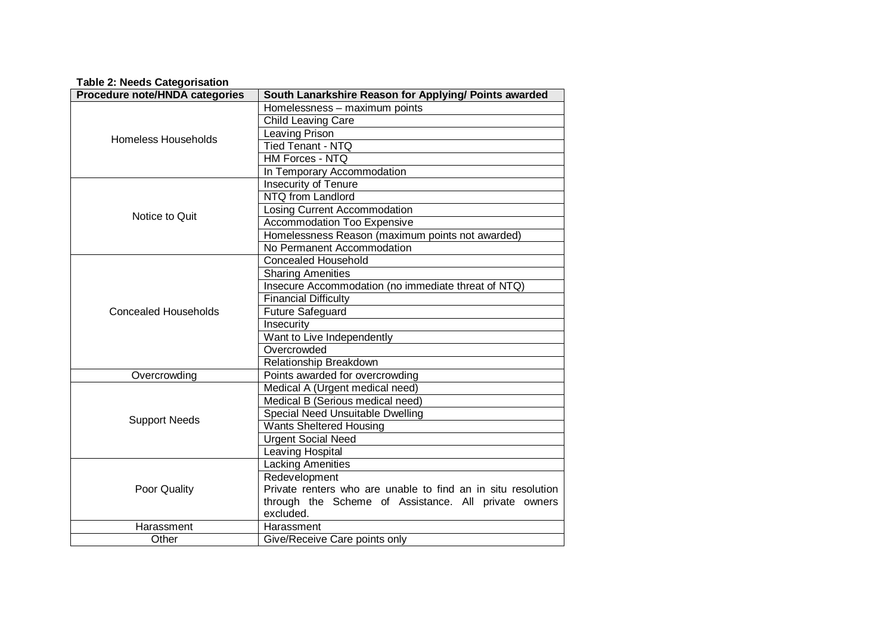**Table 2: Needs Categorisation**

| Procedure note/HNDA categories | South Lanarkshire Reason for Applying/ Points awarded |
|---|---|
| Homeless Households | Homelessness – maximum points |
| | Child Leaving Care |
| | Leaving Prison |
| | Tied Tenant - NTQ |
| | HM Forces - NTQ |
| | In Temporary Accommodation |
| Notice to Quit | Insecurity of Tenure |
| | NTQ from Landlord |
| | Losing Current Accommodation |
| | Accommodation Too Expensive |
| | Homelessness Reason (maximum points not awarded) |
| | No Permanent Accommodation |
| Concealed Households | Concealed Household |
| | Sharing Amenities |
| | Insecure Accommodation (no immediate threat of NTQ) |
| | Financial Difficulty |
| | Future Safeguard |
| | Insecurity |
| | Want to Live Independently |
| | Overcrowded |
| | Relationship Breakdown |
| Overcrowding | Points awarded for overcrowding |
| Support Needs | Medical A (Urgent medical need) |
| | Medical B (Serious medical need) |
| | Special Need Unsuitable Dwelling |
| | Wants Sheltered Housing |
| | Urgent Social Need |
| | Leaving Hospital |
| Poor Quality | Lacking Amenities |
| | Redevelopment<br>Private renters who are unable to find an in situ resolution through the Scheme of Assistance. All private owners excluded. |
| Harassment | Harassment |
| Other | Give/Receive Care points only |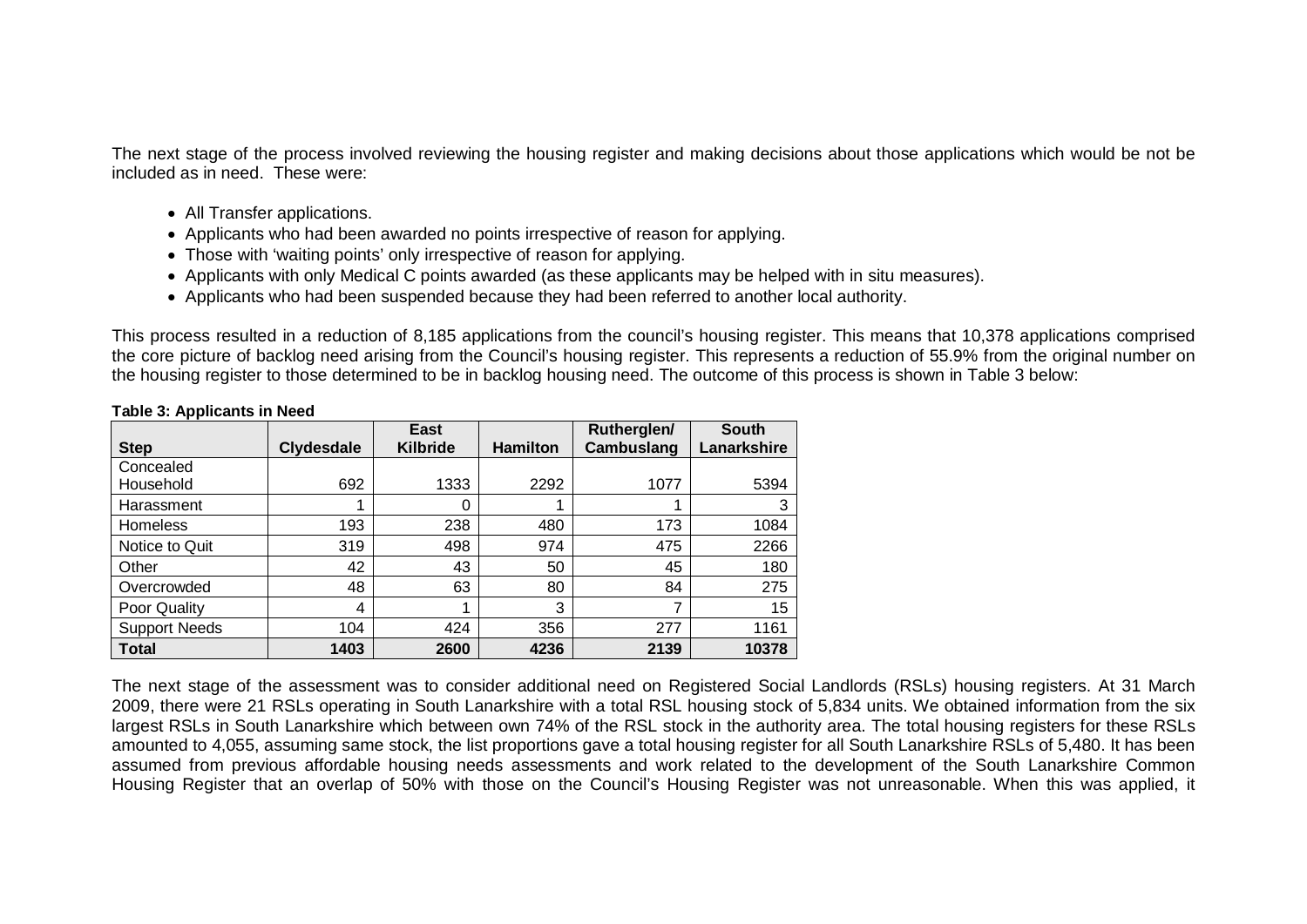The next stage of the process involved reviewing the housing register and making decisions about those applications which would be not be included as in need. These were:

- All Transfer applications.
- Applicants who had been awarded no points irrespective of reason for applying.
- Those with 'waiting points' only irrespective of reason for applying.
- Applicants with only Medical C points awarded (as these applicants may be helped with in situ measures).
- Applicants who had been suspended because they had been referred to another local authority.

This process resulted in a reduction of 8,185 applications from the council's housing register. This means that 10,378 applications comprised the core picture of backlog need arising from the Council's housing register. This represents a reduction of 55.9% from the original number on the housing register to those determined to be in backlog housing need. The outcome of this process is shown in Table 3 below:

**Table 3: Applicants in Need**

| Step | Clydesdale | East Kilbride | Hamilton | Rutherglen/ Cambuslang | South Lanarkshire |
|---|---|---|---|---|---|
| Concealed Household | 692 | 1333 | 2292 | 1077 | 5394 |
| Harassment | 1 | 0 | 1 | 1 | 3 |
| Homeless | 193 | 238 | 480 | 173 | 1084 |
| Notice to Quit | 319 | 498 | 974 | 475 | 2266 |
| Other | 42 | 43 | 50 | 45 | 180 |
| Overcrowded | 48 | 63 | 80 | 84 | 275 |
| Poor Quality | 4 | 1 | 3 | 7 | 15 |
| Support Needs | 104 | 424 | 356 | 277 | 1161 |
| **Total** | **1403** | **2600** | **4236** | **2139** | **10378** |

The next stage of the assessment was to consider additional need on Registered Social Landlords (RSLs) housing registers. At 31 March 2009, there were 21 RSLs operating in South Lanarkshire with a total RSL housing stock of 5,834 units. We obtained information from the six largest RSLs in South Lanarkshire which between own 74% of the RSL stock in the authority area. The total housing registers for these RSLs amounted to 4,055, assuming same stock, the list proportions gave a total housing register for all South Lanarkshire RSLs of 5,480. It has been assumed from previous affordable housing needs assessments and work related to the development of the South Lanarkshire Common Housing Register that an overlap of 50% with those on the Council's Housing Register was not unreasonable. When this was applied, it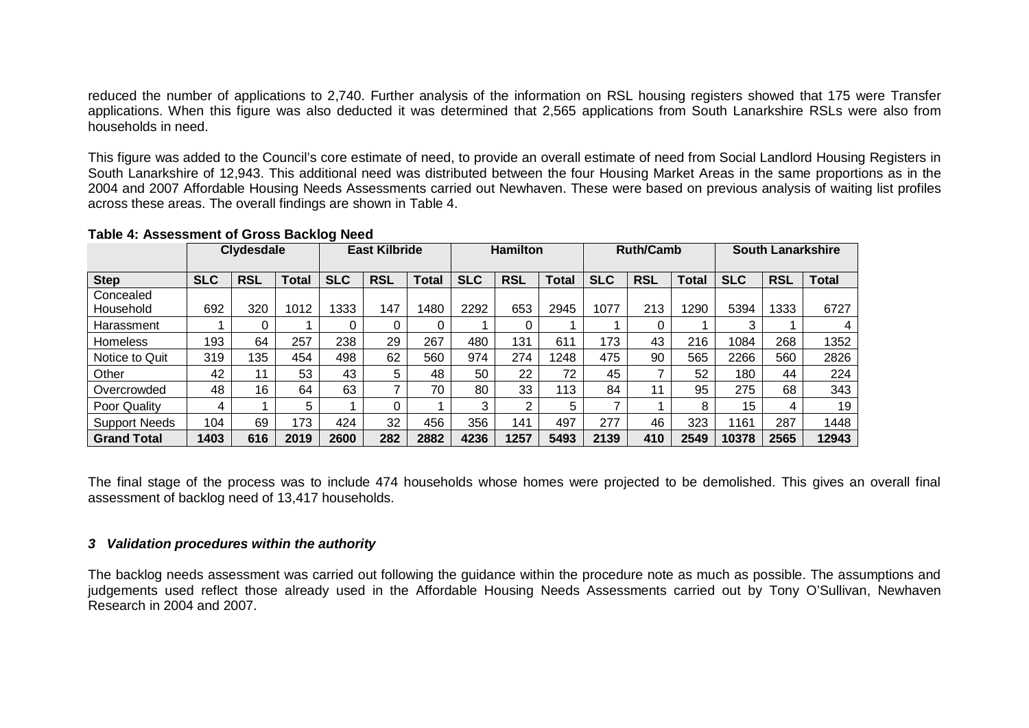reduced the number of applications to 2,740. Further analysis of the information on RSL housing registers showed that 175 were Transfer applications. When this figure was also deducted it was determined that 2,565 applications from South Lanarkshire RSLs were also from households in need.

This figure was added to the Council's core estimate of need, to provide an overall estimate of need from Social Landlord Housing Registers in South Lanarkshire of 12,943. This additional need was distributed between the four Housing Market Areas in the same proportions as in the 2004 and 2007 Affordable Housing Needs Assessments carried out Newhaven. These were based on previous analysis of waiting list profiles across these areas. The overall findings are shown in Table 4.

**Table 4: Assessment of Gross Backlog Need**

| | Clydesdale | | | East Kilbride | | | Hamilton | | | Ruth/Camb | | | South Lanarkshire | | |
|---|---|---|---|---|---|---|---|---|---|---|---|---|---|---|---|
| **Step** | **SLC** | **RSL** | **Total** | **SLC** | **RSL** | **Total** | **SLC** | **RSL** | **Total** | **SLC** | **RSL** | **Total** | **SLC** | **RSL** | **Total** |
| Concealed Household | 692 | 320 | 1012 | 1333 | 147 | 1480 | 2292 | 653 | 2945 | 1077 | 213 | 1290 | 5394 | 1333 | 6727 |
| Harassment | 1 | 0 | 1 | 0 | 0 | 0 | 1 | 0 | 1 | 1 | 0 | 1 | 3 | 1 | 4 |
| Homeless | 193 | 64 | 257 | 238 | 29 | 267 | 480 | 131 | 611 | 173 | 43 | 216 | 1084 | 268 | 1352 |
| Notice to Quit | 319 | 135 | 454 | 498 | 62 | 560 | 974 | 274 | 1248 | 475 | 90 | 565 | 2266 | 560 | 2826 |
| Other | 42 | 11 | 53 | 43 | 5 | 48 | 50 | 22 | 72 | 45 | 7 | 52 | 180 | 44 | 224 |
| Overcrowded | 48 | 16 | 64 | 63 | 7 | 70 | 80 | 33 | 113 | 84 | 11 | 95 | 275 | 68 | 343 |
| Poor Quality | 4 | 1 | 5 | 1 | 0 | 1 | 3 | 2 | 5 | 7 | 1 | 8 | 15 | 4 | 19 |
| Support Needs | 104 | 69 | 173 | 424 | 32 | 456 | 356 | 141 | 497 | 277 | 46 | 323 | 1161 | 287 | 1448 |
| **Grand Total** | **1403** | **616** | **2019** | **2600** | **282** | **2882** | **4236** | **1257** | **5493** | **2139** | **410** | **2549** | **10378** | **2565** | **12943** |

The final stage of the process was to include 474 households whose homes were projected to be demolished. This gives an overall final assessment of backlog need of 13,417 households.

### *3 Validation procedures within the authority*

The backlog needs assessment was carried out following the guidance within the procedure note as much as possible. The assumptions and judgements used reflect those already used in the Affordable Housing Needs Assessments carried out by Tony O'Sullivan, Newhaven Research in 2004 and 2007.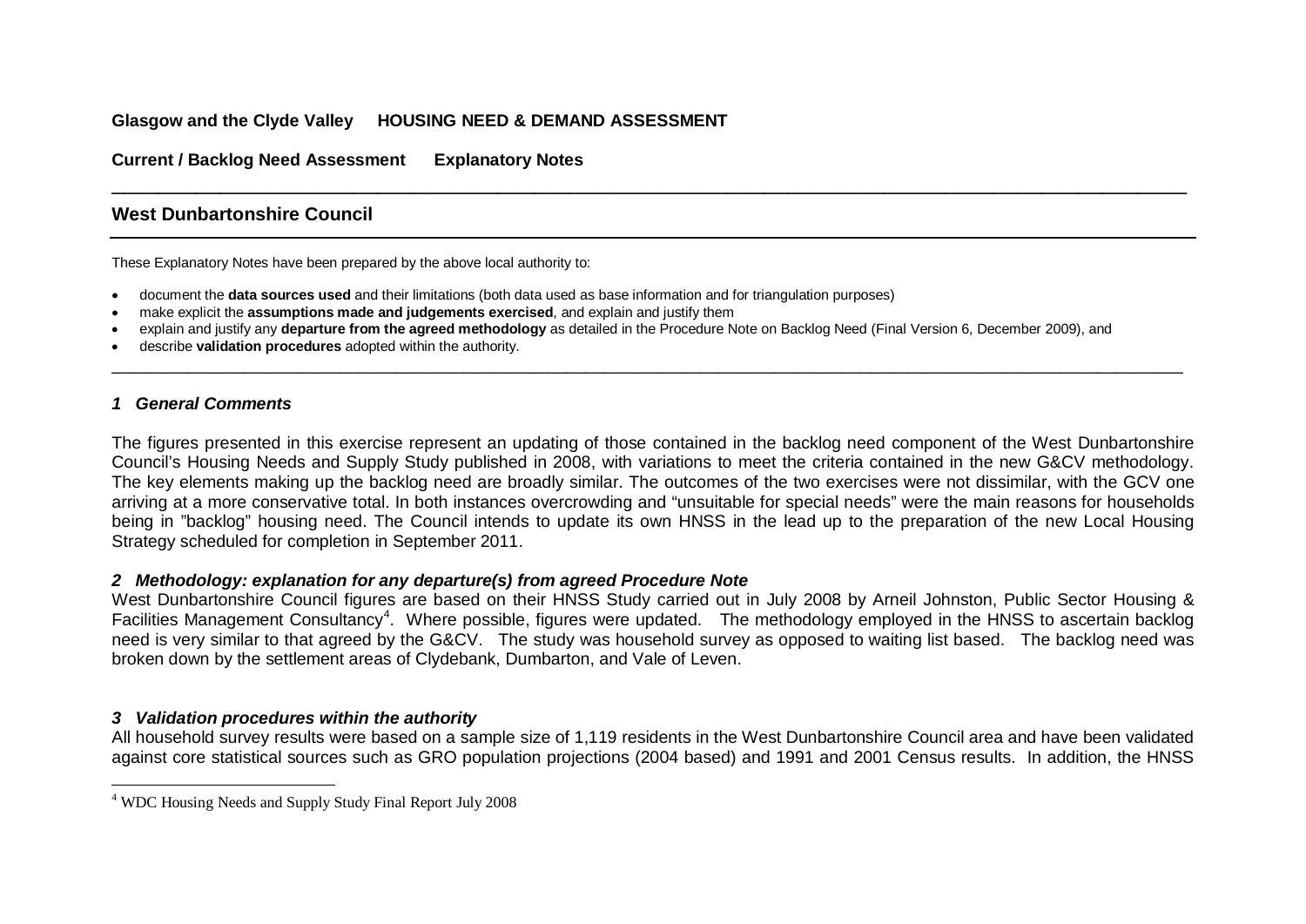**Glasgow and the Clyde Valley HOUSING NEED & DEMAND ASSESSMENT**

**Current / Backlog Need Assessment Explanatory Notes**

## West Dunbartonshire Council

These Explanatory Notes have been prepared by the above local authority to:

- document the **data sources used** and their limitations (both data used as base information and for triangulation purposes)
- make explicit the **assumptions made and judgements exercised**, and explain and justify them
- explain and justify any **departure from the agreed methodology** as detailed in the Procedure Note on Backlog Need (Final Version 6, December 2009), and
- describe **validation procedures** adopted within the authority.

### *1 General Comments*

The figures presented in this exercise represent an updating of those contained in the backlog need component of the West Dunbartonshire Council's Housing Needs and Supply Study published in 2008, with variations to meet the criteria contained in the new G&CV methodology. The key elements making up the backlog need are broadly similar. The outcomes of the two exercises were not dissimilar, with the GCV one arriving at a more conservative total. In both instances overcrowding and "unsuitable for special needs" were the main reasons for households being in "backlog" housing need. The Council intends to update its own HNSS in the lead up to the preparation of the new Local Housing Strategy scheduled for completion in September 2011.

### *2 Methodology: explanation for any departure(s) from agreed Procedure Note*

West Dunbartonshire Council figures are based on their HNSS Study carried out in July 2008 by Arneil Johnston, Public Sector Housing & Facilities Management Consultancy[4]. Where possible, figures were updated. The methodology employed in the HNSS to ascertain backlog need is very similar to that agreed by the G&CV. The study was household survey as opposed to waiting list based. The backlog need was broken down by the settlement areas of Clydebank, Dumbarton, and Vale of Leven.

### *3 Validation procedures within the authority*

All household survey results were based on a sample size of 1,119 residents in the West Dunbartonshire Council area and have been validated against core statistical sources such as GRO population projections (2004 based) and 1991 and 2001 Census results. In addition, the HNSS

[4] WDC Housing Needs and Supply Study Final Report July 2008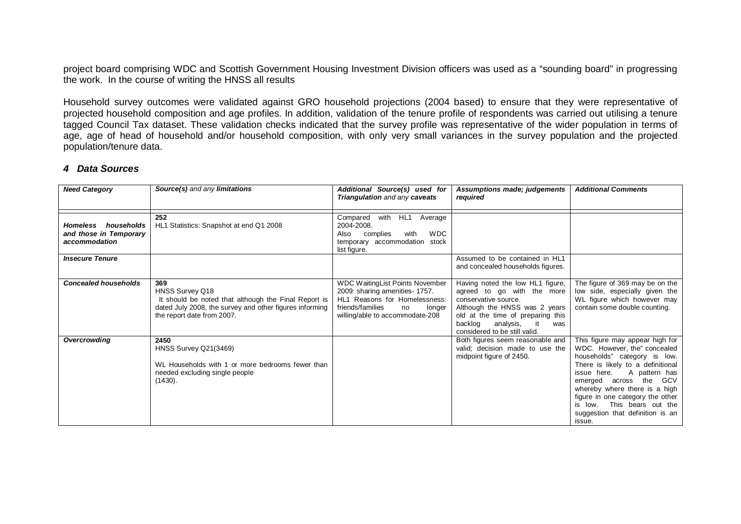project board comprising WDC and Scottish Government Housing Investment Division officers was used as a "sounding board" in progressing the work. In the course of writing the HNSS all results

Household survey outcomes were validated against GRO household projections (2004 based) to ensure that they were representative of projected household composition and age profiles. In addition, validation of the tenure profile of respondents was carried out utilising a tenure tagged Council Tax dataset. These validation checks indicated that the survey profile was representative of the wider population in terms of age, age of head of household and/or household composition, with only very small variances in the survey population and the projected population/tenure data.

### *4 Data Sources*

| ***Need Category*** | ***Source(s)*** *and any* ***limitations*** | ***Additional Source(s) used for Triangulation*** *and any* ***caveats*** | ***Assumptions made; judgements required*** | ***Additional Comments*** |
|---|---|---|---|---|
| ***Homeless households and those in Temporary accommodation*** | **252** HL1 Statistics: Snapshot at end Q1 2008 | Compared with HL1 Average 2004-2008. Also complies with WDC temporary accommodation stock list figure. | | |
| ***Insecure Tenure*** | | | Assumed to be contained in HL1 and concealed households figures. | |
| ***Concealed households*** | **369** HNSS Survey Q18 It should be noted that although the Final Report is dated July 2008, the survey and other figures informing the report date from 2007. | WDC WaitingList Points November 2009: sharing amenities- 1757. HL1 Reasons for Homelessness: friends/families no longer willing/able to accommodate-208 | Having noted the low HL1 figure, agreed to go with the more conservative source. Although the HNSS was 2 years old at the time of preparing this backlog analysis, it was considered to be still valid. | The figure of 369 may be on the low side, especially given the WL figure which however may contain some double counting. |
| ***Overcrowding*** | **2450** HNSS Survey Q21(3469) WL Households with 1 or more bedrooms fewer than needed excluding single people (1430). | | Both figures seem reasonable and valid; decision made to use the midpoint figure of 2450. | This figure may appear high for WDC. However, the" concealed households" category is low. There is likely to a definitional issue here. A pattern has emerged across the GCV whereby where there is a high figure in one category the other is low. This bears out the suggestion that definition is an issue. |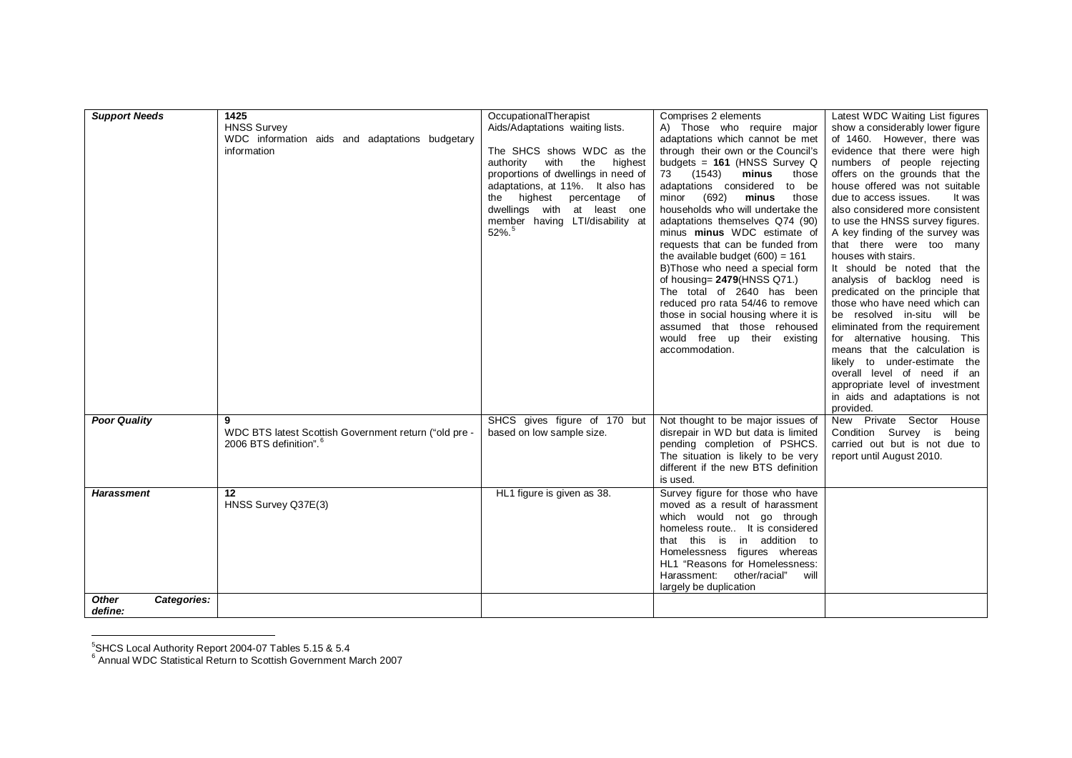| ***Support Needs*** | **1425**<br>HNSS Survey<br>WDC information aids and adaptations budgetary information | OccupationalTherapist Aids/Adaptations waiting lists.<br><br>The SHCS shows WDC as the authority with the highest proportions of dwellings in need of adaptations, at 11%. It also has the highest percentage of dwellings with at least one member having LTI/disability at 52%.[5] | Comprises 2 elements<br>A) Those who require major adaptations which cannot be met through their own or the Council's budgets = **161** (HNSS Survey Q 73 (1543) **minus** those adaptations considered to be minor (692) **minus** those households who will undertake the adaptations themselves Q74 (90) minus **minus** WDC estimate of requests that can be funded from the available budget (600) = 161<br>B)Those who need a special form of housing= **2479**(HNSS Q71.)<br>The total of 2640 has been reduced pro rata 54/46 to remove those in social housing where it is assumed that those rehoused would free up their existing accommodation. | Latest WDC Waiting List figures show a considerably lower figure of 1460. However, there was evidence that there were high numbers of people rejecting offers on the grounds that the house offered was not suitable due to access issues. It was also considered more consistent to use the HNSS survey figures. A key finding of the survey was that there were too many houses with stairs.<br>It should be noted that the analysis of backlog need is predicated on the principle that those who have need which can be resolved in-situ will be eliminated from the requirement for alternative housing. This means that the calculation is likely to under-estimate the overall level of need if an appropriate level of investment in aids and adaptations is not provided. |
|---|---|---|---|---|
| ***Poor Quality*** | **9**<br>WDC BTS latest Scottish Government return ("old pre - 2006 BTS definition".[6] | SHCS gives figure of 170 but based on low sample size. | Not thought to be major issues of disrepair in WD but data is limited pending completion of PSHCS. The situation is likely to be very different if the new BTS definition is used. | New Private Sector House Condition Survey is being carried out but is not due to report until August 2010. |
| ***Harassment*** | **12**<br>HNSS Survey Q37E(3) | HL1 figure is given as 38. | Survey figure for those who have moved as a result of harassment which would not go through homeless route.. It is considered that this is in addition to Homelessness figures whereas HL1 "Reasons for Homelessness: Harassment: other/racial" will largely be duplication | |
| ***Other Categories: define:*** | | | | |

[5]SHCS Local Authority Report 2004-07 Tables 5.15 & 5.4
[6] Annual WDC Statistical Return to Scottish Government March 2007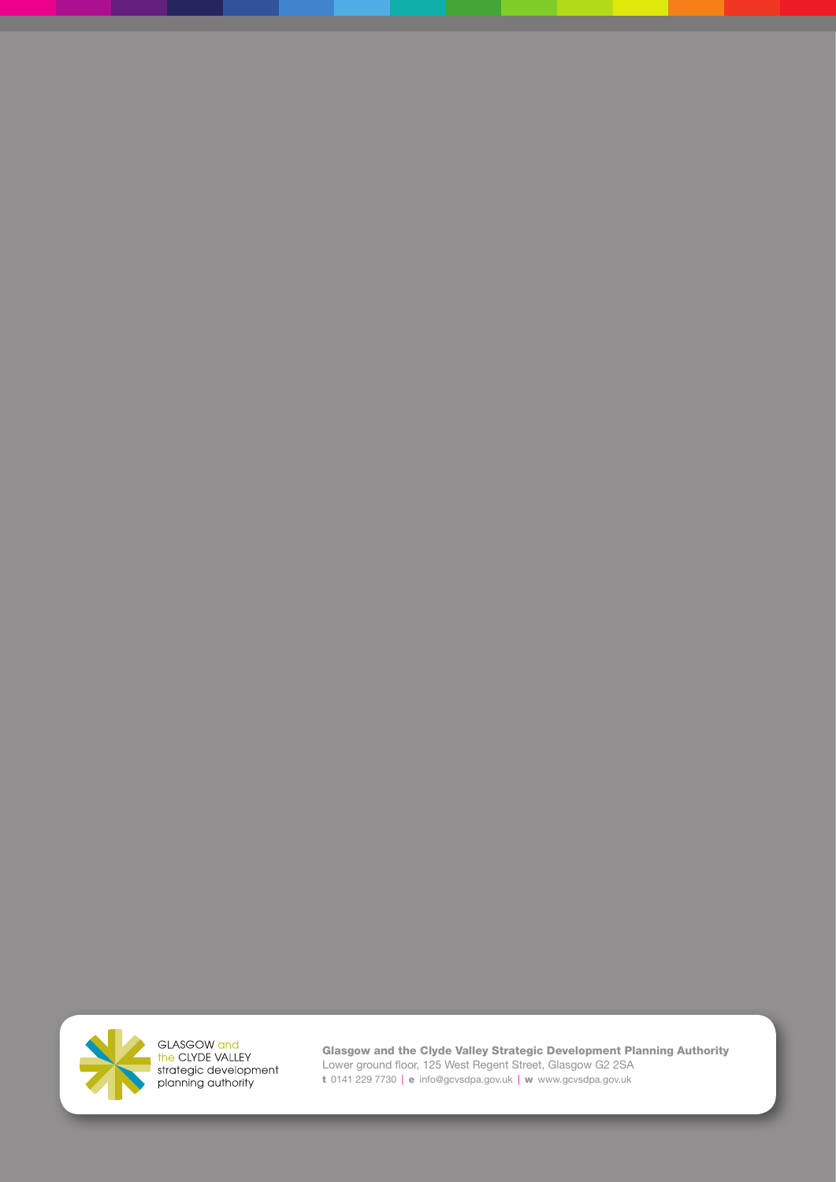GLASGOW and the CLYDE VALLEY strategic development planning authority

**Glasgow and the Clyde Valley Strategic Development Planning Authority**
Lower ground floor, 125 West Regent Street, Glasgow G2 2SA
**t** 0141 229 7730 | **e** info@gcvsdpa.gov.uk | **w** www.gcvsdpa.gov.uk